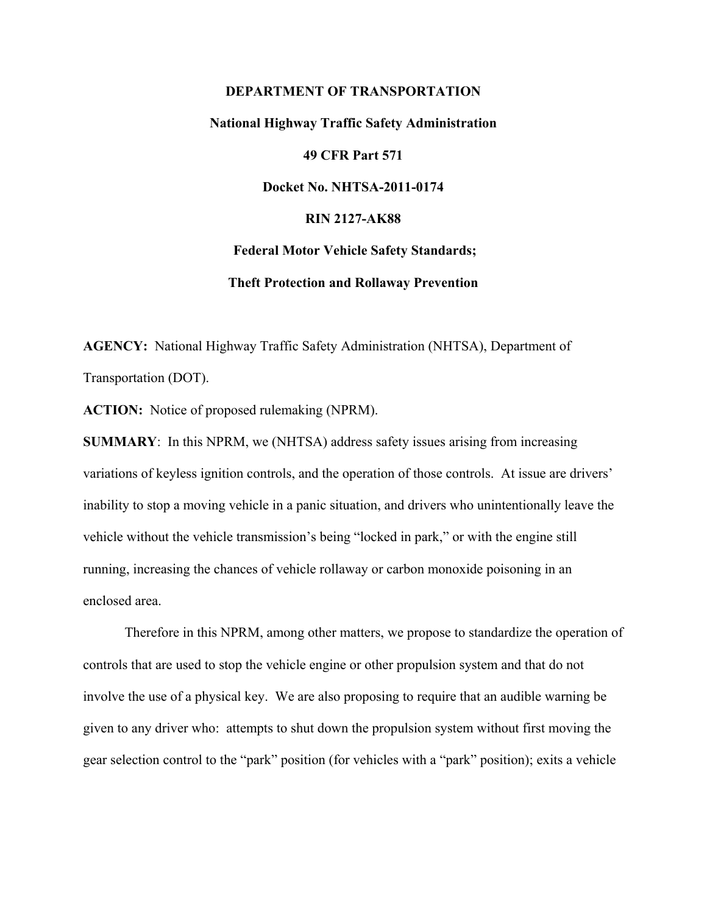**DEPARTMENT OF TRANSPORTATION**

**National Highway Traffic Safety Administration**

**49 CFR Part 571**

**Docket No. NHTSA-2011-0174**

**RIN 2127-AK88**

**Federal Motor Vehicle Safety Standards;**

**Theft Protection and Rollaway Prevention**

**AGENCY:** National Highway Traffic Safety Administration (NHTSA), Department of Transportation (DOT).

**ACTION:** Notice of proposed rulemaking (NPRM).

**SUMMARY**: In this NPRM, we (NHTSA) address safety issues arising from increasing variations of keyless ignition controls, and the operation of those controls. At issue are drivers' inability to stop a moving vehicle in a panic situation, and drivers who unintentionally leave the vehicle without the vehicle transmission's being "locked in park," or with the engine still running, increasing the chances of vehicle rollaway or carbon monoxide poisoning in an enclosed area.

Therefore in this NPRM, among other matters, we propose to standardize the operation of controls that are used to stop the vehicle engine or other propulsion system and that do not involve the use of a physical key. We are also proposing to require that an audible warning be given to any driver who: attempts to shut down the propulsion system without first moving the gear selection control to the "park" position (for vehicles with a "park" position); exits a vehicle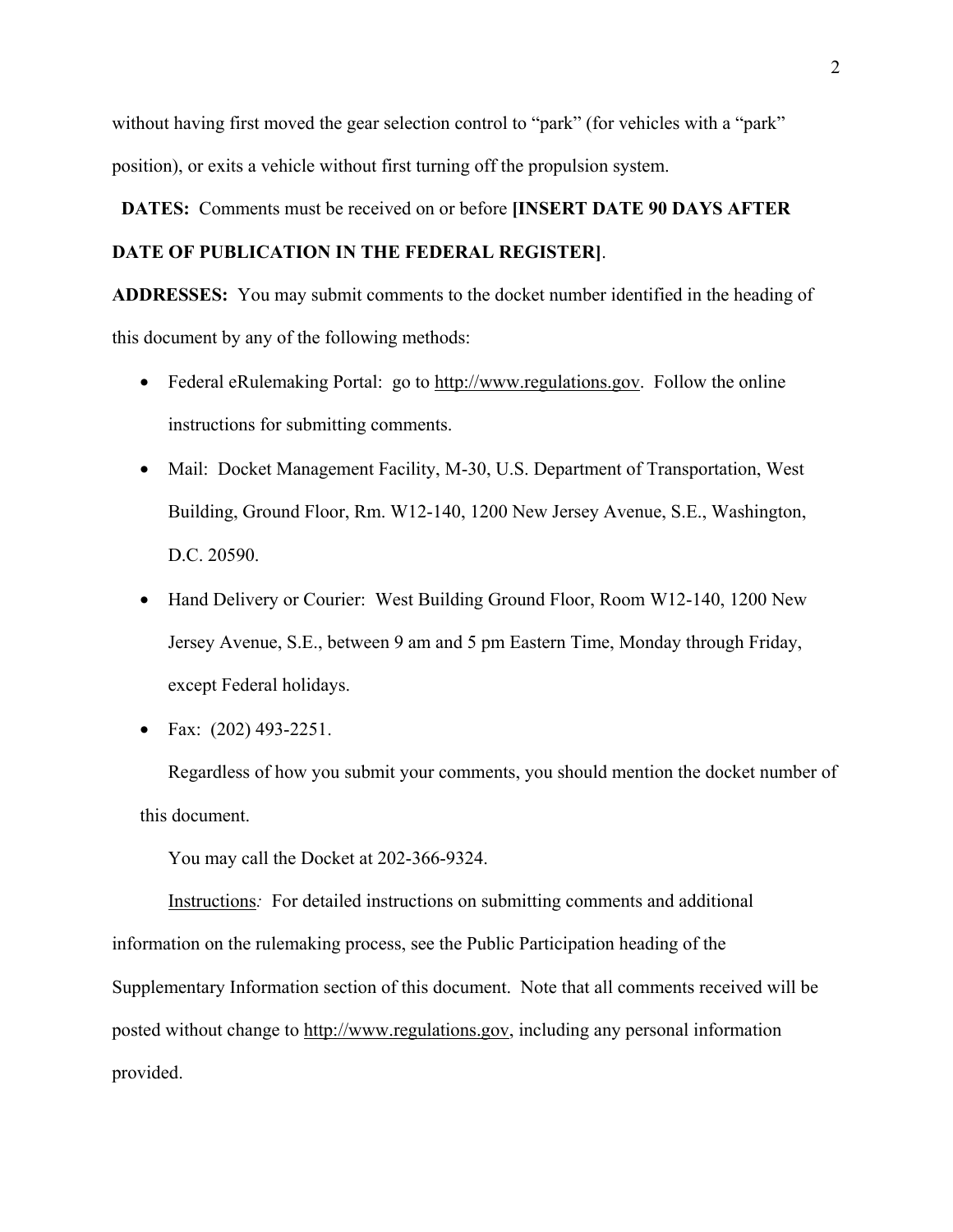without having first moved the gear selection control to "park" (for vehicles with a "park" position), or exits a vehicle without first turning off the propulsion system.

**DATES:** Comments must be received on or before **[INSERT DATE 90 DAYS AFTER DATE OF PUBLICATION IN THE FEDERAL REGISTER]**.

**ADDRESSES:** You may submit comments to the docket number identified in the heading of this document by any of the following methods:

- Federal eRulemaking Portal: go to http://www.regulations.gov. Follow the online instructions for submitting comments.
- Mail: Docket Management Facility, M-30, U.S. Department of Transportation, West Building, Ground Floor, Rm. W12-140, 1200 New Jersey Avenue, S.E., Washington, D.C. 20590.
- Hand Delivery or Courier: West Building Ground Floor, Room W12-140, 1200 New Jersey Avenue, S.E., between 9 am and 5 pm Eastern Time, Monday through Friday, except Federal holidays.
- Fax: (202) 493-2251.

Regardless of how you submit your comments, you should mention the docket number of this document.

You may call the Docket at 202-366-9324.

Instructions*:* For detailed instructions on submitting comments and additional information on the rulemaking process, see the Public Participation heading of the Supplementary Information section of this document. Note that all comments received will be posted without change to http://www.regulations.gov, including any personal information provided.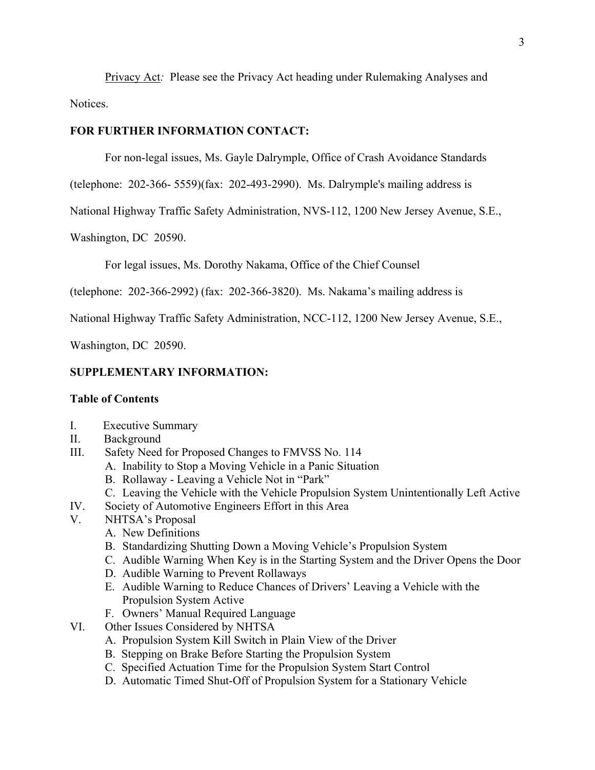Privacy Act*:* Please see the Privacy Act heading under Rulemaking Analyses and Notices.

**FOR FURTHER INFORMATION CONTACT:**

For non-legal issues, Ms. Gayle Dalrymple, Office of Crash Avoidance Standards (telephone: 202-366- 5559)(fax: 202-493-2990). Ms. Dalrymple's mailing address is National Highway Traffic Safety Administration, NVS-112, 1200 New Jersey Avenue, S.E., Washington, DC 20590.

For legal issues, Ms. Dorothy Nakama, Office of the Chief Counsel (telephone: 202-366-2992) (fax: 202-366-3820). Ms. Nakama's mailing address is National Highway Traffic Safety Administration, NCC-112, 1200 New Jersey Avenue, S.E., Washington, DC 20590.

**SUPPLEMENTARY INFORMATION:**

**Table of Contents**

I. Executive Summary
II. Background
III. Safety Need for Proposed Changes to FMVSS No. 114
   A. Inability to Stop a Moving Vehicle in a Panic Situation
   B. Rollaway - Leaving a Vehicle Not in "Park"
   C. Leaving the Vehicle with the Vehicle Propulsion System Unintentionally Left Active
IV. Society of Automotive Engineers Effort in this Area
V. NHTSA's Proposal
   A. New Definitions
   B. Standardizing Shutting Down a Moving Vehicle's Propulsion System
   C. Audible Warning When Key is in the Starting System and the Driver Opens the Door
   D. Audible Warning to Prevent Rollaways
   E. Audible Warning to Reduce Chances of Drivers' Leaving a Vehicle with the Propulsion System Active
   F. Owners' Manual Required Language
VI. Other Issues Considered by NHTSA
   A. Propulsion System Kill Switch in Plain View of the Driver
   B. Stepping on Brake Before Starting the Propulsion System
   C. Specified Actuation Time for the Propulsion System Start Control
   D. Automatic Timed Shut-Off of Propulsion System for a Stationary Vehicle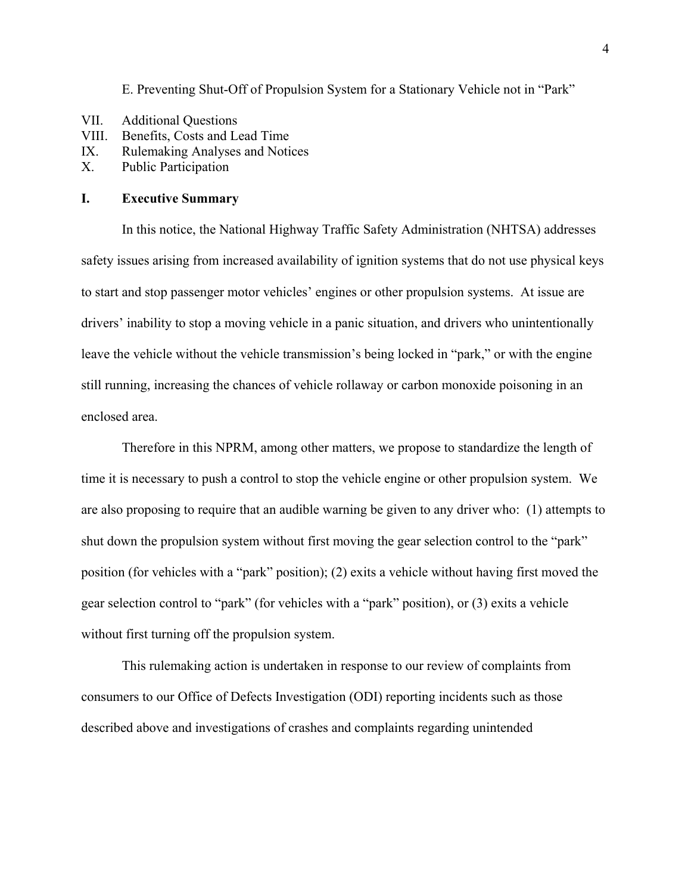E. Preventing Shut-Off of Propulsion System for a Stationary Vehicle not in "Park"

VII. Additional Questions
VIII. Benefits, Costs and Lead Time
IX. Rulemaking Analyses and Notices
X. Public Participation

## I. Executive Summary

In this notice, the National Highway Traffic Safety Administration (NHTSA) addresses safety issues arising from increased availability of ignition systems that do not use physical keys to start and stop passenger motor vehicles' engines or other propulsion systems. At issue are drivers' inability to stop a moving vehicle in a panic situation, and drivers who unintentionally leave the vehicle without the vehicle transmission's being locked in "park," or with the engine still running, increasing the chances of vehicle rollaway or carbon monoxide poisoning in an enclosed area.

Therefore in this NPRM, among other matters, we propose to standardize the length of time it is necessary to push a control to stop the vehicle engine or other propulsion system. We are also proposing to require that an audible warning be given to any driver who: (1) attempts to shut down the propulsion system without first moving the gear selection control to the "park" position (for vehicles with a "park" position); (2) exits a vehicle without having first moved the gear selection control to "park" (for vehicles with a "park" position), or (3) exits a vehicle without first turning off the propulsion system.

This rulemaking action is undertaken in response to our review of complaints from consumers to our Office of Defects Investigation (ODI) reporting incidents such as those described above and investigations of crashes and complaints regarding unintended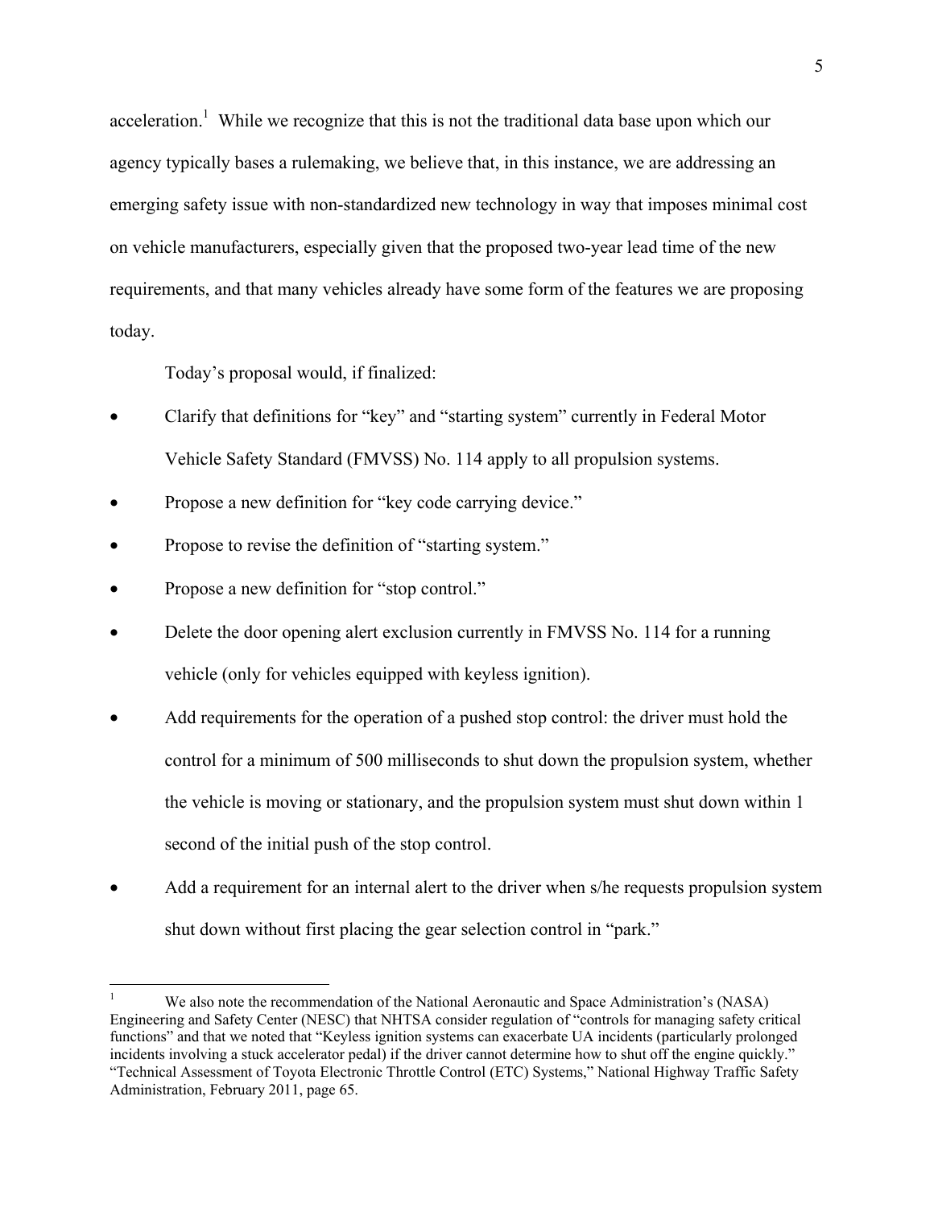acceleration.[1] While we recognize that this is not the traditional data base upon which our agency typically bases a rulemaking, we believe that, in this instance, we are addressing an emerging safety issue with non-standardized new technology in way that imposes minimal cost on vehicle manufacturers, especially given that the proposed two-year lead time of the new requirements, and that many vehicles already have some form of the features we are proposing today.

Today's proposal would, if finalized:

- Clarify that definitions for "key" and "starting system" currently in Federal Motor Vehicle Safety Standard (FMVSS) No. 114 apply to all propulsion systems.
- Propose a new definition for "key code carrying device."
- Propose to revise the definition of "starting system."
- Propose a new definition for "stop control."
- Delete the door opening alert exclusion currently in FMVSS No. 114 for a running vehicle (only for vehicles equipped with keyless ignition).
- Add requirements for the operation of a pushed stop control: the driver must hold the control for a minimum of 500 milliseconds to shut down the propulsion system, whether the vehicle is moving or stationary, and the propulsion system must shut down within 1 second of the initial push of the stop control.
- Add a requirement for an internal alert to the driver when s/he requests propulsion system shut down without first placing the gear selection control in "park."

[1] We also note the recommendation of the National Aeronautic and Space Administration's (NASA) Engineering and Safety Center (NESC) that NHTSA consider regulation of "controls for managing safety critical functions" and that we noted that "Keyless ignition systems can exacerbate UA incidents (particularly prolonged incidents involving a stuck accelerator pedal) if the driver cannot determine how to shut off the engine quickly." "Technical Assessment of Toyota Electronic Throttle Control (ETC) Systems," National Highway Traffic Safety Administration, February 2011, page 65.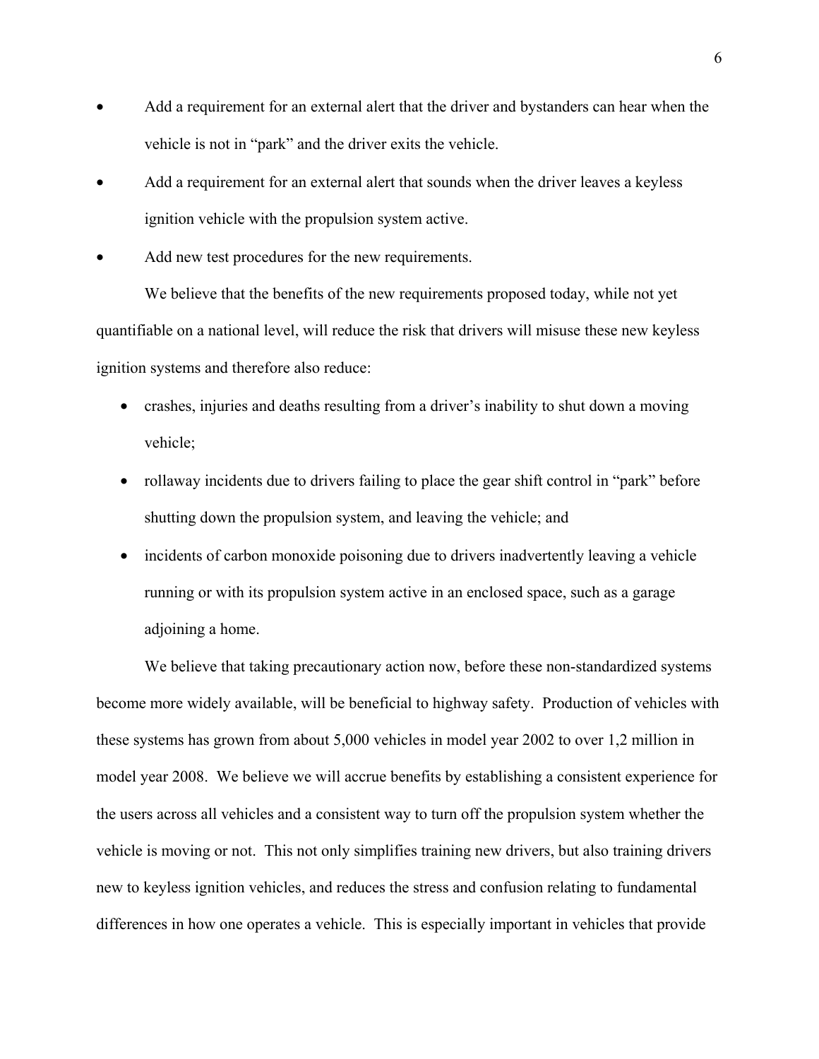- Add a requirement for an external alert that the driver and bystanders can hear when the vehicle is not in "park" and the driver exits the vehicle.
- Add a requirement for an external alert that sounds when the driver leaves a keyless ignition vehicle with the propulsion system active.
- Add new test procedures for the new requirements.

We believe that the benefits of the new requirements proposed today, while not yet quantifiable on a national level, will reduce the risk that drivers will misuse these new keyless ignition systems and therefore also reduce:

- crashes, injuries and deaths resulting from a driver's inability to shut down a moving vehicle;
- rollaway incidents due to drivers failing to place the gear shift control in "park" before shutting down the propulsion system, and leaving the vehicle; and
- incidents of carbon monoxide poisoning due to drivers inadvertently leaving a vehicle running or with its propulsion system active in an enclosed space, such as a garage adjoining a home.

We believe that taking precautionary action now, before these non-standardized systems become more widely available, will be beneficial to highway safety. Production of vehicles with these systems has grown from about 5,000 vehicles in model year 2002 to over 1,2 million in model year 2008. We believe we will accrue benefits by establishing a consistent experience for the users across all vehicles and a consistent way to turn off the propulsion system whether the vehicle is moving or not. This not only simplifies training new drivers, but also training drivers new to keyless ignition vehicles, and reduces the stress and confusion relating to fundamental differences in how one operates a vehicle. This is especially important in vehicles that provide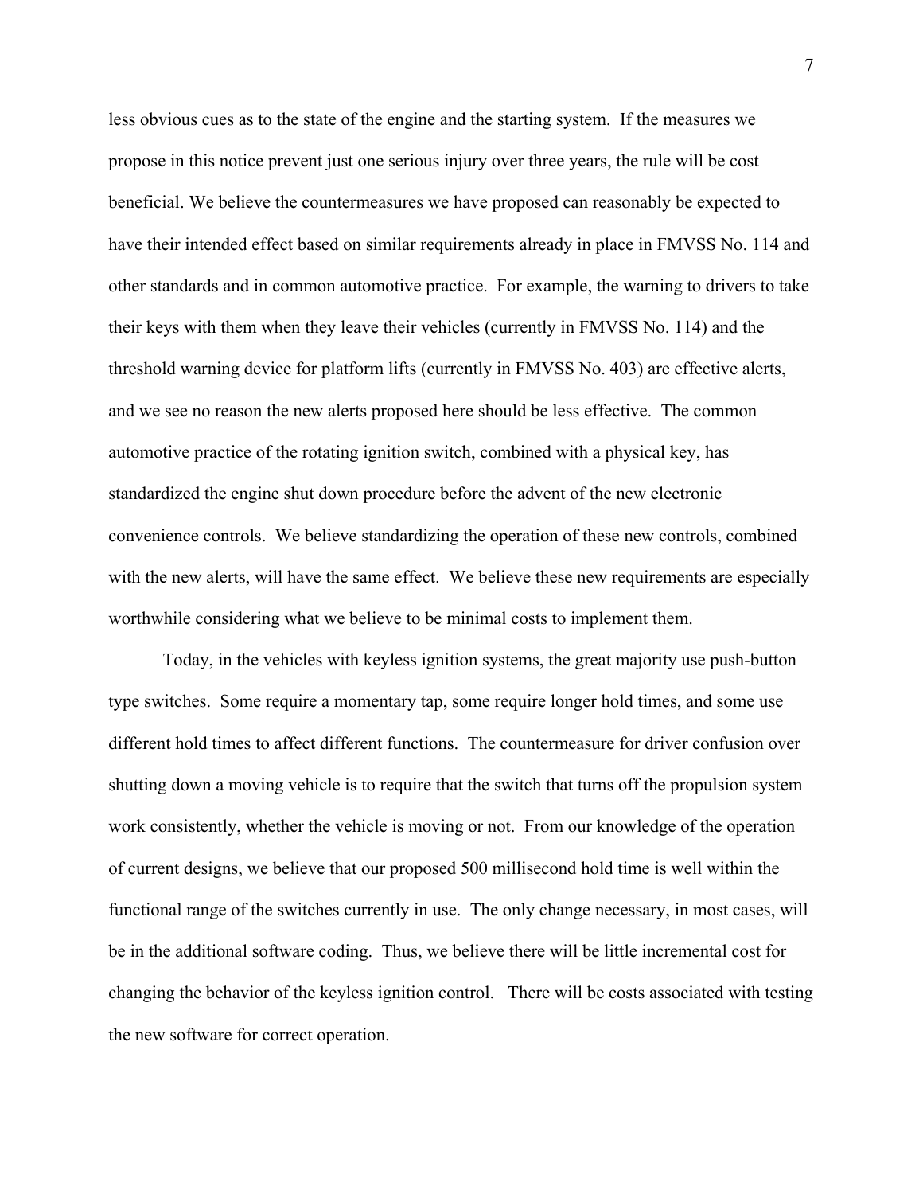less obvious cues as to the state of the engine and the starting system. If the measures we propose in this notice prevent just one serious injury over three years, the rule will be cost beneficial. We believe the countermeasures we have proposed can reasonably be expected to have their intended effect based on similar requirements already in place in FMVSS No. 114 and other standards and in common automotive practice. For example, the warning to drivers to take their keys with them when they leave their vehicles (currently in FMVSS No. 114) and the threshold warning device for platform lifts (currently in FMVSS No. 403) are effective alerts, and we see no reason the new alerts proposed here should be less effective. The common automotive practice of the rotating ignition switch, combined with a physical key, has standardized the engine shut down procedure before the advent of the new electronic convenience controls. We believe standardizing the operation of these new controls, combined with the new alerts, will have the same effect. We believe these new requirements are especially worthwhile considering what we believe to be minimal costs to implement them.

Today, in the vehicles with keyless ignition systems, the great majority use push-button type switches. Some require a momentary tap, some require longer hold times, and some use different hold times to affect different functions. The countermeasure for driver confusion over shutting down a moving vehicle is to require that the switch that turns off the propulsion system work consistently, whether the vehicle is moving or not. From our knowledge of the operation of current designs, we believe that our proposed 500 millisecond hold time is well within the functional range of the switches currently in use. The only change necessary, in most cases, will be in the additional software coding. Thus, we believe there will be little incremental cost for changing the behavior of the keyless ignition control. There will be costs associated with testing the new software for correct operation.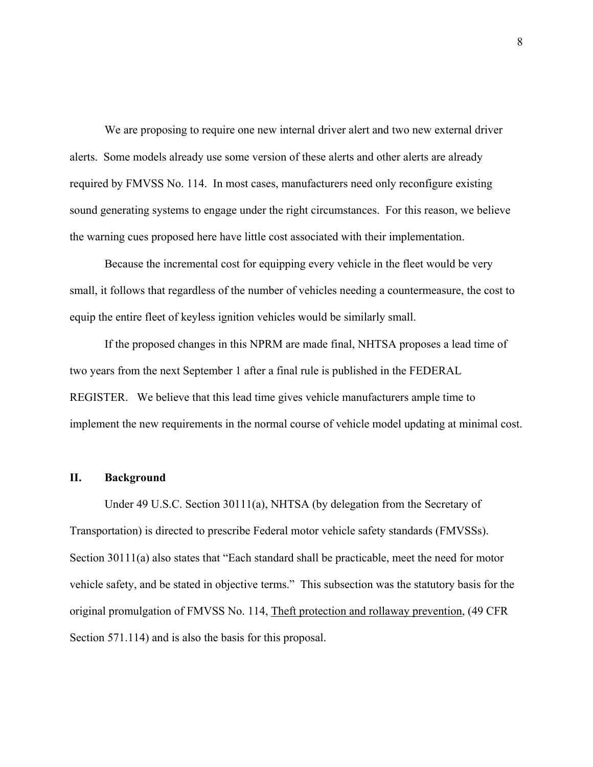We are proposing to require one new internal driver alert and two new external driver alerts. Some models already use some version of these alerts and other alerts are already required by FMVSS No. 114. In most cases, manufacturers need only reconfigure existing sound generating systems to engage under the right circumstances. For this reason, we believe the warning cues proposed here have little cost associated with their implementation.

Because the incremental cost for equipping every vehicle in the fleet would be very small, it follows that regardless of the number of vehicles needing a countermeasure, the cost to equip the entire fleet of keyless ignition vehicles would be similarly small.

If the proposed changes in this NPRM are made final, NHTSA proposes a lead time of two years from the next September 1 after a final rule is published in the FEDERAL REGISTER. We believe that this lead time gives vehicle manufacturers ample time to implement the new requirements in the normal course of vehicle model updating at minimal cost.

## II. Background

Under 49 U.S.C. Section 30111(a), NHTSA (by delegation from the Secretary of Transportation) is directed to prescribe Federal motor vehicle safety standards (FMVSSs). Section 30111(a) also states that "Each standard shall be practicable, meet the need for motor vehicle safety, and be stated in objective terms." This subsection was the statutory basis for the original promulgation of FMVSS No. 114, Theft protection and rollaway prevention, (49 CFR Section 571.114) and is also the basis for this proposal.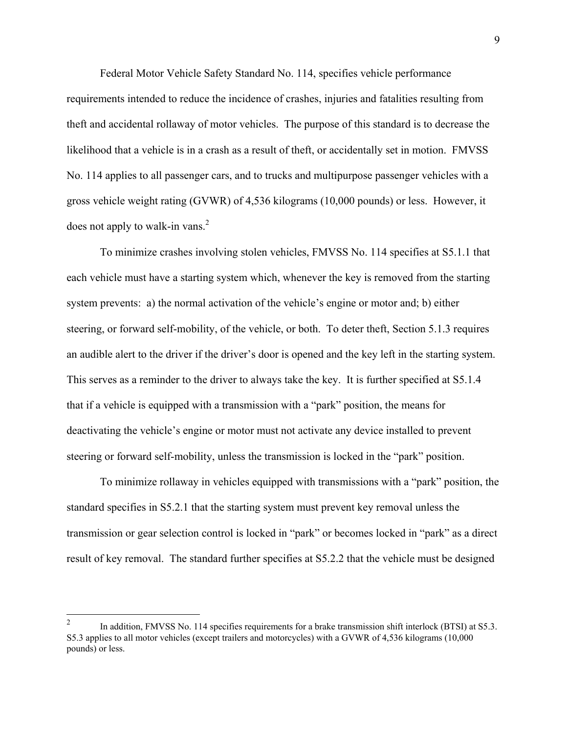Federal Motor Vehicle Safety Standard No. 114, specifies vehicle performance requirements intended to reduce the incidence of crashes, injuries and fatalities resulting from theft and accidental rollaway of motor vehicles. The purpose of this standard is to decrease the likelihood that a vehicle is in a crash as a result of theft, or accidentally set in motion. FMVSS No. 114 applies to all passenger cars, and to trucks and multipurpose passenger vehicles with a gross vehicle weight rating (GVWR) of 4,536 kilograms (10,000 pounds) or less. However, it does not apply to walk-in vans.[2]

To minimize crashes involving stolen vehicles, FMVSS No. 114 specifies at S5.1.1 that each vehicle must have a starting system which, whenever the key is removed from the starting system prevents: a) the normal activation of the vehicle's engine or motor and; b) either steering, or forward self-mobility, of the vehicle, or both. To deter theft, Section 5.1.3 requires an audible alert to the driver if the driver's door is opened and the key left in the starting system. This serves as a reminder to the driver to always take the key. It is further specified at S5.1.4 that if a vehicle is equipped with a transmission with a "park" position, the means for deactivating the vehicle's engine or motor must not activate any device installed to prevent steering or forward self-mobility, unless the transmission is locked in the "park" position.

To minimize rollaway in vehicles equipped with transmissions with a "park" position, the standard specifies in S5.2.1 that the starting system must prevent key removal unless the transmission or gear selection control is locked in "park" or becomes locked in "park" as a direct result of key removal. The standard further specifies at S5.2.2 that the vehicle must be designed

---

[2] In addition, FMVSS No. 114 specifies requirements for a brake transmission shift interlock (BTSI) at S5.3. S5.3 applies to all motor vehicles (except trailers and motorcycles) with a GVWR of 4,536 kilograms (10,000 pounds) or less.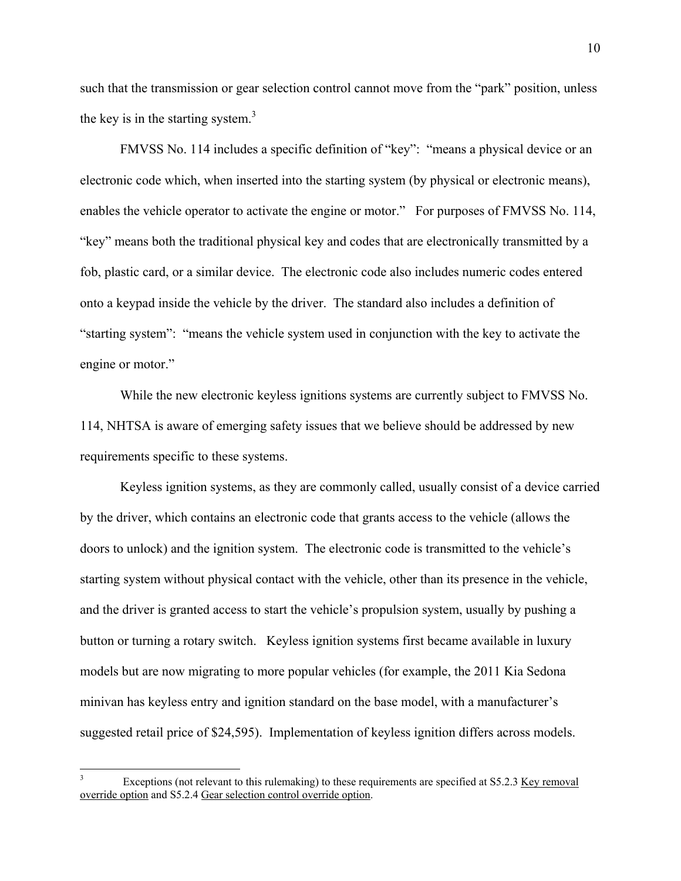such that the transmission or gear selection control cannot move from the "park" position, unless the key is in the starting system.[3]

FMVSS No. 114 includes a specific definition of "key": "means a physical device or an electronic code which, when inserted into the starting system (by physical or electronic means), enables the vehicle operator to activate the engine or motor." For purposes of FMVSS No. 114, "key" means both the traditional physical key and codes that are electronically transmitted by a fob, plastic card, or a similar device. The electronic code also includes numeric codes entered onto a keypad inside the vehicle by the driver. The standard also includes a definition of "starting system": "means the vehicle system used in conjunction with the key to activate the engine or motor."

While the new electronic keyless ignitions systems are currently subject to FMVSS No. 114, NHTSA is aware of emerging safety issues that we believe should be addressed by new requirements specific to these systems.

Keyless ignition systems, as they are commonly called, usually consist of a device carried by the driver, which contains an electronic code that grants access to the vehicle (allows the doors to unlock) and the ignition system. The electronic code is transmitted to the vehicle's starting system without physical contact with the vehicle, other than its presence in the vehicle, and the driver is granted access to start the vehicle's propulsion system, usually by pushing a button or turning a rotary switch. Keyless ignition systems first became available in luxury models but are now migrating to more popular vehicles (for example, the 2011 Kia Sedona minivan has keyless entry and ignition standard on the base model, with a manufacturer's suggested retail price of $24,595). Implementation of keyless ignition differs across models.

---

[3] Exceptions (not relevant to this rulemaking) to these requirements are specified at S5.2.3 Key removal override option and S5.2.4 Gear selection control override option.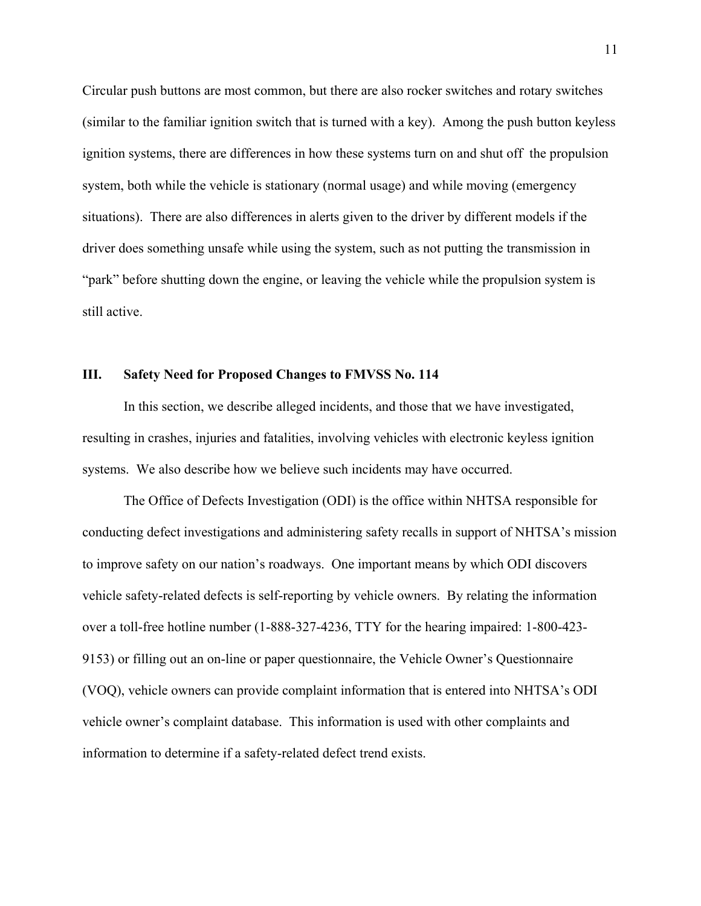Circular push buttons are most common, but there are also rocker switches and rotary switches (similar to the familiar ignition switch that is turned with a key). Among the push button keyless ignition systems, there are differences in how these systems turn on and shut off the propulsion system, both while the vehicle is stationary (normal usage) and while moving (emergency situations). There are also differences in alerts given to the driver by different models if the driver does something unsafe while using the system, such as not putting the transmission in "park" before shutting down the engine, or leaving the vehicle while the propulsion system is still active.

## III. Safety Need for Proposed Changes to FMVSS No. 114

In this section, we describe alleged incidents, and those that we have investigated, resulting in crashes, injuries and fatalities, involving vehicles with electronic keyless ignition systems. We also describe how we believe such incidents may have occurred.

The Office of Defects Investigation (ODI) is the office within NHTSA responsible for conducting defect investigations and administering safety recalls in support of NHTSA's mission to improve safety on our nation's roadways. One important means by which ODI discovers vehicle safety-related defects is self-reporting by vehicle owners. By relating the information over a toll-free hotline number (1-888-327-4236, TTY for the hearing impaired: 1-800-423-9153) or filling out an on-line or paper questionnaire, the Vehicle Owner's Questionnaire (VOQ), vehicle owners can provide complaint information that is entered into NHTSA's ODI vehicle owner's complaint database. This information is used with other complaints and information to determine if a safety-related defect trend exists.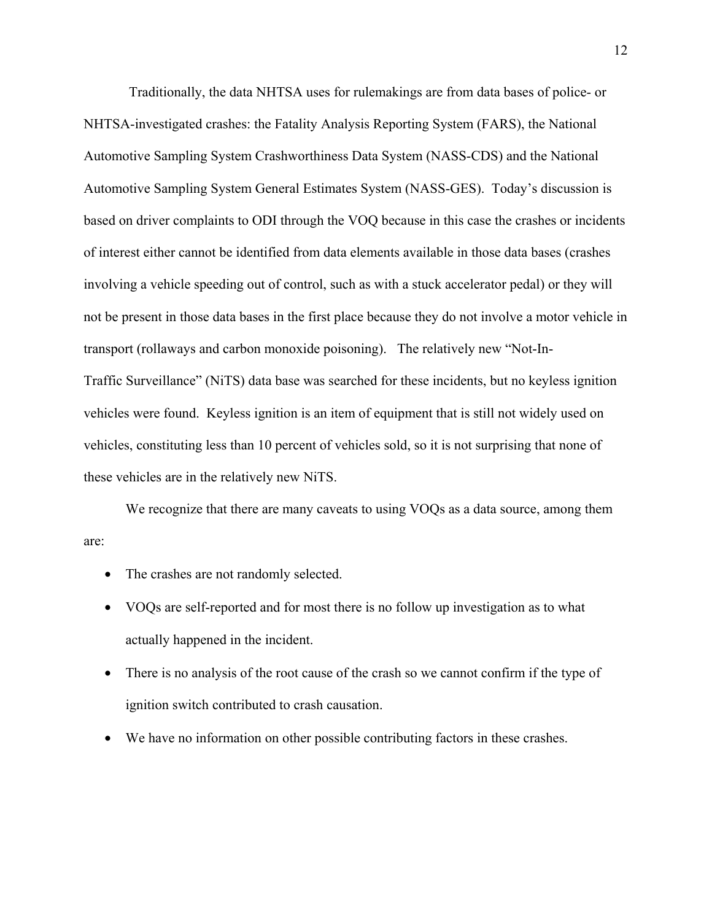Traditionally, the data NHTSA uses for rulemakings are from data bases of police- or NHTSA-investigated crashes: the Fatality Analysis Reporting System (FARS), the National Automotive Sampling System Crashworthiness Data System (NASS-CDS) and the National Automotive Sampling System General Estimates System (NASS-GES). Today's discussion is based on driver complaints to ODI through the VOQ because in this case the crashes or incidents of interest either cannot be identified from data elements available in those data bases (crashes involving a vehicle speeding out of control, such as with a stuck accelerator pedal) or they will not be present in those data bases in the first place because they do not involve a motor vehicle in transport (rollaways and carbon monoxide poisoning). The relatively new "Not-In-Traffic Surveillance" (NiTS) data base was searched for these incidents, but no keyless ignition vehicles were found. Keyless ignition is an item of equipment that is still not widely used on vehicles, constituting less than 10 percent of vehicles sold, so it is not surprising that none of these vehicles are in the relatively new NiTS.

We recognize that there are many caveats to using VOQs as a data source, among them are:

- The crashes are not randomly selected.
- VOQs are self-reported and for most there is no follow up investigation as to what actually happened in the incident.
- There is no analysis of the root cause of the crash so we cannot confirm if the type of ignition switch contributed to crash causation.
- We have no information on other possible contributing factors in these crashes.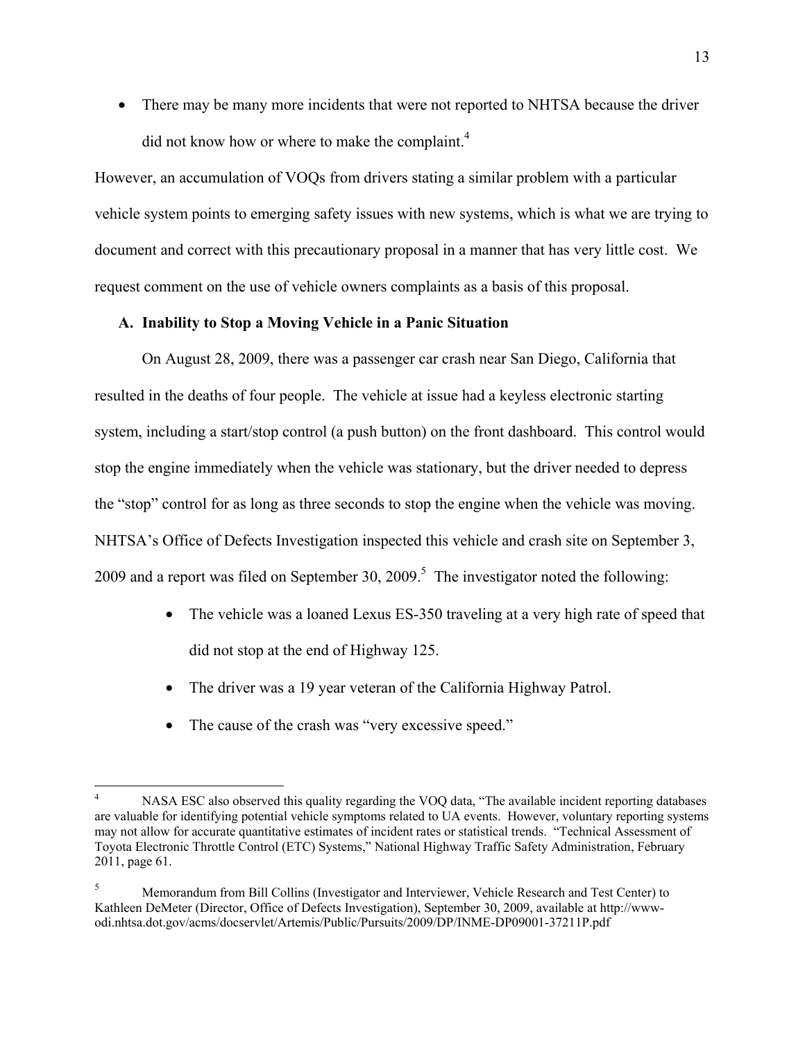- There may be many more incidents that were not reported to NHTSA because the driver did not know how or where to make the complaint.[4]

However, an accumulation of VOQs from drivers stating a similar problem with a particular vehicle system points to emerging safety issues with new systems, which is what we are trying to document and correct with this precautionary proposal in a manner that has very little cost. We request comment on the use of vehicle owners complaints as a basis of this proposal.

### A. Inability to Stop a Moving Vehicle in a Panic Situation

On August 28, 2009, there was a passenger car crash near San Diego, California that resulted in the deaths of four people. The vehicle at issue had a keyless electronic starting system, including a start/stop control (a push button) on the front dashboard. This control would stop the engine immediately when the vehicle was stationary, but the driver needed to depress the "stop" control for as long as three seconds to stop the engine when the vehicle was moving. NHTSA's Office of Defects Investigation inspected this vehicle and crash site on September 3, 2009 and a report was filed on September 30, 2009.[5] The investigator noted the following:

- The vehicle was a loaned Lexus ES-350 traveling at a very high rate of speed that did not stop at the end of Highway 125.
- The driver was a 19 year veteran of the California Highway Patrol.
- The cause of the crash was "very excessive speed."

---

[4] NASA ESC also observed this quality regarding the VOQ data, "The available incident reporting databases are valuable for identifying potential vehicle symptoms related to UA events. However, voluntary reporting systems may not allow for accurate quantitative estimates of incident rates or statistical trends. "Technical Assessment of Toyota Electronic Throttle Control (ETC) Systems," National Highway Traffic Safety Administration, February 2011, page 61.

[5] Memorandum from Bill Collins (Investigator and Interviewer, Vehicle Research and Test Center) to Kathleen DeMeter (Director, Office of Defects Investigation), September 30, 2009, available at http://www-odi.nhtsa.dot.gov/acms/docservlet/Artemis/Public/Pursuits/2009/DP/INME-DP09001-37211P.pdf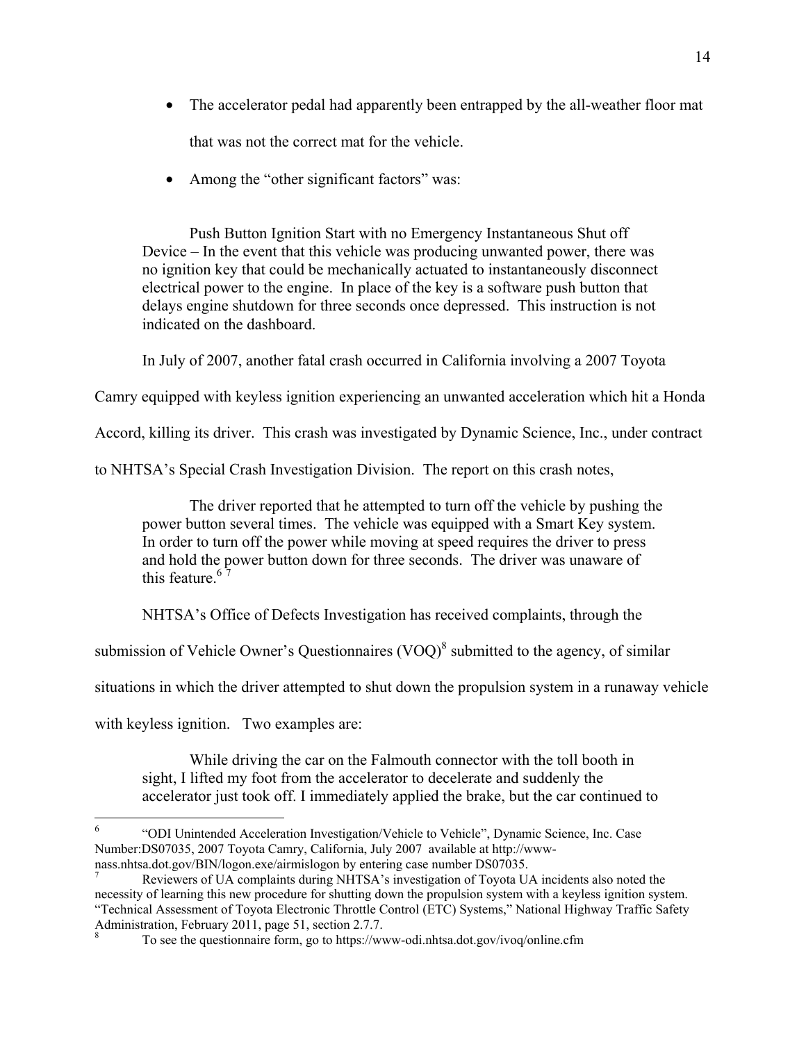- The accelerator pedal had apparently been entrapped by the all-weather floor mat that was not the correct mat for the vehicle.
- Among the "other significant factors" was:

> Push Button Ignition Start with no Emergency Instantaneous Shut off Device – In the event that this vehicle was producing unwanted power, there was no ignition key that could be mechanically actuated to instantaneously disconnect electrical power to the engine. In place of the key is a software push button that delays engine shutdown for three seconds once depressed. This instruction is not indicated on the dashboard.

In July of 2007, another fatal crash occurred in California involving a 2007 Toyota Camry equipped with keyless ignition experiencing an unwanted acceleration which hit a Honda Accord, killing its driver. This crash was investigated by Dynamic Science, Inc., under contract to NHTSA's Special Crash Investigation Division. The report on this crash notes,

> The driver reported that he attempted to turn off the vehicle by pushing the power button several times. The vehicle was equipped with a Smart Key system. In order to turn off the power while moving at speed requires the driver to press and hold the power button down for three seconds. The driver was unaware of this feature.[6] [7]

NHTSA's Office of Defects Investigation has received complaints, through the submission of Vehicle Owner's Questionnaires (VOQ)[8] submitted to the agency, of similar situations in which the driver attempted to shut down the propulsion system in a runaway vehicle with keyless ignition. Two examples are:

> While driving the car on the Falmouth connector with the toll booth in sight, I lifted my foot from the accelerator to decelerate and suddenly the accelerator just took off. I immediately applied the brake, but the car continued to

---

[6] "ODI Unintended Acceleration Investigation/Vehicle to Vehicle", Dynamic Science, Inc. Case Number:DS07035, 2007 Toyota Camry, California, July 2007 available at http://www-nass.nhtsa.dot.gov/BIN/logon.exe/airmislogon by entering case number DS07035.

[7] Reviewers of UA complaints during NHTSA's investigation of Toyota UA incidents also noted the necessity of learning this new procedure for shutting down the propulsion system with a keyless ignition system. "Technical Assessment of Toyota Electronic Throttle Control (ETC) Systems," National Highway Traffic Safety Administration, February 2011, page 51, section 2.7.7.

[8] To see the questionnaire form, go to https://www-odi.nhtsa.dot.gov/ivoq/online.cfm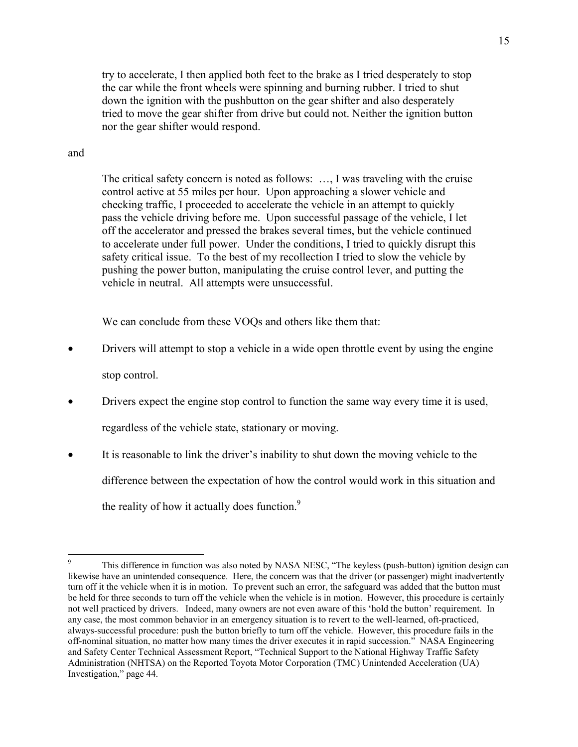> try to accelerate, I then applied both feet to the brake as I tried desperately to stop the car while the front wheels were spinning and burning rubber. I tried to shut down the ignition with the pushbutton on the gear shifter and also desperately tried to move the gear shifter from drive but could not. Neither the ignition button nor the gear shifter would respond.

and

> The critical safety concern is noted as follows: …, I was traveling with the cruise control active at 55 miles per hour. Upon approaching a slower vehicle and checking traffic, I proceeded to accelerate the vehicle in an attempt to quickly pass the vehicle driving before me. Upon successful passage of the vehicle, I let off the accelerator and pressed the brakes several times, but the vehicle continued to accelerate under full power. Under the conditions, I tried to quickly disrupt this safety critical issue. To the best of my recollection I tried to slow the vehicle by pushing the power button, manipulating the cruise control lever, and putting the vehicle in neutral. All attempts were unsuccessful.

We can conclude from these VOQs and others like them that:

- Drivers will attempt to stop a vehicle in a wide open throttle event by using the engine stop control.
- Drivers expect the engine stop control to function the same way every time it is used, regardless of the vehicle state, stationary or moving.
- It is reasonable to link the driver's inability to shut down the moving vehicle to the difference between the expectation of how the control would work in this situation and the reality of how it actually does function.[9]

---

[9] This difference in function was also noted by NASA NESC, "The keyless (push-button) ignition design can likewise have an unintended consequence. Here, the concern was that the driver (or passenger) might inadvertently turn off it the vehicle when it is in motion. To prevent such an error, the safeguard was added that the button must be held for three seconds to turn off the vehicle when the vehicle is in motion. However, this procedure is certainly not well practiced by drivers. Indeed, many owners are not even aware of this 'hold the button' requirement. In any case, the most common behavior in an emergency situation is to revert to the well-learned, oft-practiced, always-successful procedure: push the button briefly to turn off the vehicle. However, this procedure fails in the off-nominal situation, no matter how many times the driver executes it in rapid succession." NASA Engineering and Safety Center Technical Assessment Report, "Technical Support to the National Highway Traffic Safety Administration (NHTSA) on the Reported Toyota Motor Corporation (TMC) Unintended Acceleration (UA) Investigation," page 44.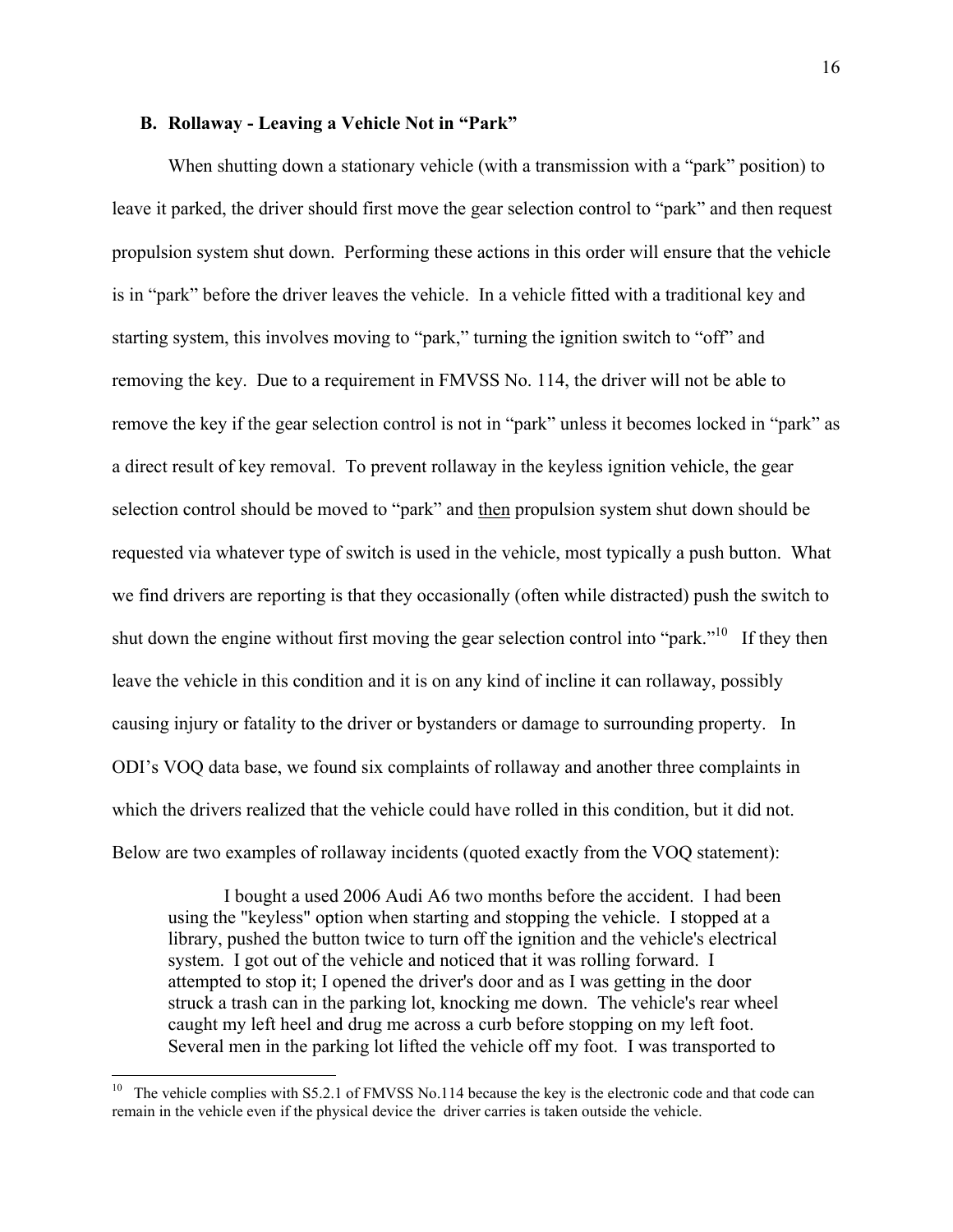### B. Rollaway - Leaving a Vehicle Not in "Park"

When shutting down a stationary vehicle (with a transmission with a "park" position) to leave it parked, the driver should first move the gear selection control to "park" and then request propulsion system shut down. Performing these actions in this order will ensure that the vehicle is in "park" before the driver leaves the vehicle. In a vehicle fitted with a traditional key and starting system, this involves moving to "park," turning the ignition switch to "off" and removing the key. Due to a requirement in FMVSS No. 114, the driver will not be able to remove the key if the gear selection control is not in "park" unless it becomes locked in "park" as a direct result of key removal. To prevent rollaway in the keyless ignition vehicle, the gear selection control should be moved to "park" and <u>then</u> propulsion system shut down should be requested via whatever type of switch is used in the vehicle, most typically a push button. What we find drivers are reporting is that they occasionally (often while distracted) push the switch to shut down the engine without first moving the gear selection control into "park."[10] If they then leave the vehicle in this condition and it is on any kind of incline it can rollaway, possibly causing injury or fatality to the driver or bystanders or damage to surrounding property. In ODI's VOQ data base, we found six complaints of rollaway and another three complaints in which the drivers realized that the vehicle could have rolled in this condition, but it did not. Below are two examples of rollaway incidents (quoted exactly from the VOQ statement):

> I bought a used 2006 Audi A6 two months before the accident. I had been using the "keyless" option when starting and stopping the vehicle. I stopped at a library, pushed the button twice to turn off the ignition and the vehicle's electrical system. I got out of the vehicle and noticed that it was rolling forward. I attempted to stop it; I opened the driver's door and as I was getting in the door struck a trash can in the parking lot, knocking me down. The vehicle's rear wheel caught my left heel and drug me across a curb before stopping on my left foot. Several men in the parking lot lifted the vehicle off my foot. I was transported to

---

[10] The vehicle complies with S5.2.1 of FMVSS No.114 because the key is the electronic code and that code can remain in the vehicle even if the physical device the driver carries is taken outside the vehicle.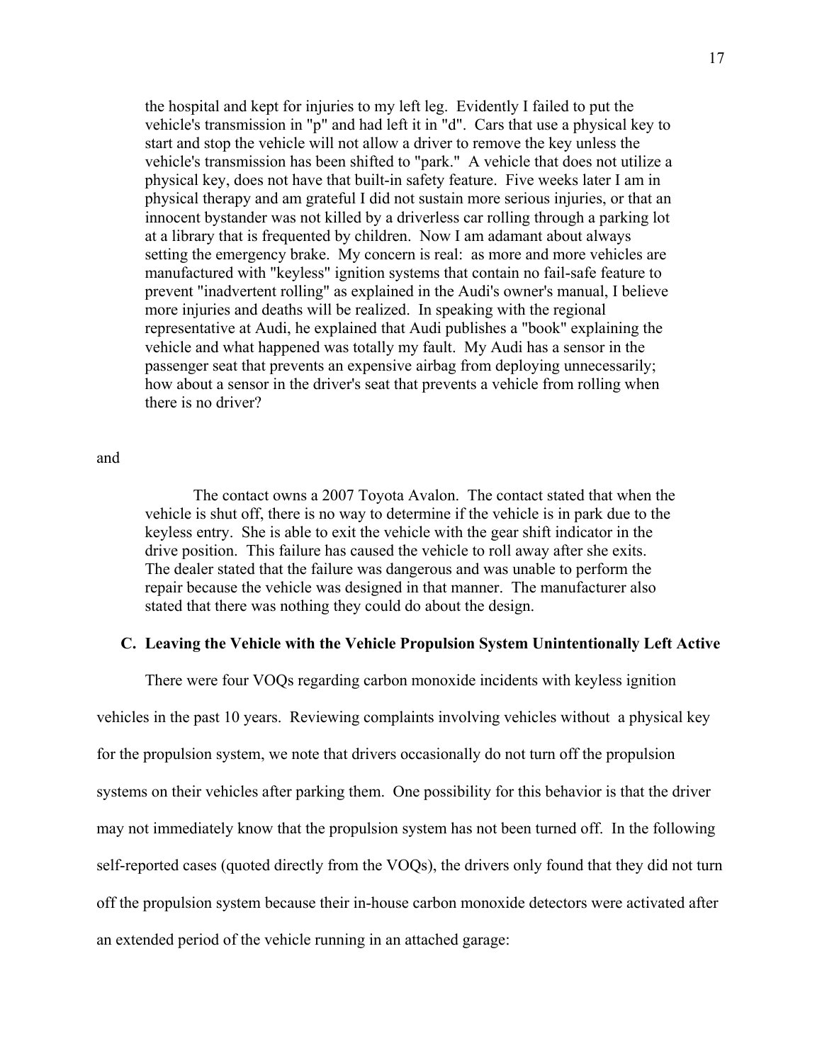> the hospital and kept for injuries to my left leg. Evidently I failed to put the vehicle's transmission in "p" and had left it in "d". Cars that use a physical key to start and stop the vehicle will not allow a driver to remove the key unless the vehicle's transmission has been shifted to "park." A vehicle that does not utilize a physical key, does not have that built-in safety feature. Five weeks later I am in physical therapy and am grateful I did not sustain more serious injuries, or that an innocent bystander was not killed by a driverless car rolling through a parking lot at a library that is frequented by children. Now I am adamant about always setting the emergency brake. My concern is real: as more and more vehicles are manufactured with "keyless" ignition systems that contain no fail-safe feature to prevent "inadvertent rolling" as explained in the Audi's owner's manual, I believe more injuries and deaths will be realized. In speaking with the regional representative at Audi, he explained that Audi publishes a "book" explaining the vehicle and what happened was totally my fault. My Audi has a sensor in the passenger seat that prevents an expensive airbag from deploying unnecessarily; how about a sensor in the driver's seat that prevents a vehicle from rolling when there is no driver?

and

> The contact owns a 2007 Toyota Avalon. The contact stated that when the vehicle is shut off, there is no way to determine if the vehicle is in park due to the keyless entry. She is able to exit the vehicle with the gear shift indicator in the drive position. This failure has caused the vehicle to roll away after she exits. The dealer stated that the failure was dangerous and was unable to perform the repair because the vehicle was designed in that manner. The manufacturer also stated that there was nothing they could do about the design.

### C. Leaving the Vehicle with the Vehicle Propulsion System Unintentionally Left Active

There were four VOQs regarding carbon monoxide incidents with keyless ignition vehicles in the past 10 years. Reviewing complaints involving vehicles without a physical key for the propulsion system, we note that drivers occasionally do not turn off the propulsion systems on their vehicles after parking them. One possibility for this behavior is that the driver may not immediately know that the propulsion system has not been turned off. In the following self-reported cases (quoted directly from the VOQs), the drivers only found that they did not turn off the propulsion system because their in-house carbon monoxide detectors were activated after an extended period of the vehicle running in an attached garage: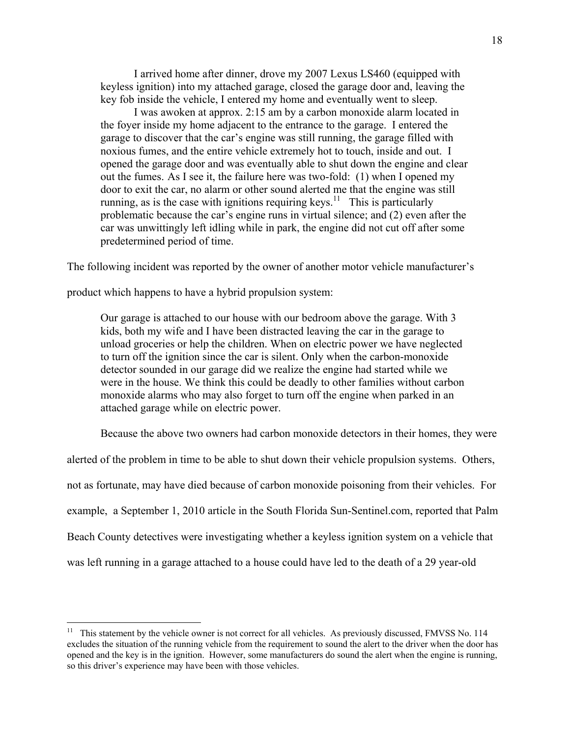> I arrived home after dinner, drove my 2007 Lexus LS460 (equipped with keyless ignition) into my attached garage, closed the garage door and, leaving the key fob inside the vehicle, I entered my home and eventually went to sleep.
>
> I was awoken at approx. 2:15 am by a carbon monoxide alarm located in the foyer inside my home adjacent to the entrance to the garage. I entered the garage to discover that the car's engine was still running, the garage filled with noxious fumes, and the entire vehicle extremely hot to touch, inside and out. I opened the garage door and was eventually able to shut down the engine and clear out the fumes. As I see it, the failure here was two-fold: (1) when I opened my door to exit the car, no alarm or other sound alerted me that the engine was still running, as is the case with ignitions requiring keys.[11] This is particularly problematic because the car's engine runs in virtual silence; and (2) even after the car was unwittingly left idling while in park, the engine did not cut off after some predetermined period of time.

The following incident was reported by the owner of another motor vehicle manufacturer's product which happens to have a hybrid propulsion system:

> Our garage is attached to our house with our bedroom above the garage. With 3 kids, both my wife and I have been distracted leaving the car in the garage to unload groceries or help the children. When on electric power we have neglected to turn off the ignition since the car is silent. Only when the carbon-monoxide detector sounded in our garage did we realize the engine had started while we were in the house. We think this could be deadly to other families without carbon monoxide alarms who may also forget to turn off the engine when parked in an attached garage while on electric power.

Because the above two owners had carbon monoxide detectors in their homes, they were alerted of the problem in time to be able to shut down their vehicle propulsion systems. Others, not as fortunate, may have died because of carbon monoxide poisoning from their vehicles. For example, a September 1, 2010 article in the South Florida Sun-Sentinel.com, reported that Palm Beach County detectives were investigating whether a keyless ignition system on a vehicle that was left running in a garage attached to a house could have led to the death of a 29 year-old

---

[11] This statement by the vehicle owner is not correct for all vehicles. As previously discussed, FMVSS No. 114 excludes the situation of the running vehicle from the requirement to sound the alert to the driver when the door has opened and the key is in the ignition. However, some manufacturers do sound the alert when the engine is running, so this driver's experience may have been with those vehicles.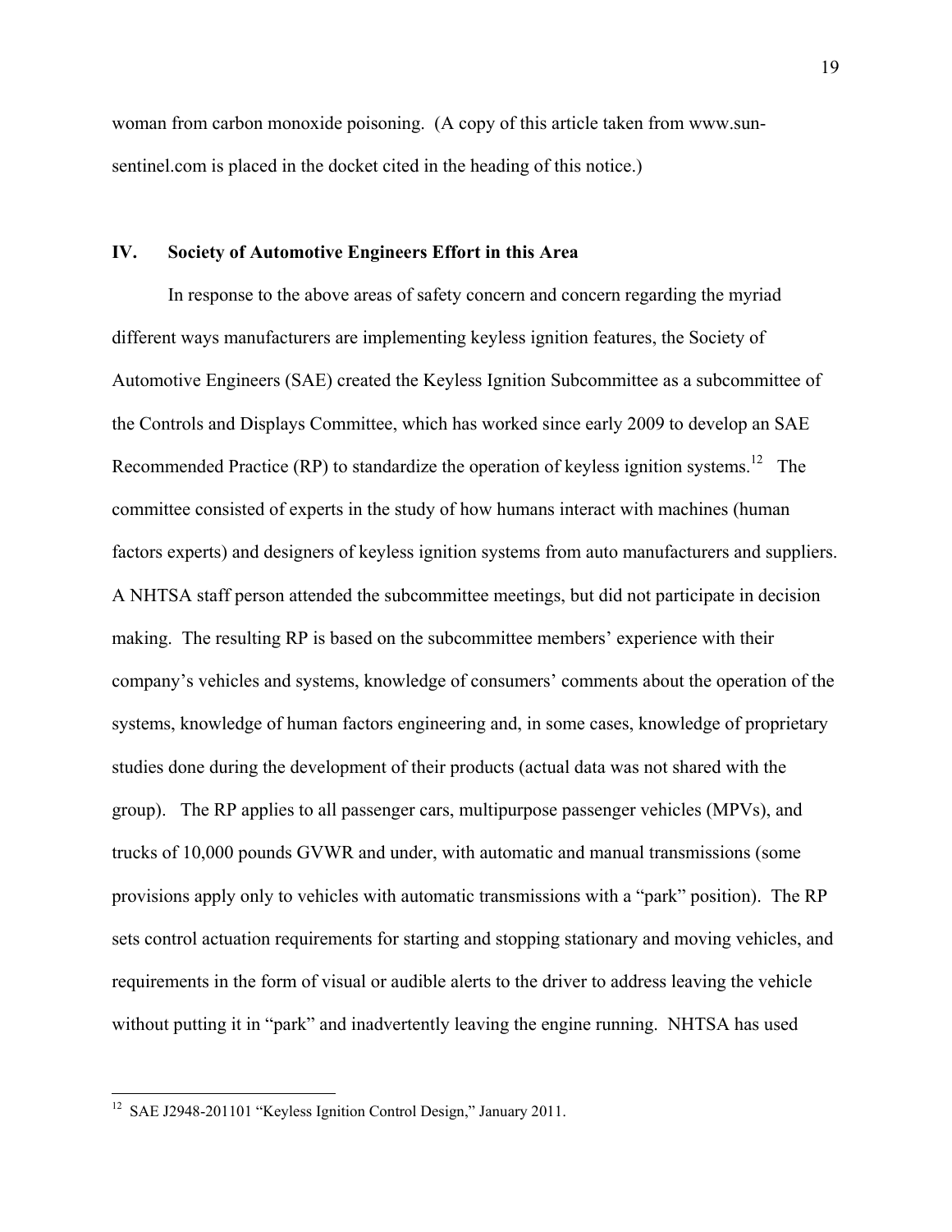woman from carbon monoxide poisoning. (A copy of this article taken from www.sun-sentinel.com is placed in the docket cited in the heading of this notice.)

## IV. Society of Automotive Engineers Effort in this Area

In response to the above areas of safety concern and concern regarding the myriad different ways manufacturers are implementing keyless ignition features, the Society of Automotive Engineers (SAE) created the Keyless Ignition Subcommittee as a subcommittee of the Controls and Displays Committee, which has worked since early 2009 to develop an SAE Recommended Practice (RP) to standardize the operation of keyless ignition systems.[12] The committee consisted of experts in the study of how humans interact with machines (human factors experts) and designers of keyless ignition systems from auto manufacturers and suppliers. A NHTSA staff person attended the subcommittee meetings, but did not participate in decision making. The resulting RP is based on the subcommittee members' experience with their company's vehicles and systems, knowledge of consumers' comments about the operation of the systems, knowledge of human factors engineering and, in some cases, knowledge of proprietary studies done during the development of their products (actual data was not shared with the group). The RP applies to all passenger cars, multipurpose passenger vehicles (MPVs), and trucks of 10,000 pounds GVWR and under, with automatic and manual transmissions (some provisions apply only to vehicles with automatic transmissions with a "park" position). The RP sets control actuation requirements for starting and stopping stationary and moving vehicles, and requirements in the form of visual or audible alerts to the driver to address leaving the vehicle without putting it in "park" and inadvertently leaving the engine running. NHTSA has used

---

[12] SAE J2948-201101 "Keyless Ignition Control Design," January 2011.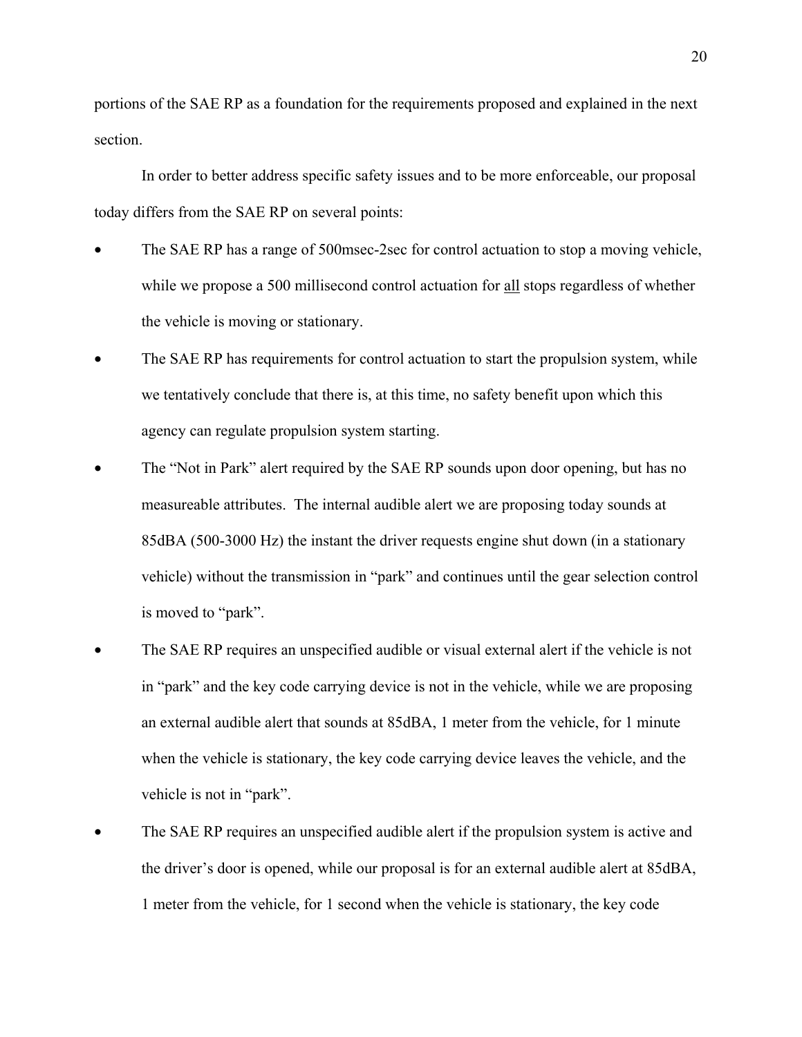portions of the SAE RP as a foundation for the requirements proposed and explained in the next section.

In order to better address specific safety issues and to be more enforceable, our proposal today differs from the SAE RP on several points:

- The SAE RP has a range of 500msec-2sec for control actuation to stop a moving vehicle, while we propose a 500 millisecond control actuation for <u>all</u> stops regardless of whether the vehicle is moving or stationary.
- The SAE RP has requirements for control actuation to start the propulsion system, while we tentatively conclude that there is, at this time, no safety benefit upon which this agency can regulate propulsion system starting.
- The "Not in Park" alert required by the SAE RP sounds upon door opening, but has no measureable attributes. The internal audible alert we are proposing today sounds at 85dBA (500-3000 Hz) the instant the driver requests engine shut down (in a stationary vehicle) without the transmission in "park" and continues until the gear selection control is moved to "park".
- The SAE RP requires an unspecified audible or visual external alert if the vehicle is not in "park" and the key code carrying device is not in the vehicle, while we are proposing an external audible alert that sounds at 85dBA, 1 meter from the vehicle, for 1 minute when the vehicle is stationary, the key code carrying device leaves the vehicle, and the vehicle is not in "park".
- The SAE RP requires an unspecified audible alert if the propulsion system is active and the driver's door is opened, while our proposal is for an external audible alert at 85dBA, 1 meter from the vehicle, for 1 second when the vehicle is stationary, the key code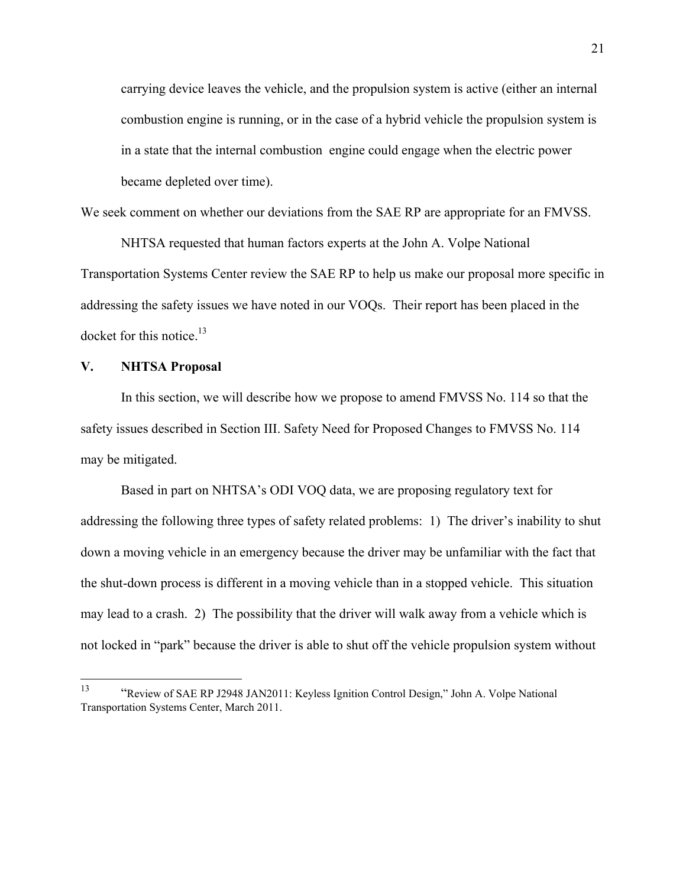carrying device leaves the vehicle, and the propulsion system is active (either an internal combustion engine is running, or in the case of a hybrid vehicle the propulsion system is in a state that the internal combustion engine could engage when the electric power became depleted over time).

We seek comment on whether our deviations from the SAE RP are appropriate for an FMVSS.

NHTSA requested that human factors experts at the John A. Volpe National Transportation Systems Center review the SAE RP to help us make our proposal more specific in addressing the safety issues we have noted in our VOQs. Their report has been placed in the docket for this notice.[13]

## V. NHTSA Proposal

In this section, we will describe how we propose to amend FMVSS No. 114 so that the safety issues described in Section III. Safety Need for Proposed Changes to FMVSS No. 114 may be mitigated.

Based in part on NHTSA's ODI VOQ data, we are proposing regulatory text for addressing the following three types of safety related problems: 1) The driver's inability to shut down a moving vehicle in an emergency because the driver may be unfamiliar with the fact that the shut-down process is different in a moving vehicle than in a stopped vehicle. This situation may lead to a crash. 2) The possibility that the driver will walk away from a vehicle which is not locked in "park" because the driver is able to shut off the vehicle propulsion system without

---

[13] "Review of SAE RP J2948 JAN2011: Keyless Ignition Control Design," John A. Volpe National Transportation Systems Center, March 2011.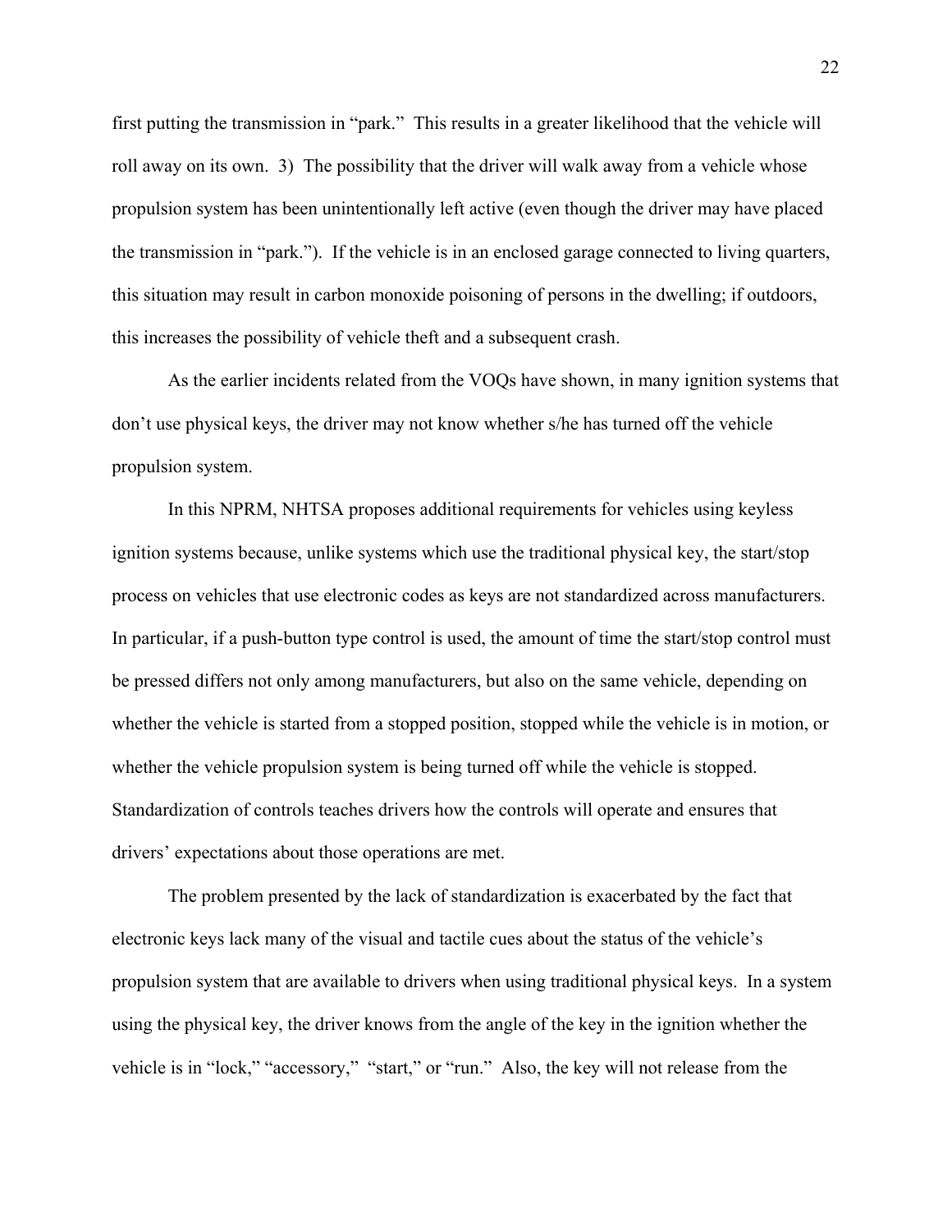first putting the transmission in "park." This results in a greater likelihood that the vehicle will roll away on its own. 3) The possibility that the driver will walk away from a vehicle whose propulsion system has been unintentionally left active (even though the driver may have placed the transmission in "park."). If the vehicle is in an enclosed garage connected to living quarters, this situation may result in carbon monoxide poisoning of persons in the dwelling; if outdoors, this increases the possibility of vehicle theft and a subsequent crash.

As the earlier incidents related from the VOQs have shown, in many ignition systems that don't use physical keys, the driver may not know whether s/he has turned off the vehicle propulsion system.

In this NPRM, NHTSA proposes additional requirements for vehicles using keyless ignition systems because, unlike systems which use the traditional physical key, the start/stop process on vehicles that use electronic codes as keys are not standardized across manufacturers. In particular, if a push-button type control is used, the amount of time the start/stop control must be pressed differs not only among manufacturers, but also on the same vehicle, depending on whether the vehicle is started from a stopped position, stopped while the vehicle is in motion, or whether the vehicle propulsion system is being turned off while the vehicle is stopped. Standardization of controls teaches drivers how the controls will operate and ensures that drivers' expectations about those operations are met.

The problem presented by the lack of standardization is exacerbated by the fact that electronic keys lack many of the visual and tactile cues about the status of the vehicle's propulsion system that are available to drivers when using traditional physical keys. In a system using the physical key, the driver knows from the angle of the key in the ignition whether the vehicle is in "lock," "accessory," "start," or "run." Also, the key will not release from the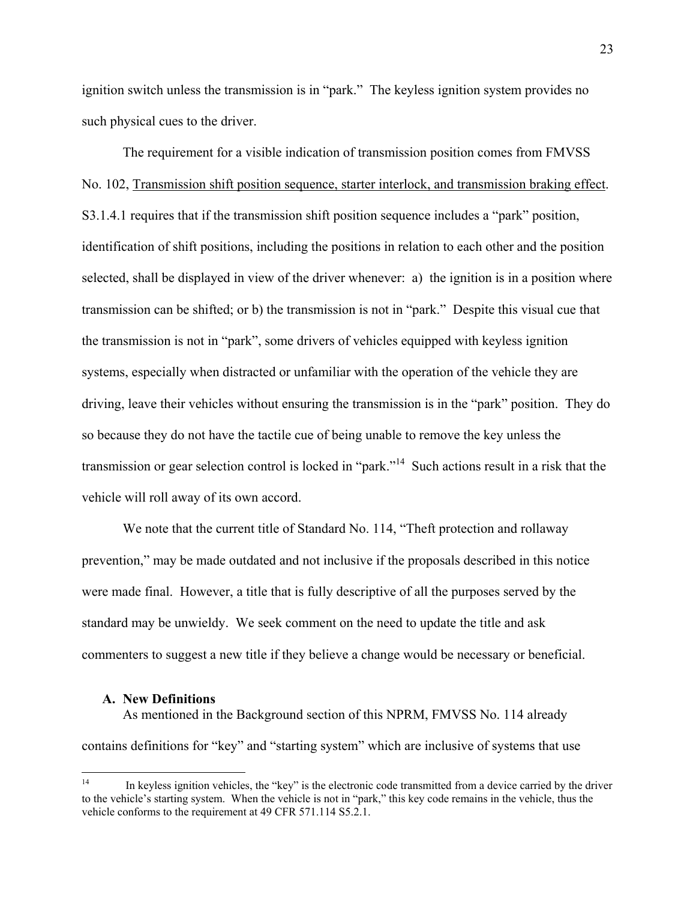ignition switch unless the transmission is in “park.” The keyless ignition system provides no such physical cues to the driver.

The requirement for a visible indication of transmission position comes from FMVSS No. 102, Transmission shift position sequence, starter interlock, and transmission braking effect. S3.1.4.1 requires that if the transmission shift position sequence includes a “park” position, identification of shift positions, including the positions in relation to each other and the position selected, shall be displayed in view of the driver whenever: a) the ignition is in a position where transmission can be shifted; or b) the transmission is not in “park.” Despite this visual cue that the transmission is not in “park”, some drivers of vehicles equipped with keyless ignition systems, especially when distracted or unfamiliar with the operation of the vehicle they are driving, leave their vehicles without ensuring the transmission is in the “park” position. They do so because they do not have the tactile cue of being unable to remove the key unless the transmission or gear selection control is locked in “park.”[14] Such actions result in a risk that the vehicle will roll away of its own accord.

We note that the current title of Standard No. 114, “Theft protection and rollaway prevention,” may be made outdated and not inclusive if the proposals described in this notice were made final. However, a title that is fully descriptive of all the purposes served by the standard may be unwieldy. We seek comment on the need to update the title and ask commenters to suggest a new title if they believe a change would be necessary or beneficial.

### A. New Definitions

As mentioned in the Background section of this NPRM, FMVSS No. 114 already contains definitions for “key” and “starting system” which are inclusive of systems that use

---

[14] In keyless ignition vehicles, the “key” is the electronic code transmitted from a device carried by the driver to the vehicle’s starting system. When the vehicle is not in “park,” this key code remains in the vehicle, thus the vehicle conforms to the requirement at 49 CFR 571.114 S5.2.1.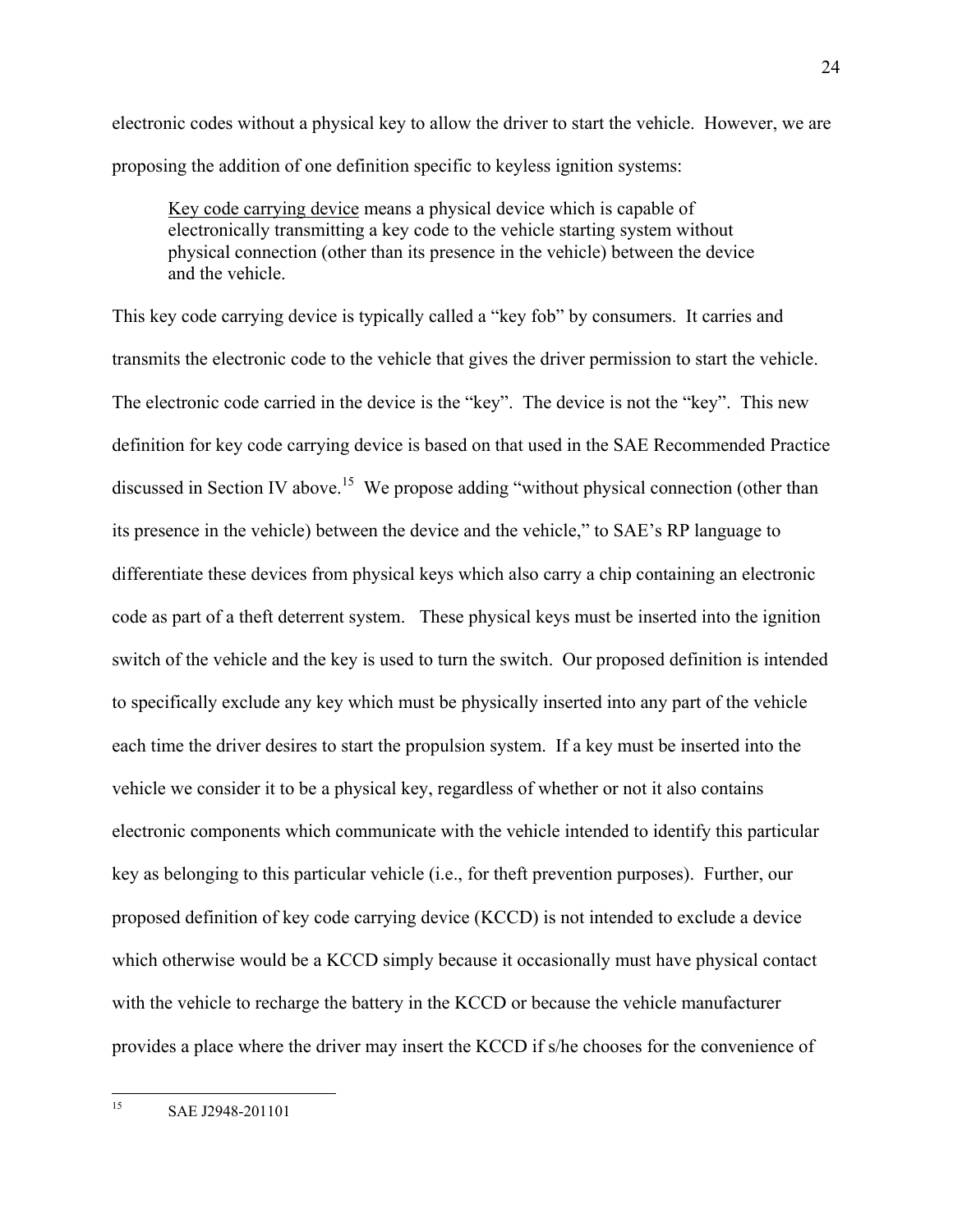electronic codes without a physical key to allow the driver to start the vehicle. However, we are proposing the addition of one definition specific to keyless ignition systems:

> Key code carrying device means a physical device which is capable of electronically transmitting a key code to the vehicle starting system without physical connection (other than its presence in the vehicle) between the device and the vehicle.

This key code carrying device is typically called a "key fob" by consumers. It carries and transmits the electronic code to the vehicle that gives the driver permission to start the vehicle. The electronic code carried in the device is the "key". The device is not the "key". This new definition for key code carrying device is based on that used in the SAE Recommended Practice discussed in Section IV above.[15] We propose adding "without physical connection (other than its presence in the vehicle) between the device and the vehicle," to SAE's RP language to differentiate these devices from physical keys which also carry a chip containing an electronic code as part of a theft deterrent system. These physical keys must be inserted into the ignition switch of the vehicle and the key is used to turn the switch. Our proposed definition is intended to specifically exclude any key which must be physically inserted into any part of the vehicle each time the driver desires to start the propulsion system. If a key must be inserted into the vehicle we consider it to be a physical key, regardless of whether or not it also contains electronic components which communicate with the vehicle intended to identify this particular key as belonging to this particular vehicle (i.e., for theft prevention purposes). Further, our proposed definition of key code carrying device (KCCD) is not intended to exclude a device which otherwise would be a KCCD simply because it occasionally must have physical contact with the vehicle to recharge the battery in the KCCD or because the vehicle manufacturer provides a place where the driver may insert the KCCD if s/he chooses for the convenience of

---

[15] SAE J2948-201101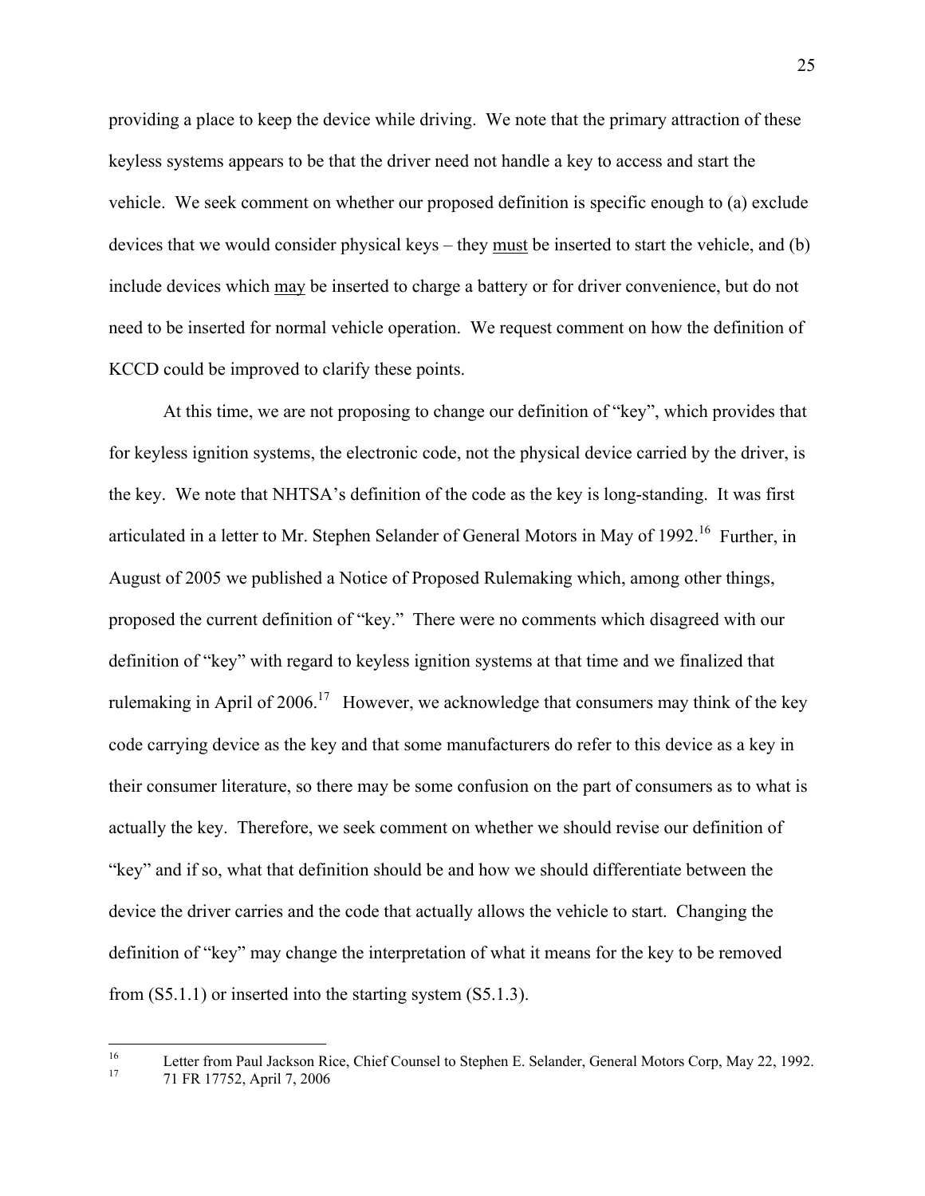providing a place to keep the device while driving. We note that the primary attraction of these keyless systems appears to be that the driver need not handle a key to access and start the vehicle. We seek comment on whether our proposed definition is specific enough to (a) exclude devices that we would consider physical keys – they must be inserted to start the vehicle, and (b) include devices which may be inserted to charge a battery or for driver convenience, but do not need to be inserted for normal vehicle operation. We request comment on how the definition of KCCD could be improved to clarify these points.

At this time, we are not proposing to change our definition of "key", which provides that for keyless ignition systems, the electronic code, not the physical device carried by the driver, is the key. We note that NHTSA's definition of the code as the key is long-standing. It was first articulated in a letter to Mr. Stephen Selander of General Motors in May of 1992.[16] Further, in August of 2005 we published a Notice of Proposed Rulemaking which, among other things, proposed the current definition of "key." There were no comments which disagreed with our definition of "key" with regard to keyless ignition systems at that time and we finalized that rulemaking in April of 2006.[17] However, we acknowledge that consumers may think of the key code carrying device as the key and that some manufacturers do refer to this device as a key in their consumer literature, so there may be some confusion on the part of consumers as to what is actually the key. Therefore, we seek comment on whether we should revise our definition of "key" and if so, what that definition should be and how we should differentiate between the device the driver carries and the code that actually allows the vehicle to start. Changing the definition of "key" may change the interpretation of what it means for the key to be removed from (S5.1.1) or inserted into the starting system (S5.1.3).

---

[16] Letter from Paul Jackson Rice, Chief Counsel to Stephen E. Selander, General Motors Corp, May 22, 1992.

[17] 71 FR 17752, April 7, 2006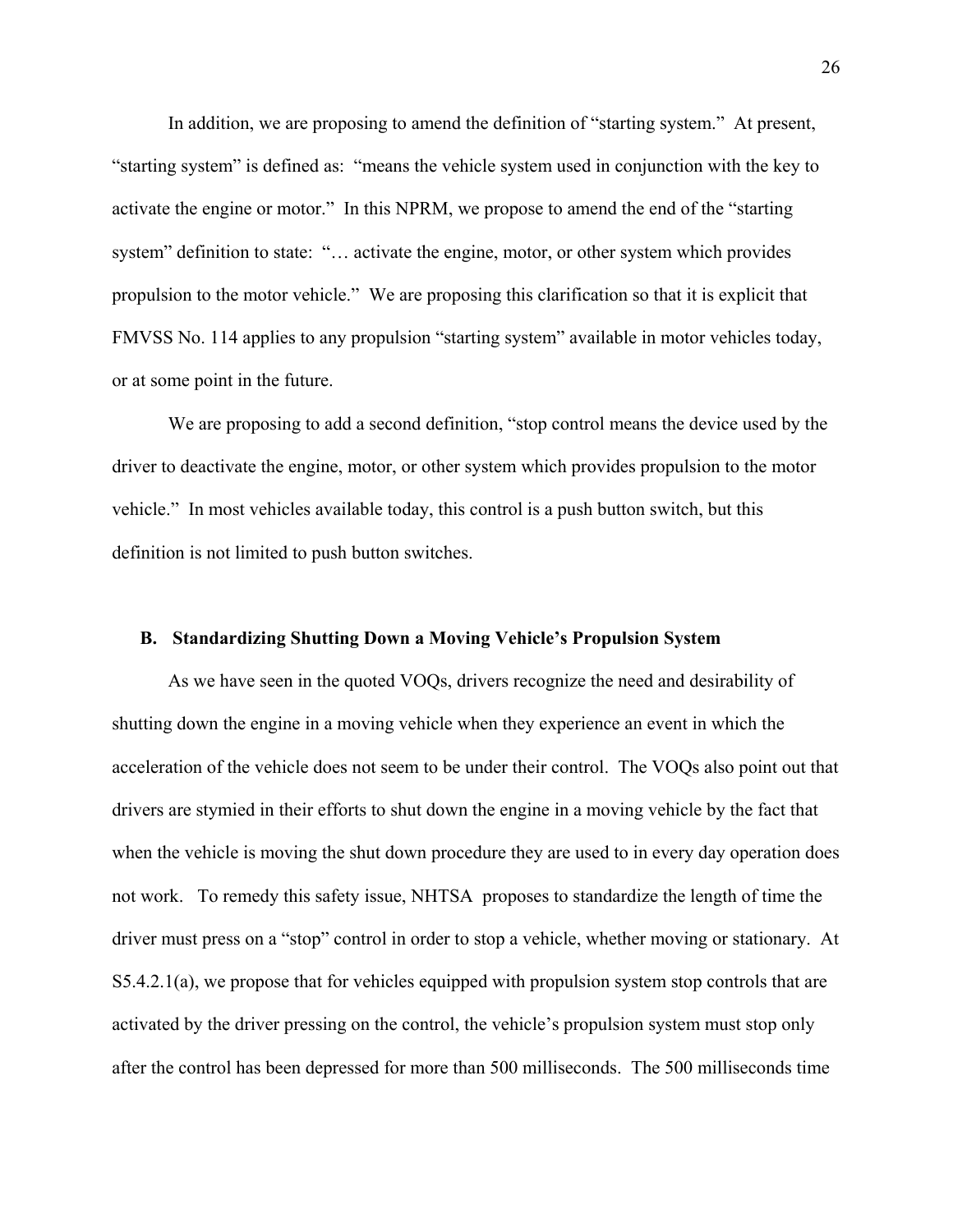In addition, we are proposing to amend the definition of "starting system." At present, "starting system" is defined as: "means the vehicle system used in conjunction with the key to activate the engine or motor." In this NPRM, we propose to amend the end of the "starting system" definition to state: "… activate the engine, motor, or other system which provides propulsion to the motor vehicle." We are proposing this clarification so that it is explicit that FMVSS No. 114 applies to any propulsion "starting system" available in motor vehicles today, or at some point in the future.

We are proposing to add a second definition, "stop control means the device used by the driver to deactivate the engine, motor, or other system which provides propulsion to the motor vehicle." In most vehicles available today, this control is a push button switch, but this definition is not limited to push button switches.

### B. Standardizing Shutting Down a Moving Vehicle's Propulsion System

As we have seen in the quoted VOQs, drivers recognize the need and desirability of shutting down the engine in a moving vehicle when they experience an event in which the acceleration of the vehicle does not seem to be under their control. The VOQs also point out that drivers are stymied in their efforts to shut down the engine in a moving vehicle by the fact that when the vehicle is moving the shut down procedure they are used to in every day operation does not work. To remedy this safety issue, NHTSA proposes to standardize the length of time the driver must press on a "stop" control in order to stop a vehicle, whether moving or stationary. At S5.4.2.1(a), we propose that for vehicles equipped with propulsion system stop controls that are activated by the driver pressing on the control, the vehicle's propulsion system must stop only after the control has been depressed for more than 500 milliseconds. The 500 milliseconds time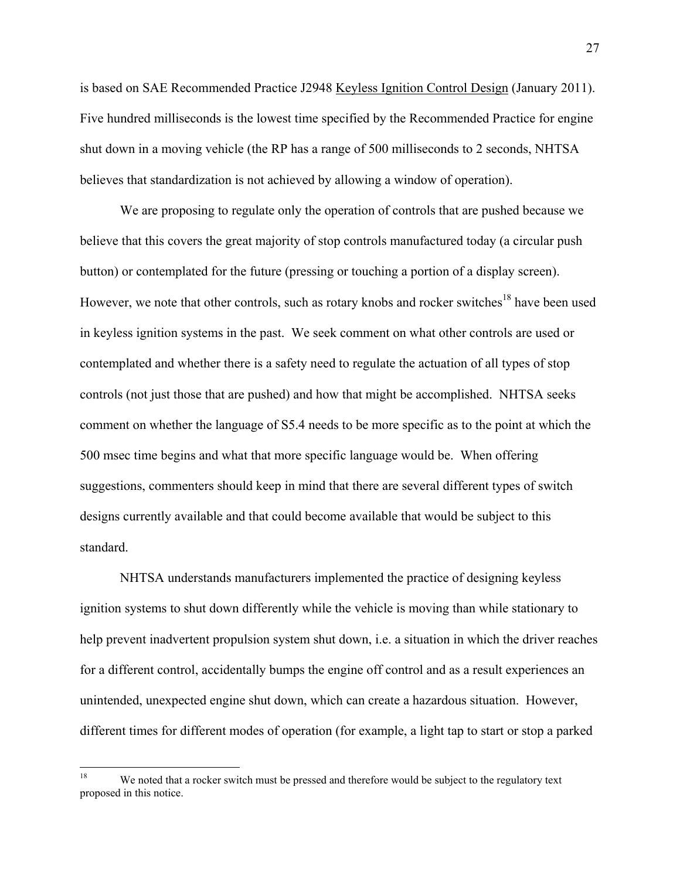is based on SAE Recommended Practice J2948 Keyless Ignition Control Design (January 2011). Five hundred milliseconds is the lowest time specified by the Recommended Practice for engine shut down in a moving vehicle (the RP has a range of 500 milliseconds to 2 seconds, NHTSA believes that standardization is not achieved by allowing a window of operation).

We are proposing to regulate only the operation of controls that are pushed because we believe that this covers the great majority of stop controls manufactured today (a circular push button) or contemplated for the future (pressing or touching a portion of a display screen). However, we note that other controls, such as rotary knobs and rocker switches[18] have been used in keyless ignition systems in the past. We seek comment on what other controls are used or contemplated and whether there is a safety need to regulate the actuation of all types of stop controls (not just those that are pushed) and how that might be accomplished. NHTSA seeks comment on whether the language of S5.4 needs to be more specific as to the point at which the 500 msec time begins and what that more specific language would be. When offering suggestions, commenters should keep in mind that there are several different types of switch designs currently available and that could become available that would be subject to this standard.

NHTSA understands manufacturers implemented the practice of designing keyless ignition systems to shut down differently while the vehicle is moving than while stationary to help prevent inadvertent propulsion system shut down, i.e. a situation in which the driver reaches for a different control, accidentally bumps the engine off control and as a result experiences an unintended, unexpected engine shut down, which can create a hazardous situation. However, different times for different modes of operation (for example, a light tap to start or stop a parked

---

[18] We noted that a rocker switch must be pressed and therefore would be subject to the regulatory text proposed in this notice.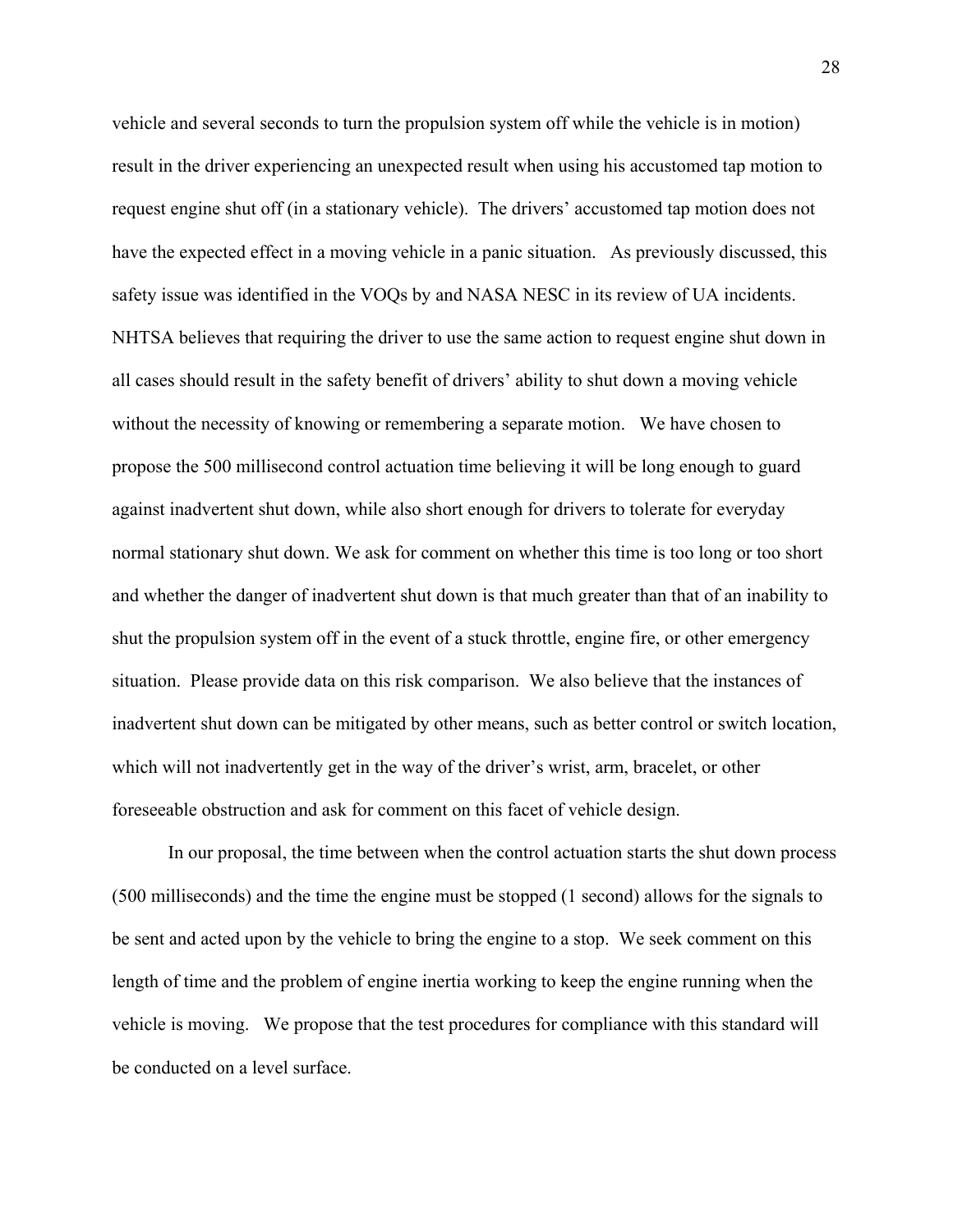vehicle and several seconds to turn the propulsion system off while the vehicle is in motion) result in the driver experiencing an unexpected result when using his accustomed tap motion to request engine shut off (in a stationary vehicle). The drivers' accustomed tap motion does not have the expected effect in a moving vehicle in a panic situation. As previously discussed, this safety issue was identified in the VOQs by and NASA NESC in its review of UA incidents. NHTSA believes that requiring the driver to use the same action to request engine shut down in all cases should result in the safety benefit of drivers' ability to shut down a moving vehicle without the necessity of knowing or remembering a separate motion. We have chosen to propose the 500 millisecond control actuation time believing it will be long enough to guard against inadvertent shut down, while also short enough for drivers to tolerate for everyday normal stationary shut down. We ask for comment on whether this time is too long or too short and whether the danger of inadvertent shut down is that much greater than that of an inability to shut the propulsion system off in the event of a stuck throttle, engine fire, or other emergency situation. Please provide data on this risk comparison. We also believe that the instances of inadvertent shut down can be mitigated by other means, such as better control or switch location, which will not inadvertently get in the way of the driver's wrist, arm, bracelet, or other foreseeable obstruction and ask for comment on this facet of vehicle design.

In our proposal, the time between when the control actuation starts the shut down process (500 milliseconds) and the time the engine must be stopped (1 second) allows for the signals to be sent and acted upon by the vehicle to bring the engine to a stop. We seek comment on this length of time and the problem of engine inertia working to keep the engine running when the vehicle is moving. We propose that the test procedures for compliance with this standard will be conducted on a level surface.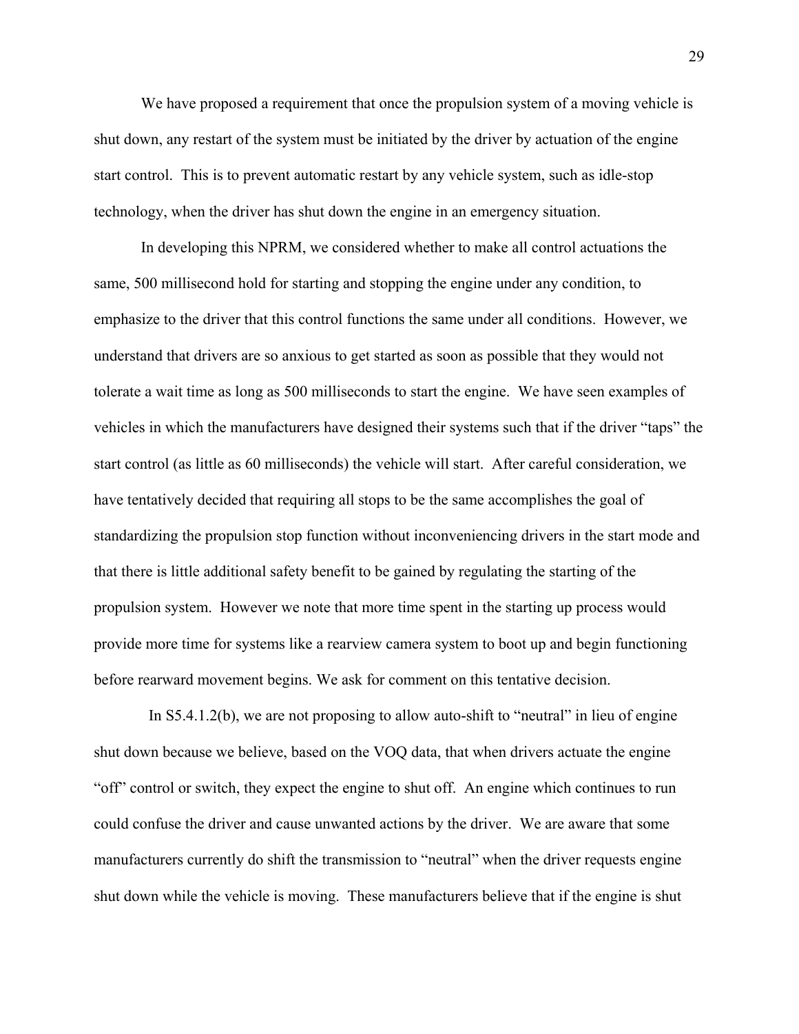We have proposed a requirement that once the propulsion system of a moving vehicle is shut down, any restart of the system must be initiated by the driver by actuation of the engine start control. This is to prevent automatic restart by any vehicle system, such as idle-stop technology, when the driver has shut down the engine in an emergency situation.

In developing this NPRM, we considered whether to make all control actuations the same, 500 millisecond hold for starting and stopping the engine under any condition, to emphasize to the driver that this control functions the same under all conditions. However, we understand that drivers are so anxious to get started as soon as possible that they would not tolerate a wait time as long as 500 milliseconds to start the engine. We have seen examples of vehicles in which the manufacturers have designed their systems such that if the driver "taps" the start control (as little as 60 milliseconds) the vehicle will start. After careful consideration, we have tentatively decided that requiring all stops to be the same accomplishes the goal of standardizing the propulsion stop function without inconveniencing drivers in the start mode and that there is little additional safety benefit to be gained by regulating the starting of the propulsion system. However we note that more time spent in the starting up process would provide more time for systems like a rearview camera system to boot up and begin functioning before rearward movement begins. We ask for comment on this tentative decision.

In S5.4.1.2(b), we are not proposing to allow auto-shift to "neutral" in lieu of engine shut down because we believe, based on the VOQ data, that when drivers actuate the engine "off" control or switch, they expect the engine to shut off. An engine which continues to run could confuse the driver and cause unwanted actions by the driver. We are aware that some manufacturers currently do shift the transmission to "neutral" when the driver requests engine shut down while the vehicle is moving. These manufacturers believe that if the engine is shut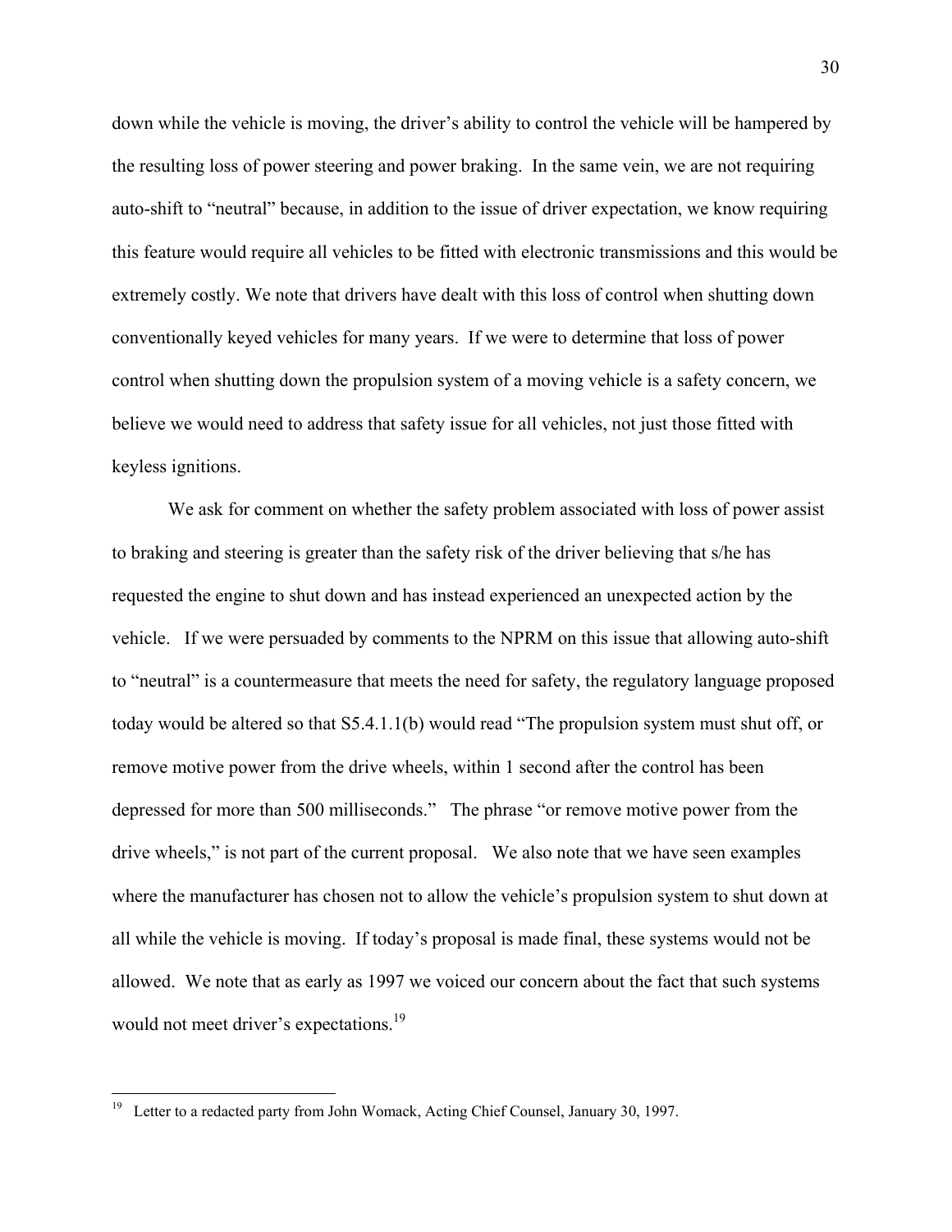down while the vehicle is moving, the driver's ability to control the vehicle will be hampered by the resulting loss of power steering and power braking. In the same vein, we are not requiring auto-shift to "neutral" because, in addition to the issue of driver expectation, we know requiring this feature would require all vehicles to be fitted with electronic transmissions and this would be extremely costly. We note that drivers have dealt with this loss of control when shutting down conventionally keyed vehicles for many years. If we were to determine that loss of power control when shutting down the propulsion system of a moving vehicle is a safety concern, we believe we would need to address that safety issue for all vehicles, not just those fitted with keyless ignitions.

We ask for comment on whether the safety problem associated with loss of power assist to braking and steering is greater than the safety risk of the driver believing that s/he has requested the engine to shut down and has instead experienced an unexpected action by the vehicle. If we were persuaded by comments to the NPRM on this issue that allowing auto-shift to "neutral" is a countermeasure that meets the need for safety, the regulatory language proposed today would be altered so that S5.4.1.1(b) would read "The propulsion system must shut off, or remove motive power from the drive wheels, within 1 second after the control has been depressed for more than 500 milliseconds." The phrase "or remove motive power from the drive wheels," is not part of the current proposal. We also note that we have seen examples where the manufacturer has chosen not to allow the vehicle's propulsion system to shut down at all while the vehicle is moving. If today's proposal is made final, these systems would not be allowed. We note that as early as 1997 we voiced our concern about the fact that such systems would not meet driver's expectations.[19]

---

[19] Letter to a redacted party from John Womack, Acting Chief Counsel, January 30, 1997.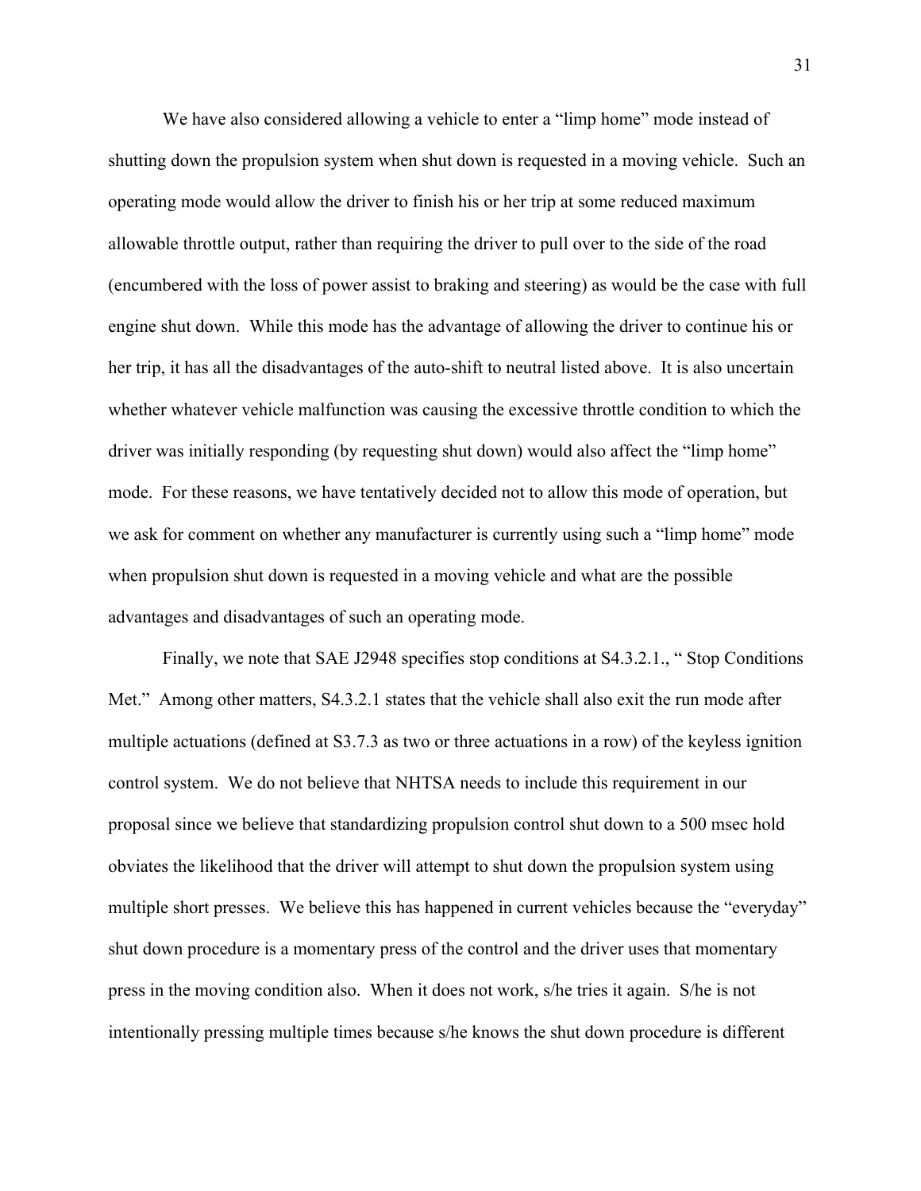We have also considered allowing a vehicle to enter a "limp home" mode instead of shutting down the propulsion system when shut down is requested in a moving vehicle. Such an operating mode would allow the driver to finish his or her trip at some reduced maximum allowable throttle output, rather than requiring the driver to pull over to the side of the road (encumbered with the loss of power assist to braking and steering) as would be the case with full engine shut down. While this mode has the advantage of allowing the driver to continue his or her trip, it has all the disadvantages of the auto-shift to neutral listed above. It is also uncertain whether whatever vehicle malfunction was causing the excessive throttle condition to which the driver was initially responding (by requesting shut down) would also affect the "limp home" mode. For these reasons, we have tentatively decided not to allow this mode of operation, but we ask for comment on whether any manufacturer is currently using such a "limp home" mode when propulsion shut down is requested in a moving vehicle and what are the possible advantages and disadvantages of such an operating mode.

Finally, we note that SAE J2948 specifies stop conditions at S4.3.2.1., " Stop Conditions Met." Among other matters, S4.3.2.1 states that the vehicle shall also exit the run mode after multiple actuations (defined at S3.7.3 as two or three actuations in a row) of the keyless ignition control system. We do not believe that NHTSA needs to include this requirement in our proposal since we believe that standardizing propulsion control shut down to a 500 msec hold obviates the likelihood that the driver will attempt to shut down the propulsion system using multiple short presses. We believe this has happened in current vehicles because the "everyday" shut down procedure is a momentary press of the control and the driver uses that momentary press in the moving condition also. When it does not work, s/he tries it again. S/he is not intentionally pressing multiple times because s/he knows the shut down procedure is different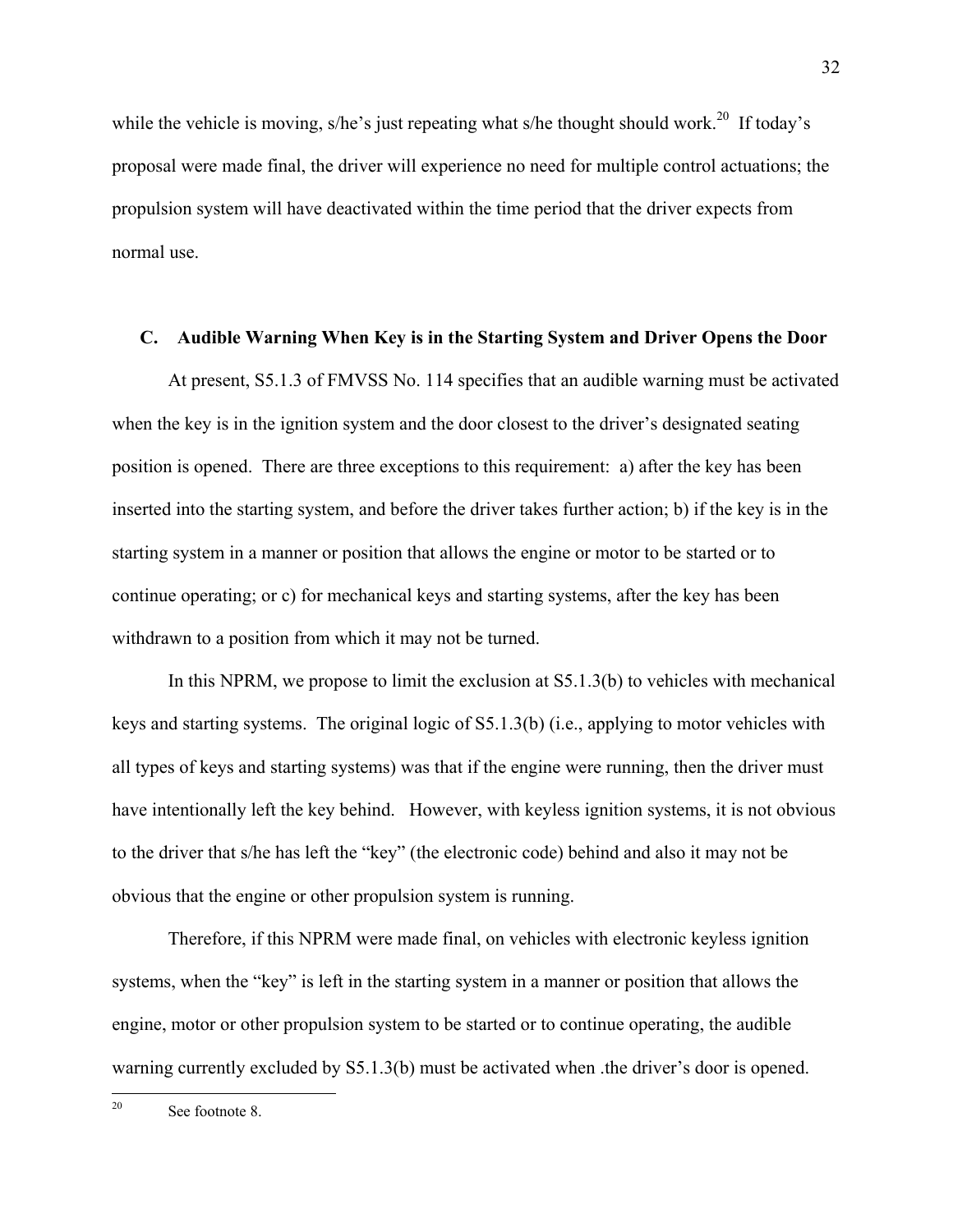while the vehicle is moving, s/he's just repeating what s/he thought should work.[20] If today's proposal were made final, the driver will experience no need for multiple control actuations; the propulsion system will have deactivated within the time period that the driver expects from normal use.

### C. Audible Warning When Key is in the Starting System and Driver Opens the Door

At present, S5.1.3 of FMVSS No. 114 specifies that an audible warning must be activated when the key is in the ignition system and the door closest to the driver's designated seating position is opened. There are three exceptions to this requirement: a) after the key has been inserted into the starting system, and before the driver takes further action; b) if the key is in the starting system in a manner or position that allows the engine or motor to be started or to continue operating; or c) for mechanical keys and starting systems, after the key has been withdrawn to a position from which it may not be turned.

In this NPRM, we propose to limit the exclusion at S5.1.3(b) to vehicles with mechanical keys and starting systems. The original logic of S5.1.3(b) (i.e., applying to motor vehicles with all types of keys and starting systems) was that if the engine were running, then the driver must have intentionally left the key behind. However, with keyless ignition systems, it is not obvious to the driver that s/he has left the "key" (the electronic code) behind and also it may not be obvious that the engine or other propulsion system is running.

Therefore, if this NPRM were made final, on vehicles with electronic keyless ignition systems, when the "key" is left in the starting system in a manner or position that allows the engine, motor or other propulsion system to be started or to continue operating, the audible warning currently excluded by S5.1.3(b) must be activated when .the driver's door is opened.

---

[20] See footnote 8.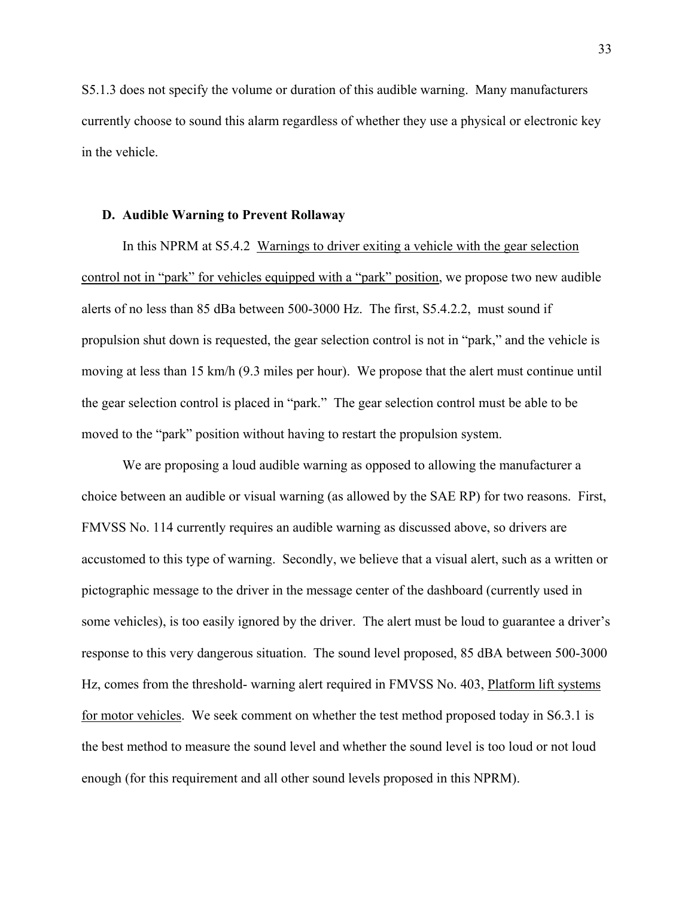S5.1.3 does not specify the volume or duration of this audible warning. Many manufacturers currently choose to sound this alarm regardless of whether they use a physical or electronic key in the vehicle.

## D. Audible Warning to Prevent Rollaway

In this NPRM at S5.4.2 <u>Warnings to driver exiting a vehicle with the gear selection control not in "park" for vehicles equipped with a "park" position</u>, we propose two new audible alerts of no less than 85 dBa between 500-3000 Hz. The first, S5.4.2.2, must sound if propulsion shut down is requested, the gear selection control is not in "park," and the vehicle is moving at less than 15 km/h (9.3 miles per hour). We propose that the alert must continue until the gear selection control is placed in "park." The gear selection control must be able to be moved to the "park" position without having to restart the propulsion system.

We are proposing a loud audible warning as opposed to allowing the manufacturer a choice between an audible or visual warning (as allowed by the SAE RP) for two reasons. First, FMVSS No. 114 currently requires an audible warning as discussed above, so drivers are accustomed to this type of warning. Secondly, we believe that a visual alert, such as a written or pictographic message to the driver in the message center of the dashboard (currently used in some vehicles), is too easily ignored by the driver. The alert must be loud to guarantee a driver's response to this very dangerous situation. The sound level proposed, 85 dBA between 500-3000 Hz, comes from the threshold- warning alert required in FMVSS No. 403, <u>Platform lift systems for motor vehicles</u>. We seek comment on whether the test method proposed today in S6.3.1 is the best method to measure the sound level and whether the sound level is too loud or not loud enough (for this requirement and all other sound levels proposed in this NPRM).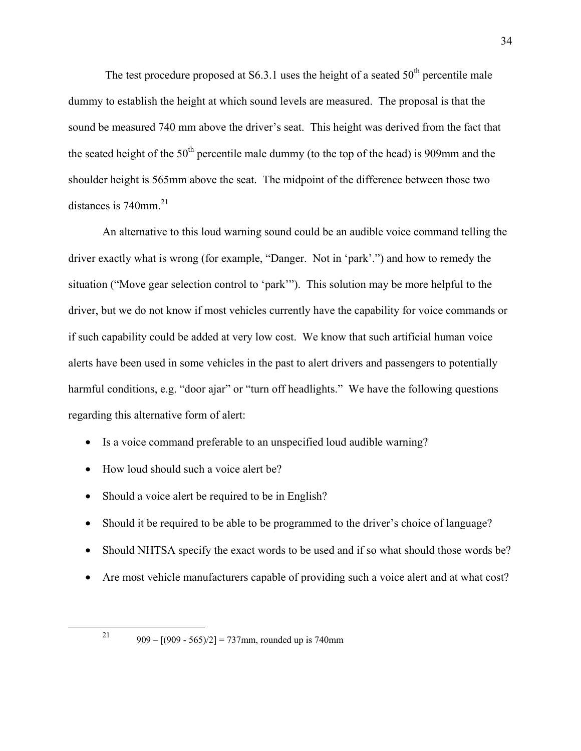The test procedure proposed at S6.3.1 uses the height of a seated 50th percentile male dummy to establish the height at which sound levels are measured. The proposal is that the sound be measured 740 mm above the driver's seat. This height was derived from the fact that the seated height of the 50th percentile male dummy (to the top of the head) is 909mm and the shoulder height is 565mm above the seat. The midpoint of the difference between those two distances is 740mm.[21]

An alternative to this loud warning sound could be an audible voice command telling the driver exactly what is wrong (for example, "Danger. Not in 'park'.") and how to remedy the situation ("Move gear selection control to 'park'"). This solution may be more helpful to the driver, but we do not know if most vehicles currently have the capability for voice commands or if such capability could be added at very low cost. We know that such artificial human voice alerts have been used in some vehicles in the past to alert drivers and passengers to potentially harmful conditions, e.g. "door ajar" or "turn off headlights." We have the following questions regarding this alternative form of alert:

- Is a voice command preferable to an unspecified loud audible warning?
- How loud should such a voice alert be?
- Should a voice alert be required to be in English?
- Should it be required to be able to be programmed to the driver's choice of language?
- Should NHTSA specify the exact words to be used and if so what should those words be?
- Are most vehicle manufacturers capable of providing such a voice alert and at what cost?

---

[21] 909 – [(909 - 565)/2] = 737mm, rounded up is 740mm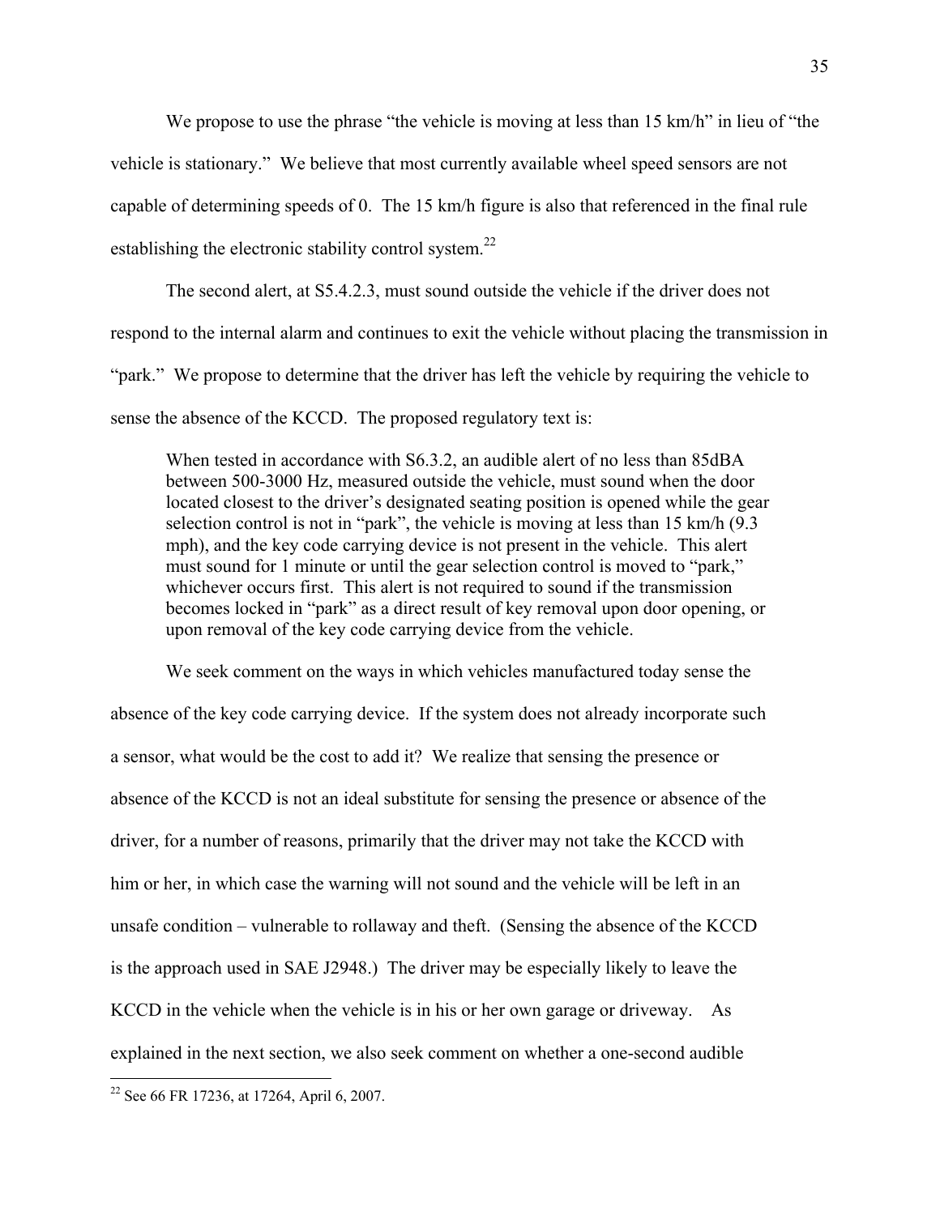We propose to use the phrase "the vehicle is moving at less than 15 km/h" in lieu of "the vehicle is stationary." We believe that most currently available wheel speed sensors are not capable of determining speeds of 0. The 15 km/h figure is also that referenced in the final rule establishing the electronic stability control system.[22]

The second alert, at S5.4.2.3, must sound outside the vehicle if the driver does not respond to the internal alarm and continues to exit the vehicle without placing the transmission in "park." We propose to determine that the driver has left the vehicle by requiring the vehicle to sense the absence of the KCCD. The proposed regulatory text is:

> When tested in accordance with S6.3.2, an audible alert of no less than 85dBA between 500-3000 Hz, measured outside the vehicle, must sound when the door located closest to the driver's designated seating position is opened while the gear selection control is not in "park", the vehicle is moving at less than 15 km/h (9.3 mph), and the key code carrying device is not present in the vehicle. This alert must sound for 1 minute or until the gear selection control is moved to "park," whichever occurs first. This alert is not required to sound if the transmission becomes locked in "park" as a direct result of key removal upon door opening, or upon removal of the key code carrying device from the vehicle.

We seek comment on the ways in which vehicles manufactured today sense the absence of the key code carrying device. If the system does not already incorporate such a sensor, what would be the cost to add it? We realize that sensing the presence or absence of the KCCD is not an ideal substitute for sensing the presence or absence of the driver, for a number of reasons, primarily that the driver may not take the KCCD with him or her, in which case the warning will not sound and the vehicle will be left in an unsafe condition – vulnerable to rollaway and theft. (Sensing the absence of the KCCD is the approach used in SAE J2948.) The driver may be especially likely to leave the KCCD in the vehicle when the vehicle is in his or her own garage or driveway. As explained in the next section, we also seek comment on whether a one-second audible

---

[22] See 66 FR 17236, at 17264, April 6, 2007.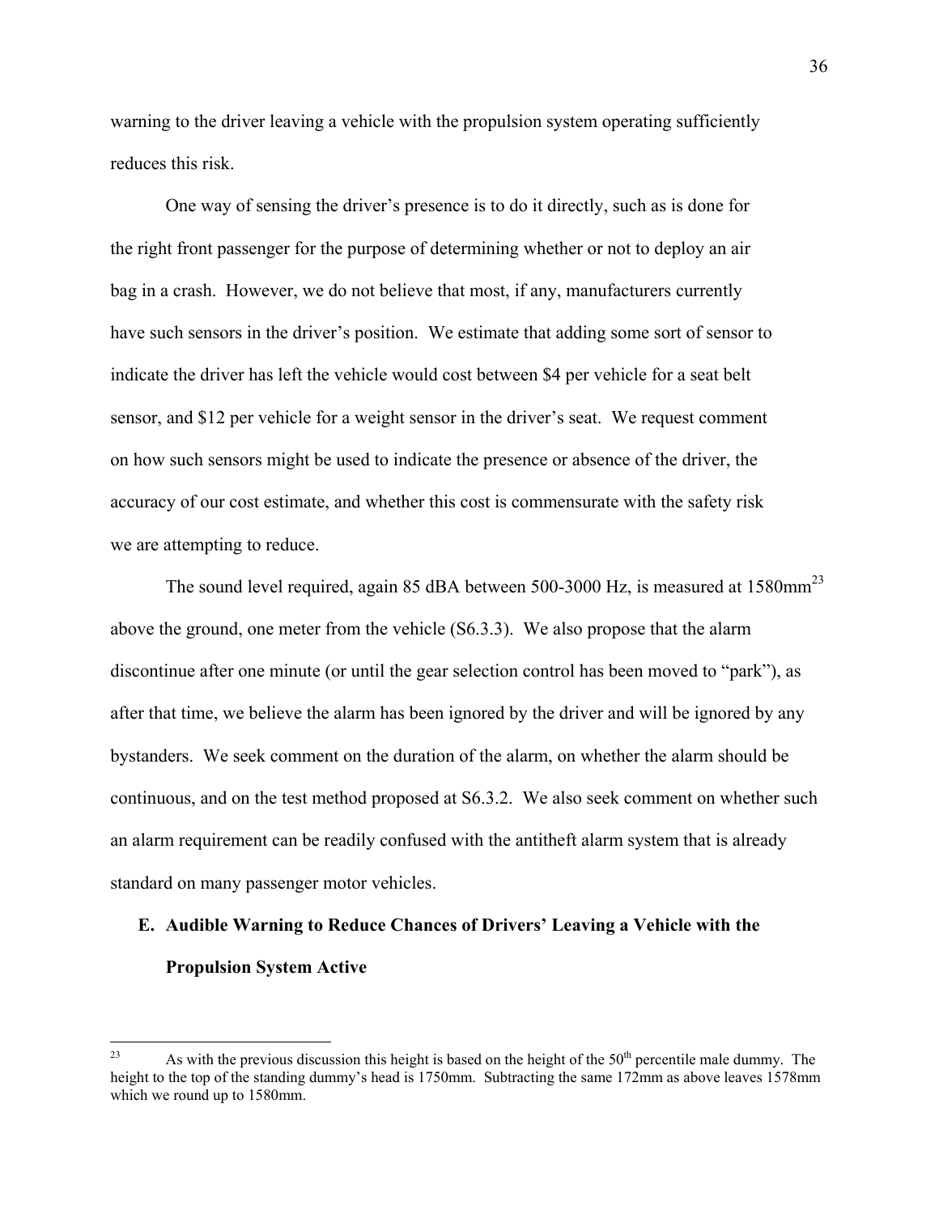warning to the driver leaving a vehicle with the propulsion system operating sufficiently reduces this risk.

One way of sensing the driver's presence is to do it directly, such as is done for the right front passenger for the purpose of determining whether or not to deploy an air bag in a crash. However, we do not believe that most, if any, manufacturers currently have such sensors in the driver's position. We estimate that adding some sort of sensor to indicate the driver has left the vehicle would cost between $4 per vehicle for a seat belt sensor, and $12 per vehicle for a weight sensor in the driver's seat. We request comment on how such sensors might be used to indicate the presence or absence of the driver, the accuracy of our cost estimate, and whether this cost is commensurate with the safety risk we are attempting to reduce.

The sound level required, again 85 dBA between 500-3000 Hz, is measured at 1580mm[23] above the ground, one meter from the vehicle (S6.3.3). We also propose that the alarm discontinue after one minute (or until the gear selection control has been moved to "park"), as after that time, we believe the alarm has been ignored by the driver and will be ignored by any bystanders. We seek comment on the duration of the alarm, on whether the alarm should be continuous, and on the test method proposed at S6.3.2. We also seek comment on whether such an alarm requirement can be readily confused with the antitheft alarm system that is already standard on many passenger motor vehicles.

## E. Audible Warning to Reduce Chances of Drivers' Leaving a Vehicle with the Propulsion System Active

---

[23] As with the previous discussion this height is based on the height of the 50th percentile male dummy. The height to the top of the standing dummy's head is 1750mm. Subtracting the same 172mm as above leaves 1578mm which we round up to 1580mm.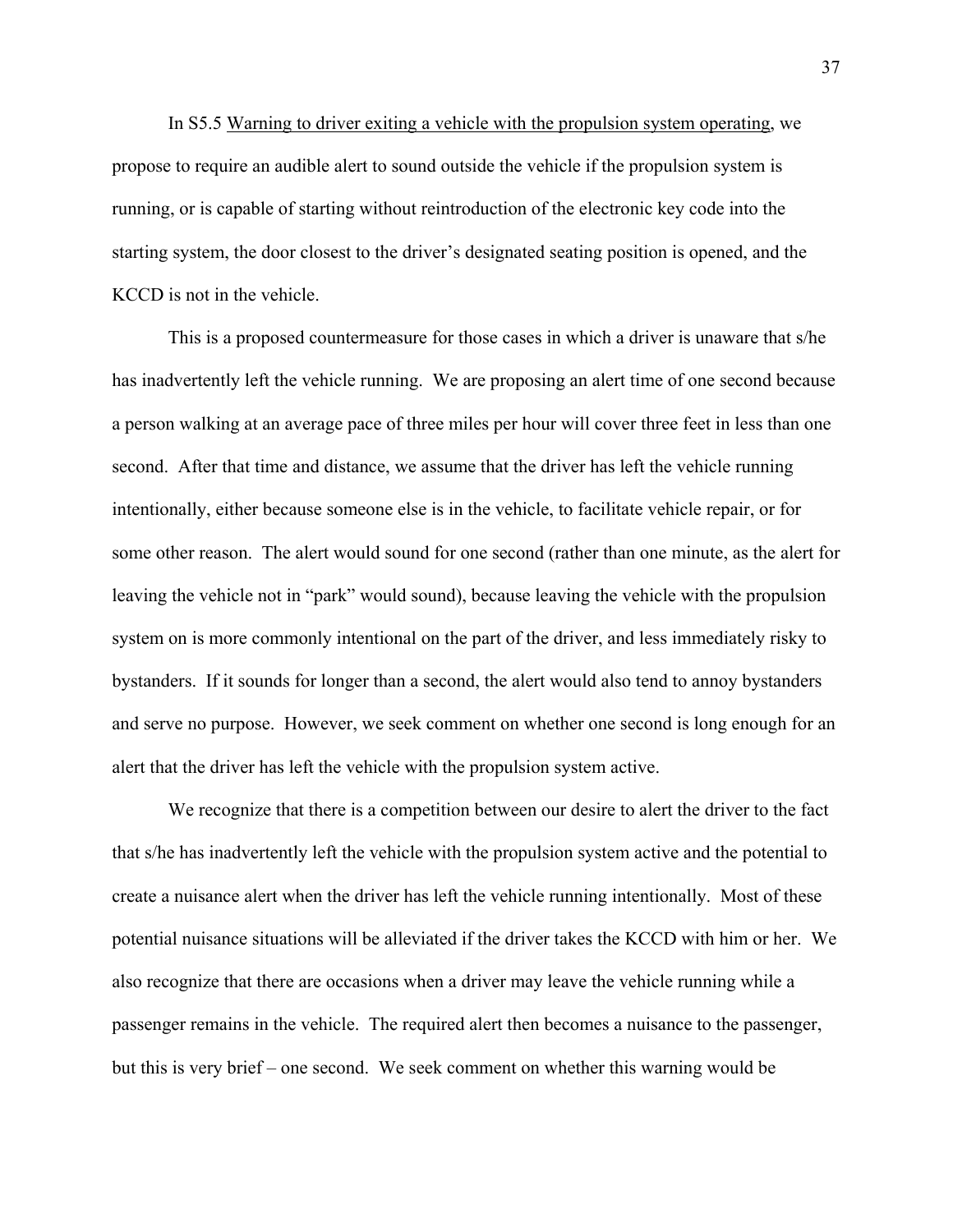In S5.5 <u>Warning to driver exiting a vehicle with the propulsion system operating</u>, we propose to require an audible alert to sound outside the vehicle if the propulsion system is running, or is capable of starting without reintroduction of the electronic key code into the starting system, the door closest to the driver's designated seating position is opened, and the KCCD is not in the vehicle.

This is a proposed countermeasure for those cases in which a driver is unaware that s/he has inadvertently left the vehicle running. We are proposing an alert time of one second because a person walking at an average pace of three miles per hour will cover three feet in less than one second. After that time and distance, we assume that the driver has left the vehicle running intentionally, either because someone else is in the vehicle, to facilitate vehicle repair, or for some other reason. The alert would sound for one second (rather than one minute, as the alert for leaving the vehicle not in "park" would sound), because leaving the vehicle with the propulsion system on is more commonly intentional on the part of the driver, and less immediately risky to bystanders. If it sounds for longer than a second, the alert would also tend to annoy bystanders and serve no purpose. However, we seek comment on whether one second is long enough for an alert that the driver has left the vehicle with the propulsion system active.

We recognize that there is a competition between our desire to alert the driver to the fact that s/he has inadvertently left the vehicle with the propulsion system active and the potential to create a nuisance alert when the driver has left the vehicle running intentionally. Most of these potential nuisance situations will be alleviated if the driver takes the KCCD with him or her. We also recognize that there are occasions when a driver may leave the vehicle running while a passenger remains in the vehicle. The required alert then becomes a nuisance to the passenger, but this is very brief – one second. We seek comment on whether this warning would be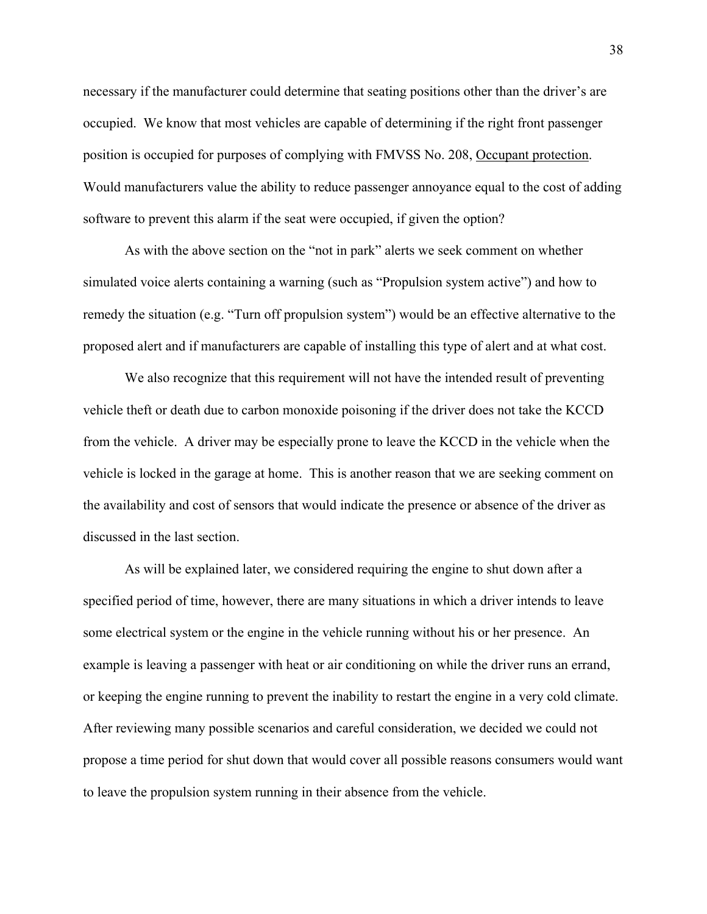necessary if the manufacturer could determine that seating positions other than the driver's are occupied. We know that most vehicles are capable of determining if the right front passenger position is occupied for purposes of complying with FMVSS No. 208, Occupant protection. Would manufacturers value the ability to reduce passenger annoyance equal to the cost of adding software to prevent this alarm if the seat were occupied, if given the option?

As with the above section on the "not in park" alerts we seek comment on whether simulated voice alerts containing a warning (such as "Propulsion system active") and how to remedy the situation (e.g. "Turn off propulsion system") would be an effective alternative to the proposed alert and if manufacturers are capable of installing this type of alert and at what cost.

We also recognize that this requirement will not have the intended result of preventing vehicle theft or death due to carbon monoxide poisoning if the driver does not take the KCCD from the vehicle. A driver may be especially prone to leave the KCCD in the vehicle when the vehicle is locked in the garage at home. This is another reason that we are seeking comment on the availability and cost of sensors that would indicate the presence or absence of the driver as discussed in the last section.

As will be explained later, we considered requiring the engine to shut down after a specified period of time, however, there are many situations in which a driver intends to leave some electrical system or the engine in the vehicle running without his or her presence. An example is leaving a passenger with heat or air conditioning on while the driver runs an errand, or keeping the engine running to prevent the inability to restart the engine in a very cold climate. After reviewing many possible scenarios and careful consideration, we decided we could not propose a time period for shut down that would cover all possible reasons consumers would want to leave the propulsion system running in their absence from the vehicle.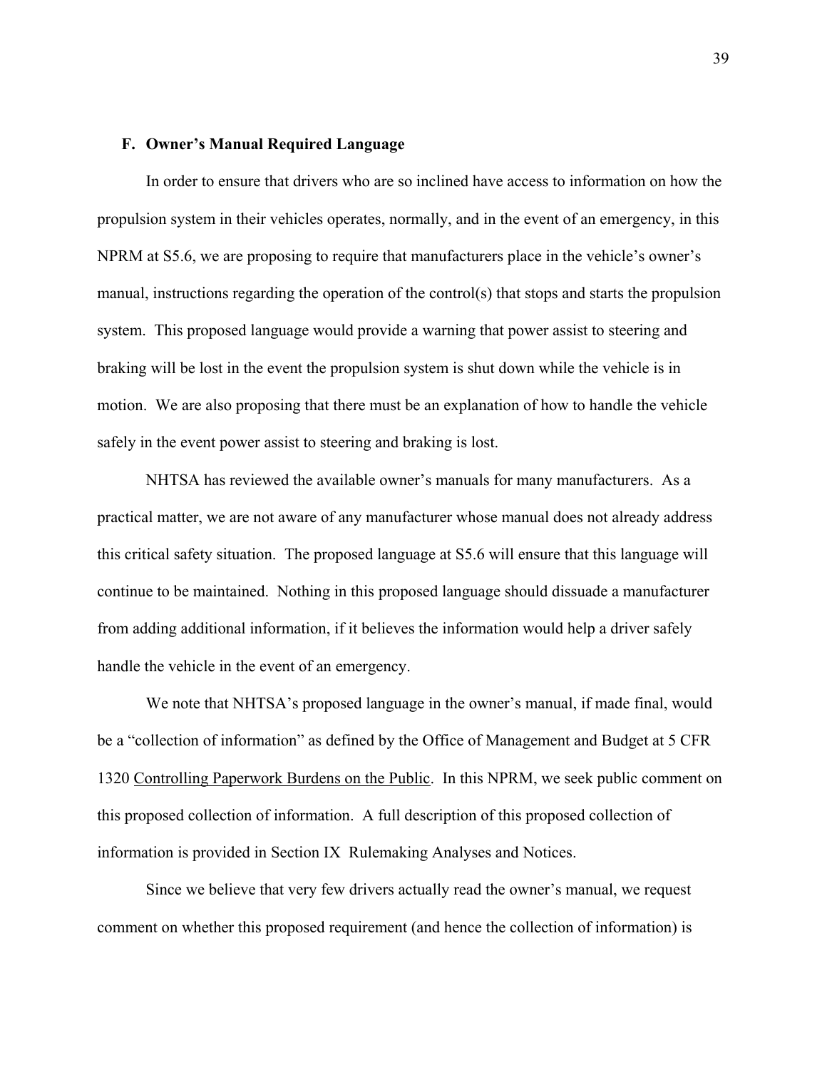### F. Owner's Manual Required Language

In order to ensure that drivers who are so inclined have access to information on how the propulsion system in their vehicles operates, normally, and in the event of an emergency, in this NPRM at S5.6, we are proposing to require that manufacturers place in the vehicle's owner's manual, instructions regarding the operation of the control(s) that stops and starts the propulsion system. This proposed language would provide a warning that power assist to steering and braking will be lost in the event the propulsion system is shut down while the vehicle is in motion. We are also proposing that there must be an explanation of how to handle the vehicle safely in the event power assist to steering and braking is lost.

NHTSA has reviewed the available owner's manuals for many manufacturers. As a practical matter, we are not aware of any manufacturer whose manual does not already address this critical safety situation. The proposed language at S5.6 will ensure that this language will continue to be maintained. Nothing in this proposed language should dissuade a manufacturer from adding additional information, if it believes the information would help a driver safely handle the vehicle in the event of an emergency.

We note that NHTSA's proposed language in the owner's manual, if made final, would be a "collection of information" as defined by the Office of Management and Budget at 5 CFR 1320 Controlling Paperwork Burdens on the Public. In this NPRM, we seek public comment on this proposed collection of information. A full description of this proposed collection of information is provided in Section IX Rulemaking Analyses and Notices.

Since we believe that very few drivers actually read the owner's manual, we request comment on whether this proposed requirement (and hence the collection of information) is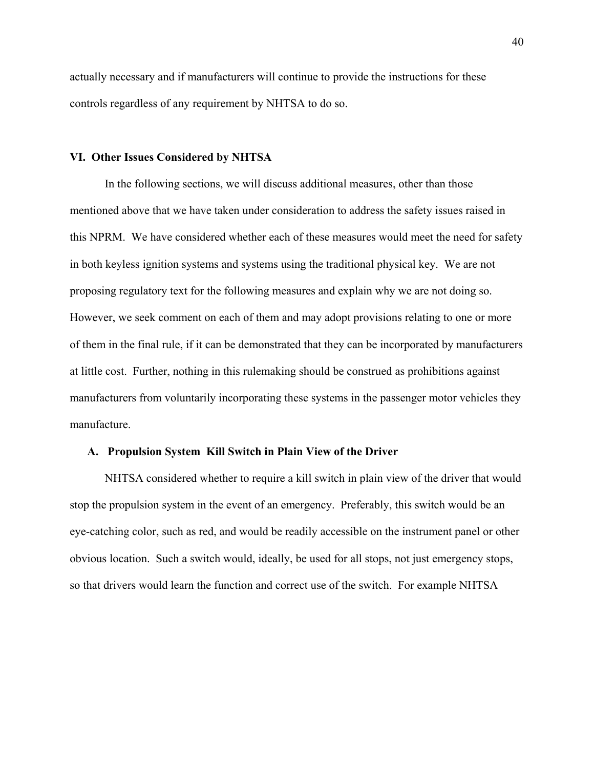actually necessary and if manufacturers will continue to provide the instructions for these controls regardless of any requirement by NHTSA to do so.

## VI. Other Issues Considered by NHTSA

In the following sections, we will discuss additional measures, other than those mentioned above that we have taken under consideration to address the safety issues raised in this NPRM. We have considered whether each of these measures would meet the need for safety in both keyless ignition systems and systems using the traditional physical key. We are not proposing regulatory text for the following measures and explain why we are not doing so. However, we seek comment on each of them and may adopt provisions relating to one or more of them in the final rule, if it can be demonstrated that they can be incorporated by manufacturers at little cost. Further, nothing in this rulemaking should be construed as prohibitions against manufacturers from voluntarily incorporating these systems in the passenger motor vehicles they manufacture.

### A. Propulsion System Kill Switch in Plain View of the Driver

NHTSA considered whether to require a kill switch in plain view of the driver that would stop the propulsion system in the event of an emergency. Preferably, this switch would be an eye-catching color, such as red, and would be readily accessible on the instrument panel or other obvious location. Such a switch would, ideally, be used for all stops, not just emergency stops, so that drivers would learn the function and correct use of the switch. For example NHTSA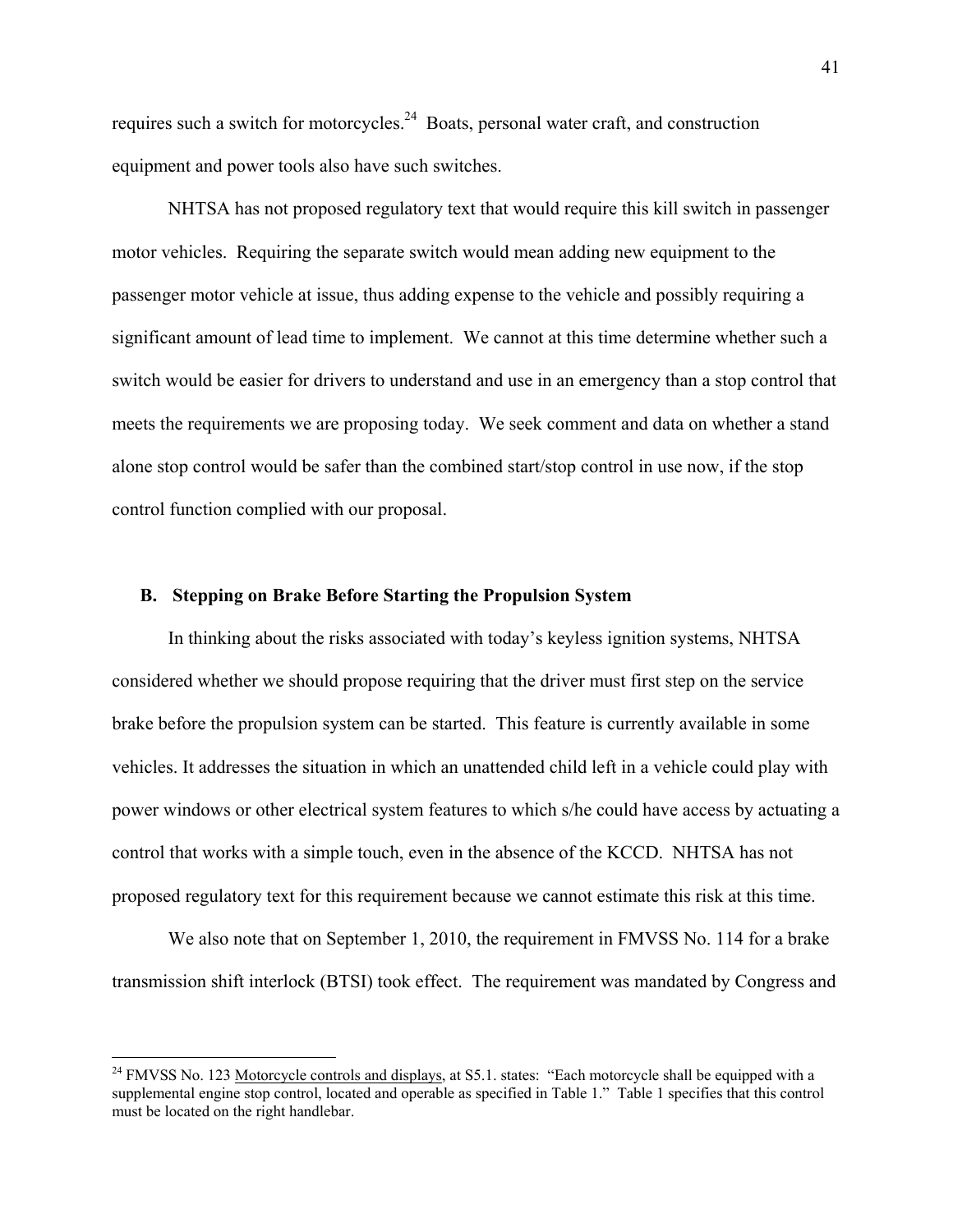requires such a switch for motorcycles.[24] Boats, personal water craft, and construction equipment and power tools also have such switches.

NHTSA has not proposed regulatory text that would require this kill switch in passenger motor vehicles. Requiring the separate switch would mean adding new equipment to the passenger motor vehicle at issue, thus adding expense to the vehicle and possibly requiring a significant amount of lead time to implement. We cannot at this time determine whether such a switch would be easier for drivers to understand and use in an emergency than a stop control that meets the requirements we are proposing today. We seek comment and data on whether a stand alone stop control would be safer than the combined start/stop control in use now, if the stop control function complied with our proposal.

### B. Stepping on Brake Before Starting the Propulsion System

In thinking about the risks associated with today's keyless ignition systems, NHTSA considered whether we should propose requiring that the driver must first step on the service brake before the propulsion system can be started. This feature is currently available in some vehicles. It addresses the situation in which an unattended child left in a vehicle could play with power windows or other electrical system features to which s/he could have access by actuating a control that works with a simple touch, even in the absence of the KCCD. NHTSA has not proposed regulatory text for this requirement because we cannot estimate this risk at this time.

We also note that on September 1, 2010, the requirement in FMVSS No. 114 for a brake transmission shift interlock (BTSI) took effect. The requirement was mandated by Congress and

---

[24] FMVSS No. 123 Motorcycle controls and displays, at S5.1. states: "Each motorcycle shall be equipped with a supplemental engine stop control, located and operable as specified in Table 1." Table 1 specifies that this control must be located on the right handlebar.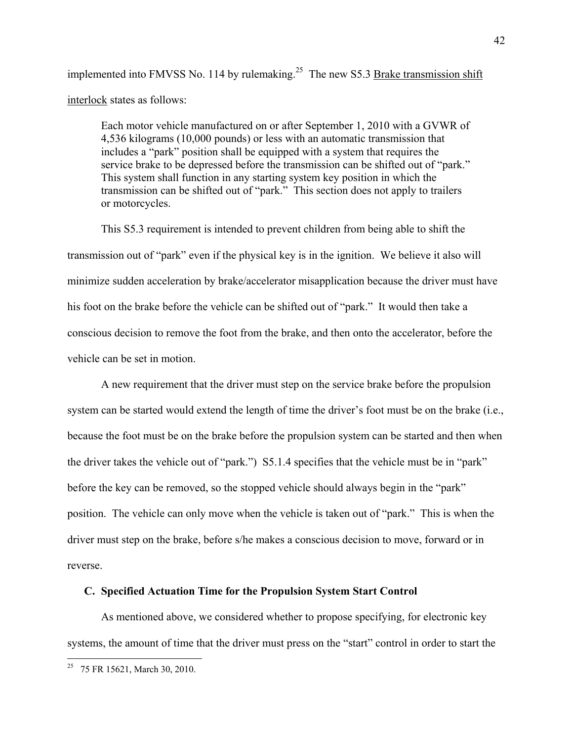implemented into FMVSS No. 114 by rulemaking.[25] The new S5.3 Brake transmission shift interlock states as follows:

> Each motor vehicle manufactured on or after September 1, 2010 with a GVWR of 4,536 kilograms (10,000 pounds) or less with an automatic transmission that includes a "park" position shall be equipped with a system that requires the service brake to be depressed before the transmission can be shifted out of "park." This system shall function in any starting system key position in which the transmission can be shifted out of "park." This section does not apply to trailers or motorcycles.

This S5.3 requirement is intended to prevent children from being able to shift the transmission out of "park" even if the physical key is in the ignition. We believe it also will minimize sudden acceleration by brake/accelerator misapplication because the driver must have his foot on the brake before the vehicle can be shifted out of "park." It would then take a conscious decision to remove the foot from the brake, and then onto the accelerator, before the vehicle can be set in motion.

A new requirement that the driver must step on the service brake before the propulsion system can be started would extend the length of time the driver's foot must be on the brake (i.e., because the foot must be on the brake before the propulsion system can be started and then when the driver takes the vehicle out of "park.") S5.1.4 specifies that the vehicle must be in "park" before the key can be removed, so the stopped vehicle should always begin in the "park" position. The vehicle can only move when the vehicle is taken out of "park." This is when the driver must step on the brake, before s/he makes a conscious decision to move, forward or in reverse.

### C. Specified Actuation Time for the Propulsion System Start Control

As mentioned above, we considered whether to propose specifying, for electronic key systems, the amount of time that the driver must press on the "start" control in order to start the

---

[25] 75 FR 15621, March 30, 2010.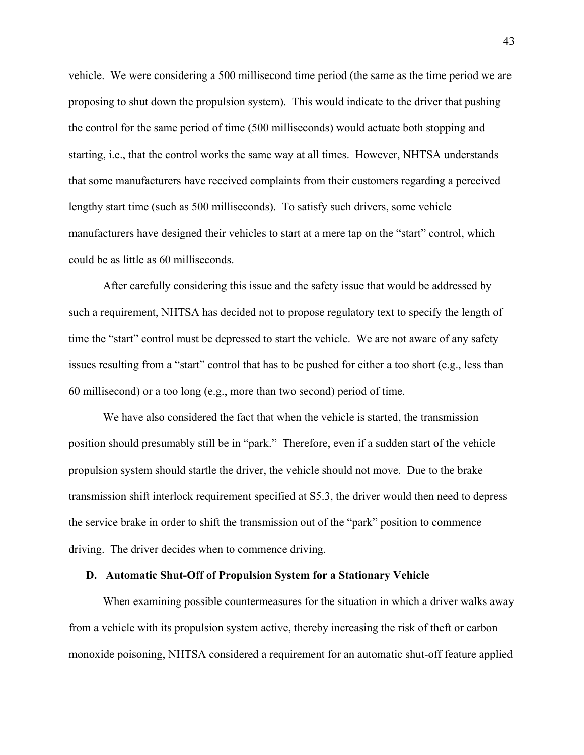vehicle. We were considering a 500 millisecond time period (the same as the time period we are proposing to shut down the propulsion system). This would indicate to the driver that pushing the control for the same period of time (500 milliseconds) would actuate both stopping and starting, i.e., that the control works the same way at all times. However, NHTSA understands that some manufacturers have received complaints from their customers regarding a perceived lengthy start time (such as 500 milliseconds). To satisfy such drivers, some vehicle manufacturers have designed their vehicles to start at a mere tap on the "start" control, which could be as little as 60 milliseconds.

After carefully considering this issue and the safety issue that would be addressed by such a requirement, NHTSA has decided not to propose regulatory text to specify the length of time the "start" control must be depressed to start the vehicle. We are not aware of any safety issues resulting from a "start" control that has to be pushed for either a too short (e.g., less than 60 millisecond) or a too long (e.g., more than two second) period of time.

We have also considered the fact that when the vehicle is started, the transmission position should presumably still be in "park." Therefore, even if a sudden start of the vehicle propulsion system should startle the driver, the vehicle should not move. Due to the brake transmission shift interlock requirement specified at S5.3, the driver would then need to depress the service brake in order to shift the transmission out of the "park" position to commence driving. The driver decides when to commence driving.

### D. Automatic Shut-Off of Propulsion System for a Stationary Vehicle

When examining possible countermeasures for the situation in which a driver walks away from a vehicle with its propulsion system active, thereby increasing the risk of theft or carbon monoxide poisoning, NHTSA considered a requirement for an automatic shut-off feature applied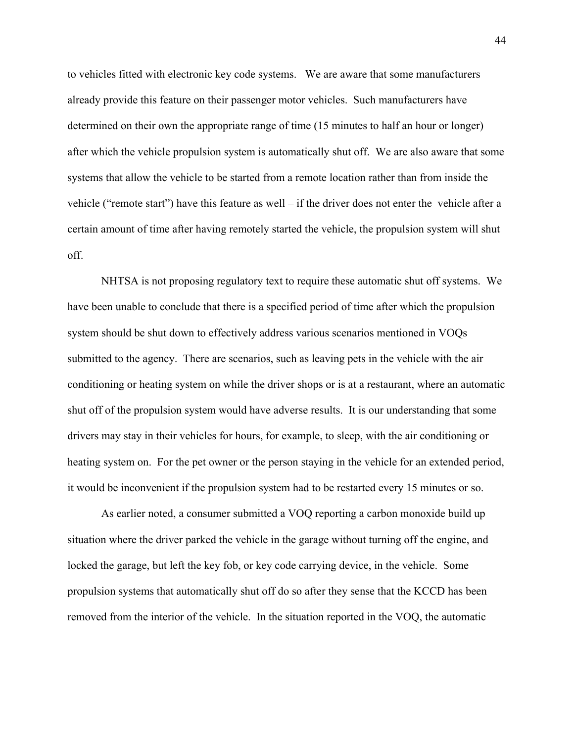to vehicles fitted with electronic key code systems. We are aware that some manufacturers already provide this feature on their passenger motor vehicles. Such manufacturers have determined on their own the appropriate range of time (15 minutes to half an hour or longer) after which the vehicle propulsion system is automatically shut off. We are also aware that some systems that allow the vehicle to be started from a remote location rather than from inside the vehicle ("remote start") have this feature as well – if the driver does not enter the vehicle after a certain amount of time after having remotely started the vehicle, the propulsion system will shut off.

NHTSA is not proposing regulatory text to require these automatic shut off systems. We have been unable to conclude that there is a specified period of time after which the propulsion system should be shut down to effectively address various scenarios mentioned in VOQs submitted to the agency. There are scenarios, such as leaving pets in the vehicle with the air conditioning or heating system on while the driver shops or is at a restaurant, where an automatic shut off of the propulsion system would have adverse results. It is our understanding that some drivers may stay in their vehicles for hours, for example, to sleep, with the air conditioning or heating system on. For the pet owner or the person staying in the vehicle for an extended period, it would be inconvenient if the propulsion system had to be restarted every 15 minutes or so.

As earlier noted, a consumer submitted a VOQ reporting a carbon monoxide build up situation where the driver parked the vehicle in the garage without turning off the engine, and locked the garage, but left the key fob, or key code carrying device, in the vehicle. Some propulsion systems that automatically shut off do so after they sense that the KCCD has been removed from the interior of the vehicle. In the situation reported in the VOQ, the automatic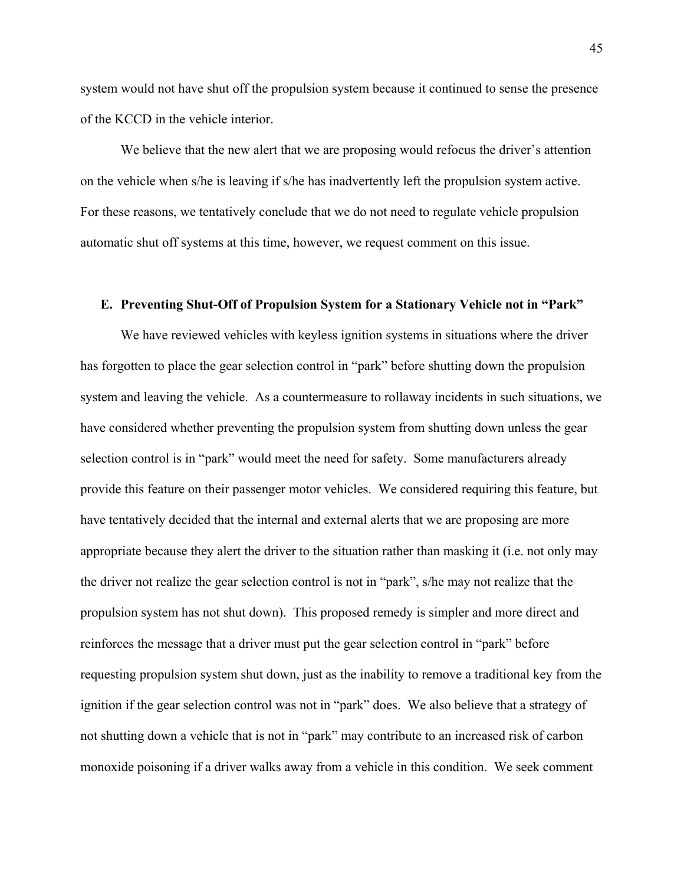system would not have shut off the propulsion system because it continued to sense the presence of the KCCD in the vehicle interior.

We believe that the new alert that we are proposing would refocus the driver's attention on the vehicle when s/he is leaving if s/he has inadvertently left the propulsion system active. For these reasons, we tentatively conclude that we do not need to regulate vehicle propulsion automatic shut off systems at this time, however, we request comment on this issue.

## E. Preventing Shut-Off of Propulsion System for a Stationary Vehicle not in "Park"

We have reviewed vehicles with keyless ignition systems in situations where the driver has forgotten to place the gear selection control in "park" before shutting down the propulsion system and leaving the vehicle. As a countermeasure to rollaway incidents in such situations, we have considered whether preventing the propulsion system from shutting down unless the gear selection control is in "park" would meet the need for safety. Some manufacturers already provide this feature on their passenger motor vehicles. We considered requiring this feature, but have tentatively decided that the internal and external alerts that we are proposing are more appropriate because they alert the driver to the situation rather than masking it (i.e. not only may the driver not realize the gear selection control is not in "park", s/he may not realize that the propulsion system has not shut down). This proposed remedy is simpler and more direct and reinforces the message that a driver must put the gear selection control in "park" before requesting propulsion system shut down, just as the inability to remove a traditional key from the ignition if the gear selection control was not in "park" does. We also believe that a strategy of not shutting down a vehicle that is not in "park" may contribute to an increased risk of carbon monoxide poisoning if a driver walks away from a vehicle in this condition. We seek comment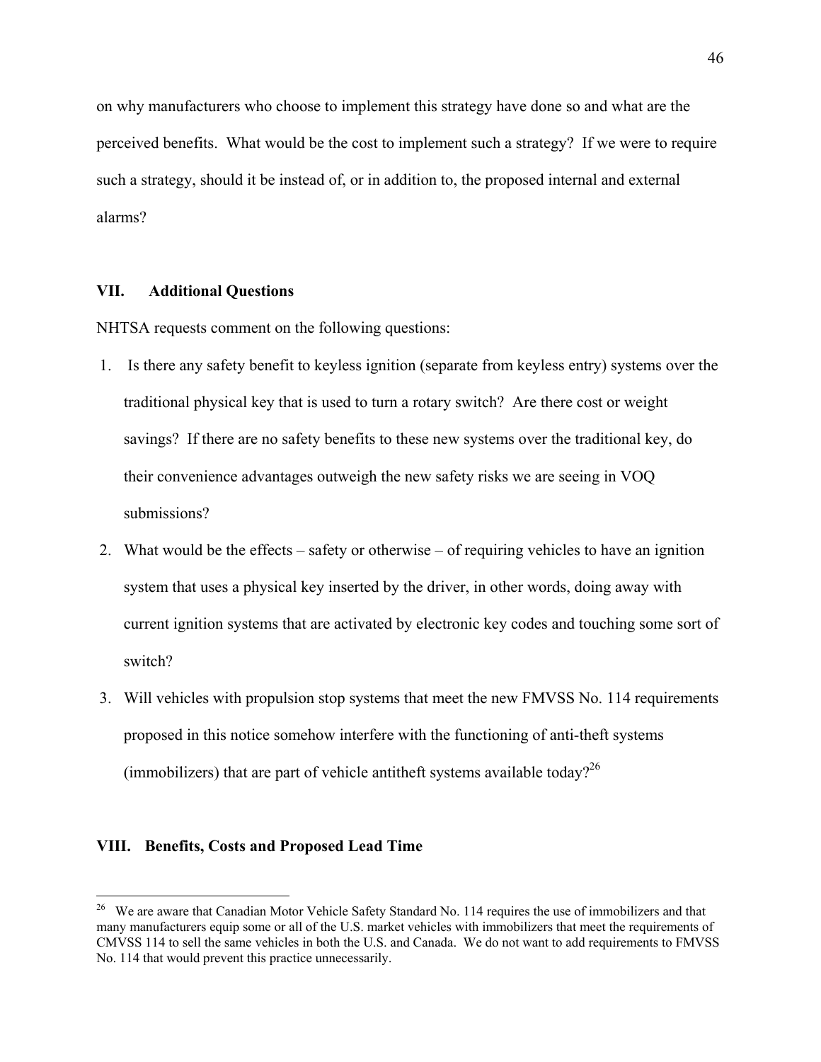on why manufacturers who choose to implement this strategy have done so and what are the perceived benefits. What would be the cost to implement such a strategy? If we were to require such a strategy, should it be instead of, or in addition to, the proposed internal and external alarms?

## VII. Additional Questions

NHTSA requests comment on the following questions:

1. Is there any safety benefit to keyless ignition (separate from keyless entry) systems over the traditional physical key that is used to turn a rotary switch? Are there cost or weight savings? If there are no safety benefits to these new systems over the traditional key, do their convenience advantages outweigh the new safety risks we are seeing in VOQ submissions?
2. What would be the effects – safety or otherwise – of requiring vehicles to have an ignition system that uses a physical key inserted by the driver, in other words, doing away with current ignition systems that are activated by electronic key codes and touching some sort of switch?
3. Will vehicles with propulsion stop systems that meet the new FMVSS No. 114 requirements proposed in this notice somehow interfere with the functioning of anti-theft systems (immobilizers) that are part of vehicle antitheft systems available today?[26]

## VIII. Benefits, Costs and Proposed Lead Time

[26] We are aware that Canadian Motor Vehicle Safety Standard No. 114 requires the use of immobilizers and that many manufacturers equip some or all of the U.S. market vehicles with immobilizers that meet the requirements of CMVSS 114 to sell the same vehicles in both the U.S. and Canada. We do not want to add requirements to FMVSS No. 114 that would prevent this practice unnecessarily.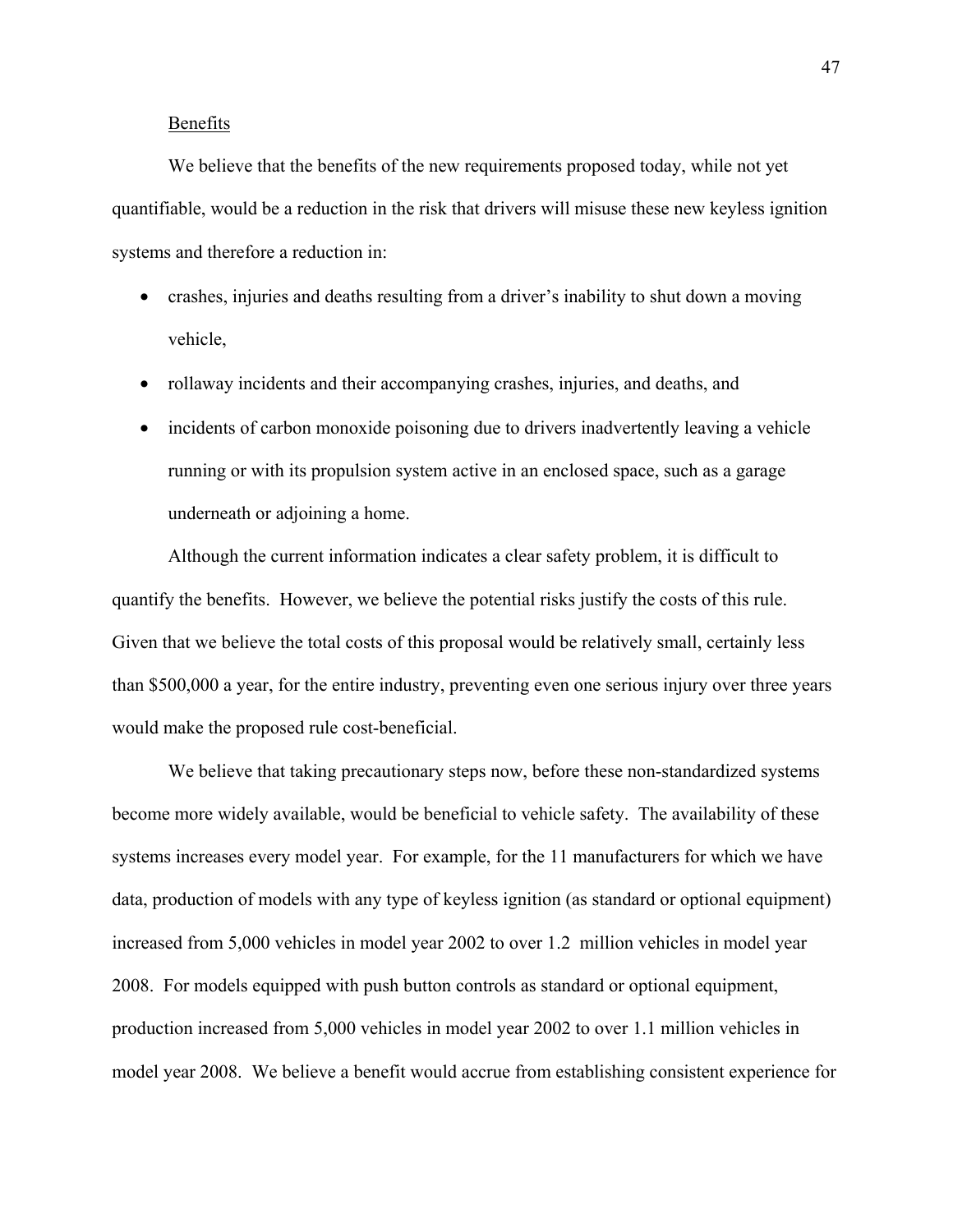Benefits

We believe that the benefits of the new requirements proposed today, while not yet quantifiable, would be a reduction in the risk that drivers will misuse these new keyless ignition systems and therefore a reduction in:

- crashes, injuries and deaths resulting from a driver's inability to shut down a moving vehicle,
- rollaway incidents and their accompanying crashes, injuries, and deaths, and
- incidents of carbon monoxide poisoning due to drivers inadvertently leaving a vehicle running or with its propulsion system active in an enclosed space, such as a garage underneath or adjoining a home.

Although the current information indicates a clear safety problem, it is difficult to quantify the benefits. However, we believe the potential risks justify the costs of this rule. Given that we believe the total costs of this proposal would be relatively small, certainly less than $500,000 a year, for the entire industry, preventing even one serious injury over three years would make the proposed rule cost-beneficial.

We believe that taking precautionary steps now, before these non-standardized systems become more widely available, would be beneficial to vehicle safety. The availability of these systems increases every model year. For example, for the 11 manufacturers for which we have data, production of models with any type of keyless ignition (as standard or optional equipment) increased from 5,000 vehicles in model year 2002 to over 1.2 million vehicles in model year 2008. For models equipped with push button controls as standard or optional equipment, production increased from 5,000 vehicles in model year 2002 to over 1.1 million vehicles in model year 2008. We believe a benefit would accrue from establishing consistent experience for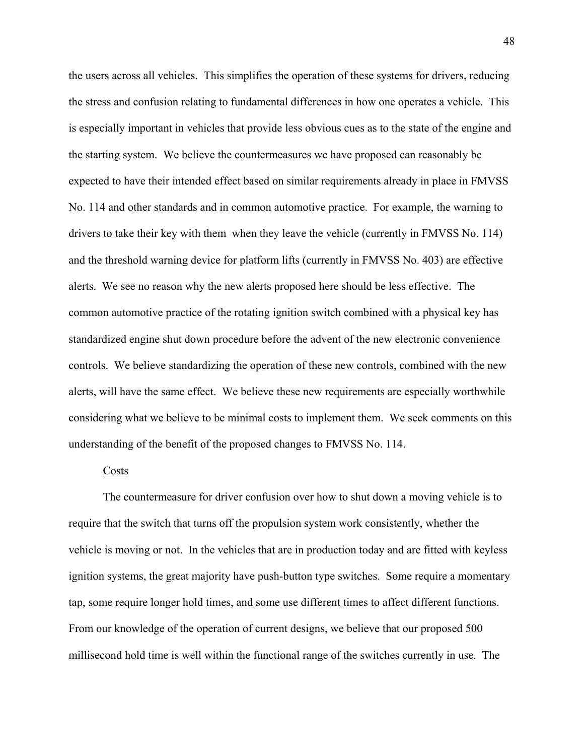the users across all vehicles. This simplifies the operation of these systems for drivers, reducing the stress and confusion relating to fundamental differences in how one operates a vehicle. This is especially important in vehicles that provide less obvious cues as to the state of the engine and the starting system. We believe the countermeasures we have proposed can reasonably be expected to have their intended effect based on similar requirements already in place in FMVSS No. 114 and other standards and in common automotive practice. For example, the warning to drivers to take their key with them when they leave the vehicle (currently in FMVSS No. 114) and the threshold warning device for platform lifts (currently in FMVSS No. 403) are effective alerts. We see no reason why the new alerts proposed here should be less effective. The common automotive practice of the rotating ignition switch combined with a physical key has standardized engine shut down procedure before the advent of the new electronic convenience controls. We believe standardizing the operation of these new controls, combined with the new alerts, will have the same effect. We believe these new requirements are especially worthwhile considering what we believe to be minimal costs to implement them. We seek comments on this understanding of the benefit of the proposed changes to FMVSS No. 114.

<u>Costs</u>

The countermeasure for driver confusion over how to shut down a moving vehicle is to require that the switch that turns off the propulsion system work consistently, whether the vehicle is moving or not. In the vehicles that are in production today and are fitted with keyless ignition systems, the great majority have push-button type switches. Some require a momentary tap, some require longer hold times, and some use different times to affect different functions. From our knowledge of the operation of current designs, we believe that our proposed 500 millisecond hold time is well within the functional range of the switches currently in use. The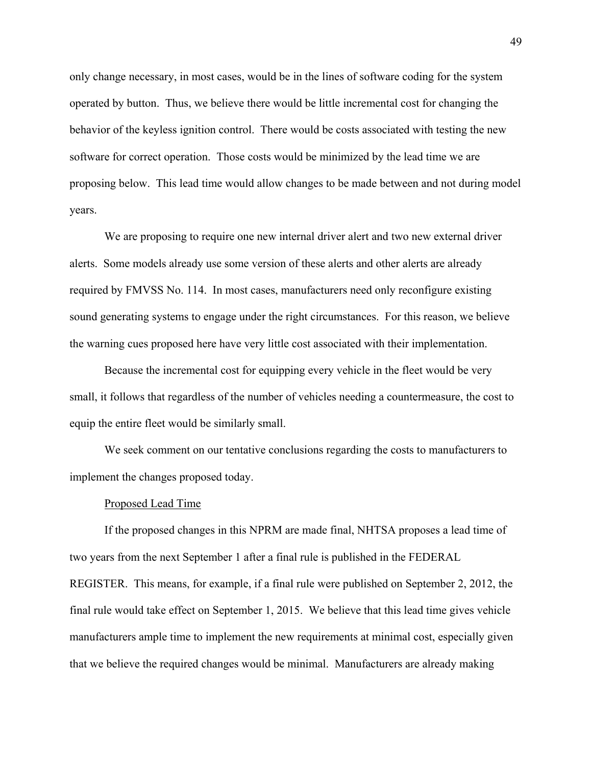only change necessary, in most cases, would be in the lines of software coding for the system operated by button. Thus, we believe there would be little incremental cost for changing the behavior of the keyless ignition control. There would be costs associated with testing the new software for correct operation. Those costs would be minimized by the lead time we are proposing below. This lead time would allow changes to be made between and not during model years.

We are proposing to require one new internal driver alert and two new external driver alerts. Some models already use some version of these alerts and other alerts are already required by FMVSS No. 114. In most cases, manufacturers need only reconfigure existing sound generating systems to engage under the right circumstances. For this reason, we believe the warning cues proposed here have very little cost associated with their implementation.

Because the incremental cost for equipping every vehicle in the fleet would be very small, it follows that regardless of the number of vehicles needing a countermeasure, the cost to equip the entire fleet would be similarly small.

We seek comment on our tentative conclusions regarding the costs to manufacturers to implement the changes proposed today.

Proposed Lead Time

If the proposed changes in this NPRM are made final, NHTSA proposes a lead time of two years from the next September 1 after a final rule is published in the FEDERAL REGISTER. This means, for example, if a final rule were published on September 2, 2012, the final rule would take effect on September 1, 2015. We believe that this lead time gives vehicle manufacturers ample time to implement the new requirements at minimal cost, especially given that we believe the required changes would be minimal. Manufacturers are already making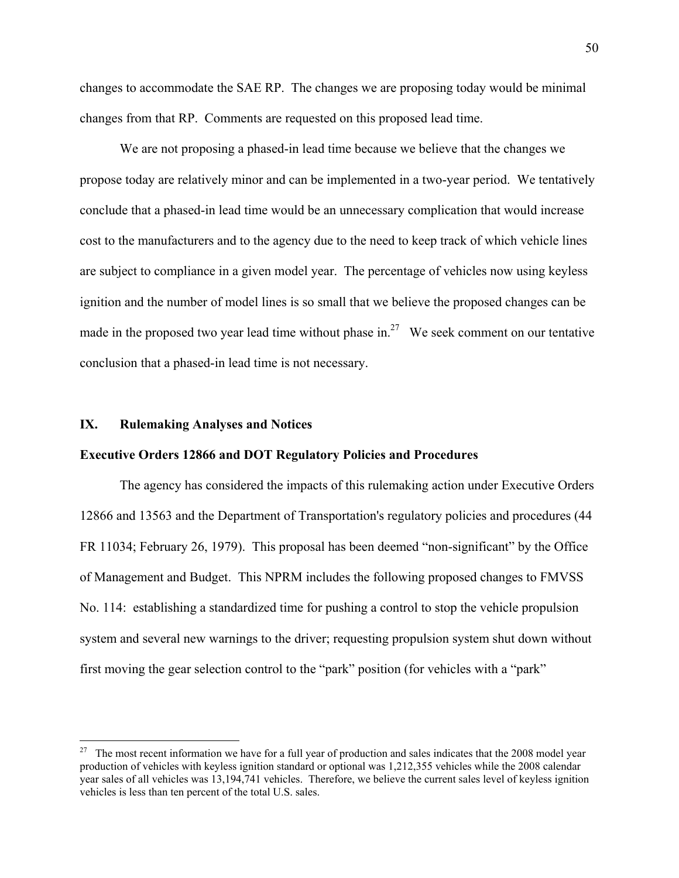changes to accommodate the SAE RP. The changes we are proposing today would be minimal changes from that RP. Comments are requested on this proposed lead time.

We are not proposing a phased-in lead time because we believe that the changes we propose today are relatively minor and can be implemented in a two-year period. We tentatively conclude that a phased-in lead time would be an unnecessary complication that would increase cost to the manufacturers and to the agency due to the need to keep track of which vehicle lines are subject to compliance in a given model year. The percentage of vehicles now using keyless ignition and the number of model lines is so small that we believe the proposed changes can be made in the proposed two year lead time without phase in.[27] We seek comment on our tentative conclusion that a phased-in lead time is not necessary.

## IX. Rulemaking Analyses and Notices

### Executive Orders 12866 and DOT Regulatory Policies and Procedures

The agency has considered the impacts of this rulemaking action under Executive Orders 12866 and 13563 and the Department of Transportation's regulatory policies and procedures (44 FR 11034; February 26, 1979). This proposal has been deemed "non-significant" by the Office of Management and Budget. This NPRM includes the following proposed changes to FMVSS No. 114: establishing a standardized time for pushing a control to stop the vehicle propulsion system and several new warnings to the driver; requesting propulsion system shut down without first moving the gear selection control to the "park" position (for vehicles with a "park"

---

[27] The most recent information we have for a full year of production and sales indicates that the 2008 model year production of vehicles with keyless ignition standard or optional was 1,212,355 vehicles while the 2008 calendar year sales of all vehicles was 13,194,741 vehicles. Therefore, we believe the current sales level of keyless ignition vehicles is less than ten percent of the total U.S. sales.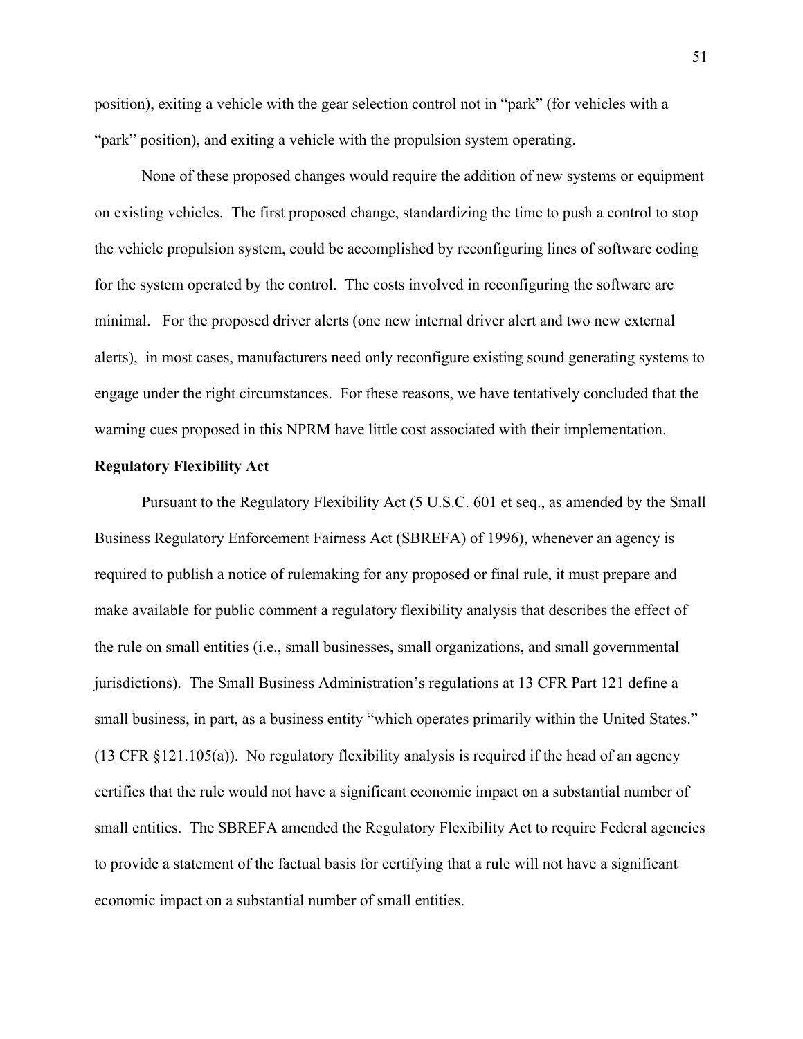position), exiting a vehicle with the gear selection control not in "park" (for vehicles with a "park" position), and exiting a vehicle with the propulsion system operating.

None of these proposed changes would require the addition of new systems or equipment on existing vehicles. The first proposed change, standardizing the time to push a control to stop the vehicle propulsion system, could be accomplished by reconfiguring lines of software coding for the system operated by the control. The costs involved in reconfiguring the software are minimal. For the proposed driver alerts (one new internal driver alert and two new external alerts), in most cases, manufacturers need only reconfigure existing sound generating systems to engage under the right circumstances. For these reasons, we have tentatively concluded that the warning cues proposed in this NPRM have little cost associated with their implementation.

**Regulatory Flexibility Act**

Pursuant to the Regulatory Flexibility Act (5 U.S.C. 601 et seq., as amended by the Small Business Regulatory Enforcement Fairness Act (SBREFA) of 1996), whenever an agency is required to publish a notice of rulemaking for any proposed or final rule, it must prepare and make available for public comment a regulatory flexibility analysis that describes the effect of the rule on small entities (i.e., small businesses, small organizations, and small governmental jurisdictions). The Small Business Administration's regulations at 13 CFR Part 121 define a small business, in part, as a business entity "which operates primarily within the United States." (13 CFR §121.105(a)). No regulatory flexibility analysis is required if the head of an agency certifies that the rule would not have a significant economic impact on a substantial number of small entities. The SBREFA amended the Regulatory Flexibility Act to require Federal agencies to provide a statement of the factual basis for certifying that a rule will not have a significant economic impact on a substantial number of small entities.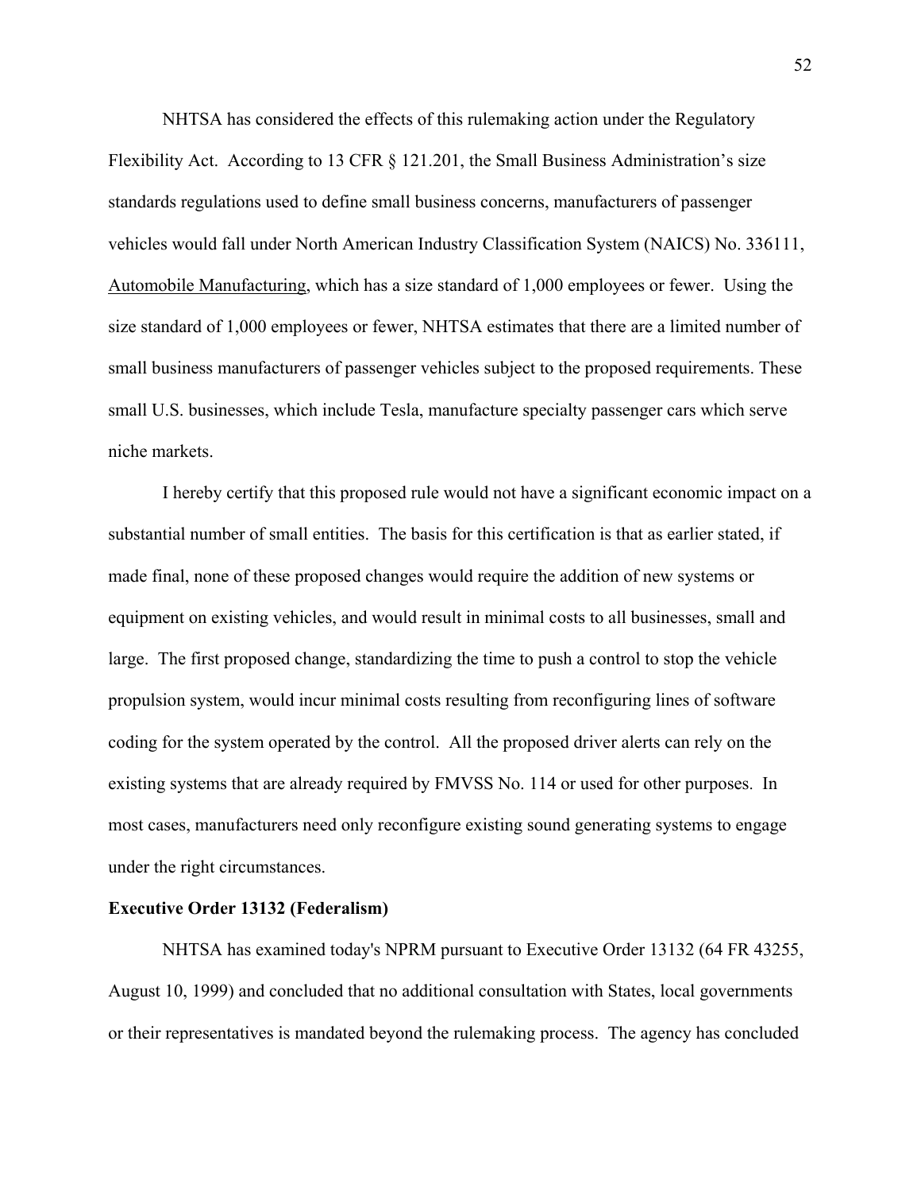NHTSA has considered the effects of this rulemaking action under the Regulatory Flexibility Act. According to 13 CFR § 121.201, the Small Business Administration's size standards regulations used to define small business concerns, manufacturers of passenger vehicles would fall under North American Industry Classification System (NAICS) No. 336111, Automobile Manufacturing, which has a size standard of 1,000 employees or fewer. Using the size standard of 1,000 employees or fewer, NHTSA estimates that there are a limited number of small business manufacturers of passenger vehicles subject to the proposed requirements. These small U.S. businesses, which include Tesla, manufacture specialty passenger cars which serve niche markets.

I hereby certify that this proposed rule would not have a significant economic impact on a substantial number of small entities. The basis for this certification is that as earlier stated, if made final, none of these proposed changes would require the addition of new systems or equipment on existing vehicles, and would result in minimal costs to all businesses, small and large. The first proposed change, standardizing the time to push a control to stop the vehicle propulsion system, would incur minimal costs resulting from reconfiguring lines of software coding for the system operated by the control. All the proposed driver alerts can rely on the existing systems that are already required by FMVSS No. 114 or used for other purposes. In most cases, manufacturers need only reconfigure existing sound generating systems to engage under the right circumstances.

**Executive Order 13132 (Federalism)**

NHTSA has examined today's NPRM pursuant to Executive Order 13132 (64 FR 43255, August 10, 1999) and concluded that no additional consultation with States, local governments or their representatives is mandated beyond the rulemaking process. The agency has concluded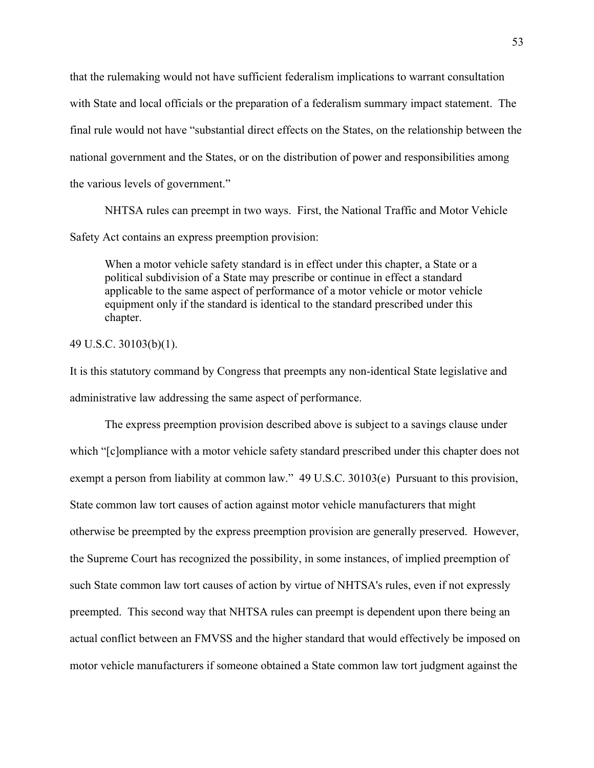that the rulemaking would not have sufficient federalism implications to warrant consultation with State and local officials or the preparation of a federalism summary impact statement. The final rule would not have "substantial direct effects on the States, on the relationship between the national government and the States, or on the distribution of power and responsibilities among the various levels of government."

NHTSA rules can preempt in two ways. First, the National Traffic and Motor Vehicle Safety Act contains an express preemption provision:

> When a motor vehicle safety standard is in effect under this chapter, a State or a political subdivision of a State may prescribe or continue in effect a standard applicable to the same aspect of performance of a motor vehicle or motor vehicle equipment only if the standard is identical to the standard prescribed under this chapter.

49 U.S.C. 30103(b)(1).

It is this statutory command by Congress that preempts any non-identical State legislative and administrative law addressing the same aspect of performance.

The express preemption provision described above is subject to a savings clause under which "[c]ompliance with a motor vehicle safety standard prescribed under this chapter does not exempt a person from liability at common law." 49 U.S.C. 30103(e) Pursuant to this provision, State common law tort causes of action against motor vehicle manufacturers that might otherwise be preempted by the express preemption provision are generally preserved. However, the Supreme Court has recognized the possibility, in some instances, of implied preemption of such State common law tort causes of action by virtue of NHTSA's rules, even if not expressly preempted. This second way that NHTSA rules can preempt is dependent upon there being an actual conflict between an FMVSS and the higher standard that would effectively be imposed on motor vehicle manufacturers if someone obtained a State common law tort judgment against the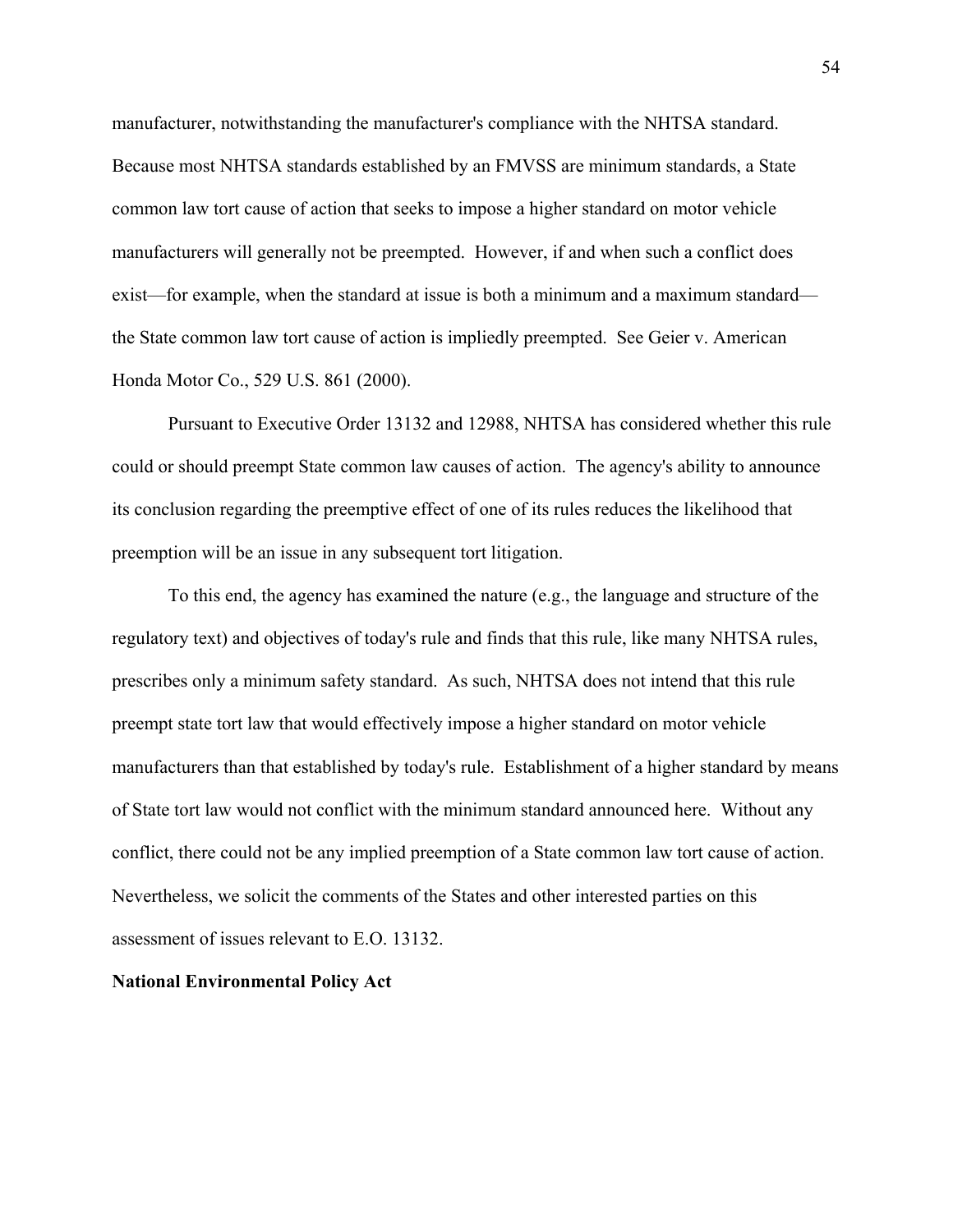manufacturer, notwithstanding the manufacturer's compliance with the NHTSA standard. Because most NHTSA standards established by an FMVSS are minimum standards, a State common law tort cause of action that seeks to impose a higher standard on motor vehicle manufacturers will generally not be preempted. However, if and when such a conflict does exist—for example, when the standard at issue is both a minimum and a maximum standard—the State common law tort cause of action is impliedly preempted. See Geier v. American Honda Motor Co., 529 U.S. 861 (2000).

Pursuant to Executive Order 13132 and 12988, NHTSA has considered whether this rule could or should preempt State common law causes of action. The agency's ability to announce its conclusion regarding the preemptive effect of one of its rules reduces the likelihood that preemption will be an issue in any subsequent tort litigation.

To this end, the agency has examined the nature (e.g., the language and structure of the regulatory text) and objectives of today's rule and finds that this rule, like many NHTSA rules, prescribes only a minimum safety standard. As such, NHTSA does not intend that this rule preempt state tort law that would effectively impose a higher standard on motor vehicle manufacturers than that established by today's rule. Establishment of a higher standard by means of State tort law would not conflict with the minimum standard announced here. Without any conflict, there could not be any implied preemption of a State common law tort cause of action. Nevertheless, we solicit the comments of the States and other interested parties on this assessment of issues relevant to E.O. 13132.

**National Environmental Policy Act**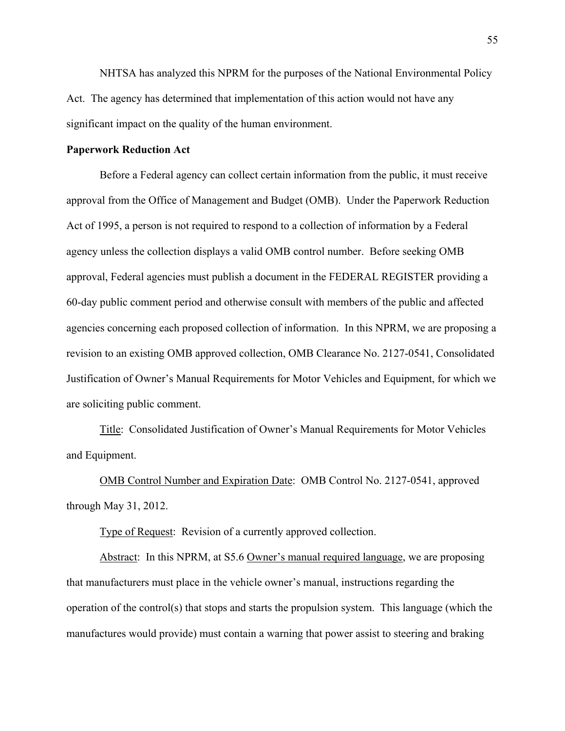NHTSA has analyzed this NPRM for the purposes of the National Environmental Policy Act. The agency has determined that implementation of this action would not have any significant impact on the quality of the human environment.

**Paperwork Reduction Act**

Before a Federal agency can collect certain information from the public, it must receive approval from the Office of Management and Budget (OMB). Under the Paperwork Reduction Act of 1995, a person is not required to respond to a collection of information by a Federal agency unless the collection displays a valid OMB control number. Before seeking OMB approval, Federal agencies must publish a document in the FEDERAL REGISTER providing a 60-day public comment period and otherwise consult with members of the public and affected agencies concerning each proposed collection of information. In this NPRM, we are proposing a revision to an existing OMB approved collection, OMB Clearance No. 2127-0541, Consolidated Justification of Owner's Manual Requirements for Motor Vehicles and Equipment, for which we are soliciting public comment.

Title: Consolidated Justification of Owner's Manual Requirements for Motor Vehicles and Equipment.

OMB Control Number and Expiration Date: OMB Control No. 2127-0541, approved through May 31, 2012.

Type of Request: Revision of a currently approved collection.

Abstract: In this NPRM, at S5.6 Owner's manual required language, we are proposing that manufacturers must place in the vehicle owner's manual, instructions regarding the operation of the control(s) that stops and starts the propulsion system. This language (which the manufactures would provide) must contain a warning that power assist to steering and braking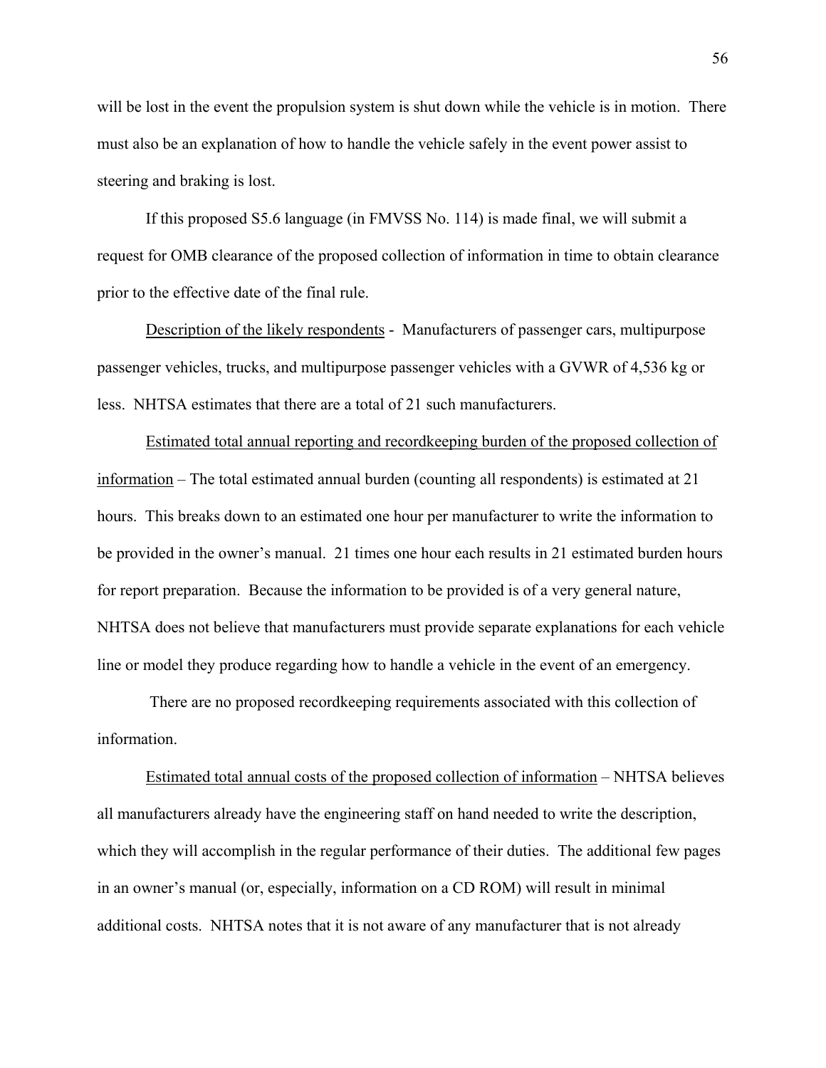will be lost in the event the propulsion system is shut down while the vehicle is in motion. There must also be an explanation of how to handle the vehicle safely in the event power assist to steering and braking is lost.

If this proposed S5.6 language (in FMVSS No. 114) is made final, we will submit a request for OMB clearance of the proposed collection of information in time to obtain clearance prior to the effective date of the final rule.

<u>Description of the likely respondents</u> - Manufacturers of passenger cars, multipurpose passenger vehicles, trucks, and multipurpose passenger vehicles with a GVWR of 4,536 kg or less. NHTSA estimates that there are a total of 21 such manufacturers.

<u>Estimated total annual reporting and recordkeeping burden of the proposed collection of information</u> – The total estimated annual burden (counting all respondents) is estimated at 21 hours. This breaks down to an estimated one hour per manufacturer to write the information to be provided in the owner's manual. 21 times one hour each results in 21 estimated burden hours for report preparation. Because the information to be provided is of a very general nature, NHTSA does not believe that manufacturers must provide separate explanations for each vehicle line or model they produce regarding how to handle a vehicle in the event of an emergency.

There are no proposed recordkeeping requirements associated with this collection of information.

<u>Estimated total annual costs of the proposed collection of information</u> – NHTSA believes all manufacturers already have the engineering staff on hand needed to write the description, which they will accomplish in the regular performance of their duties. The additional few pages in an owner's manual (or, especially, information on a CD ROM) will result in minimal additional costs. NHTSA notes that it is not aware of any manufacturer that is not already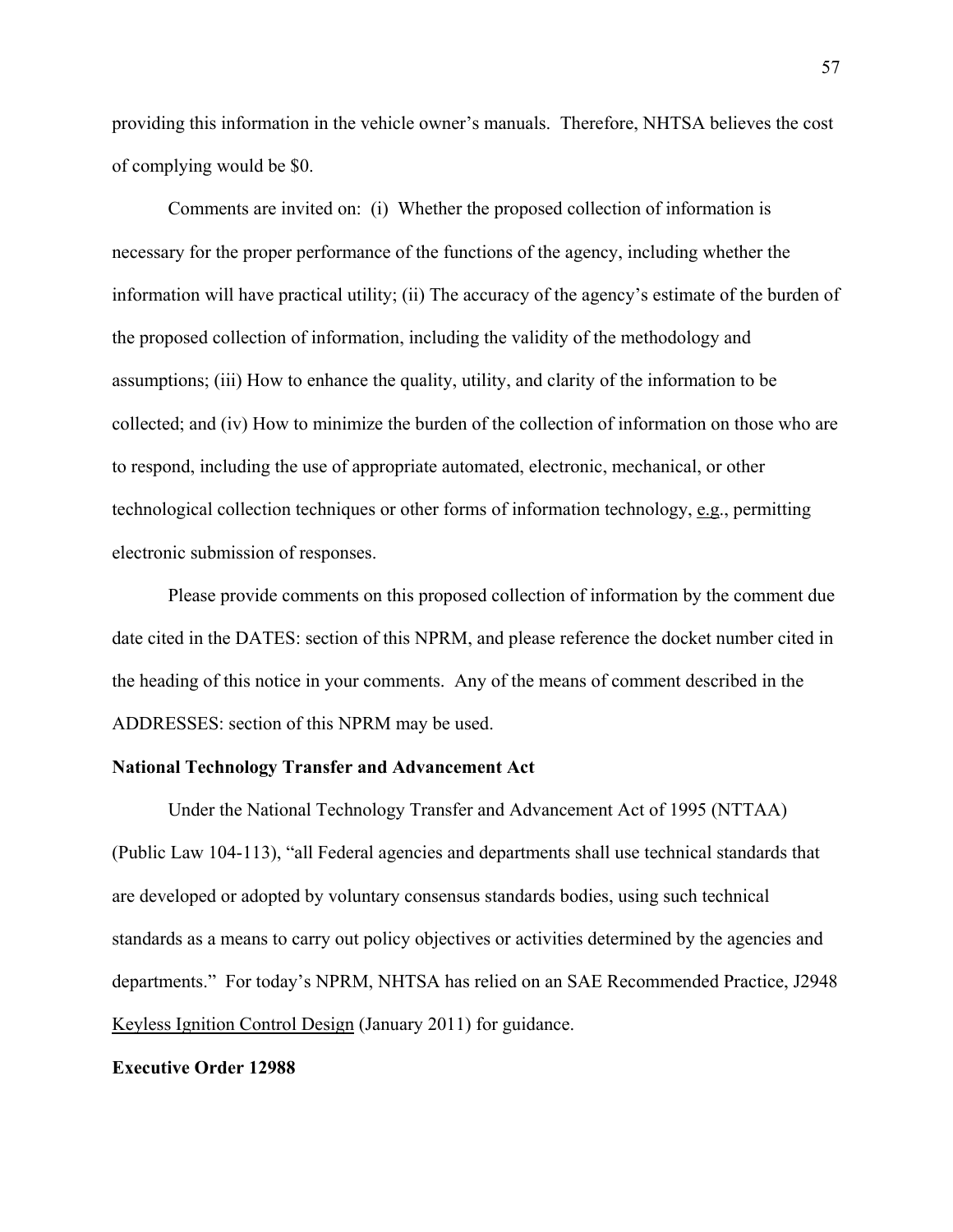providing this information in the vehicle owner's manuals. Therefore, NHTSA believes the cost of complying would be $0.

Comments are invited on: (i) Whether the proposed collection of information is necessary for the proper performance of the functions of the agency, including whether the information will have practical utility; (ii) The accuracy of the agency's estimate of the burden of the proposed collection of information, including the validity of the methodology and assumptions; (iii) How to enhance the quality, utility, and clarity of the information to be collected; and (iv) How to minimize the burden of the collection of information on those who are to respond, including the use of appropriate automated, electronic, mechanical, or other technological collection techniques or other forms of information technology, e.g., permitting electronic submission of responses.

Please provide comments on this proposed collection of information by the comment due date cited in the DATES: section of this NPRM, and please reference the docket number cited in the heading of this notice in your comments. Any of the means of comment described in the ADDRESSES: section of this NPRM may be used.

**National Technology Transfer and Advancement Act**

Under the National Technology Transfer and Advancement Act of 1995 (NTTAA) (Public Law 104-113), "all Federal agencies and departments shall use technical standards that are developed or adopted by voluntary consensus standards bodies, using such technical standards as a means to carry out policy objectives or activities determined by the agencies and departments." For today's NPRM, NHTSA has relied on an SAE Recommended Practice, J2948 Keyless Ignition Control Design (January 2011) for guidance.

**Executive Order 12988**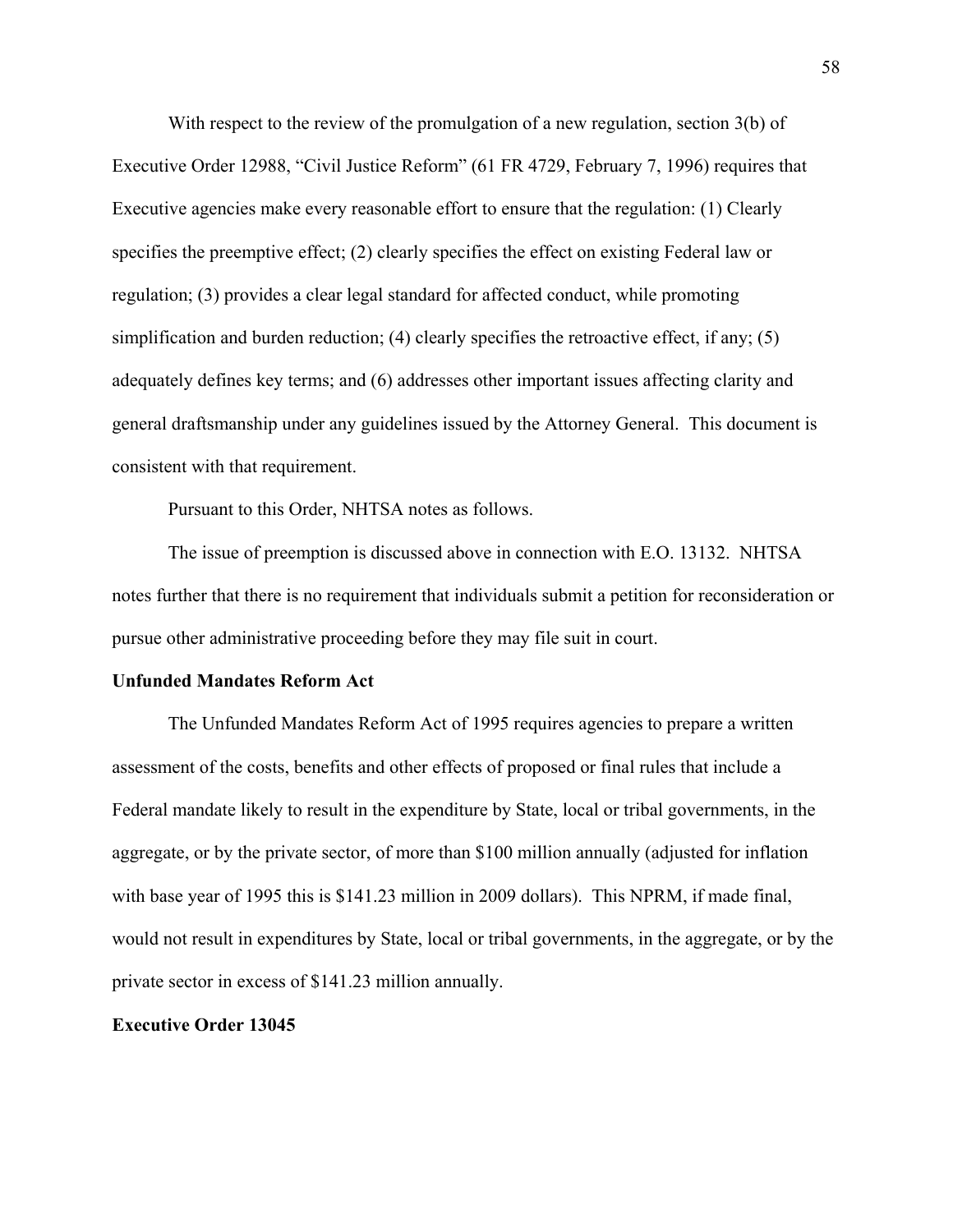With respect to the review of the promulgation of a new regulation, section 3(b) of Executive Order 12988, "Civil Justice Reform" (61 FR 4729, February 7, 1996) requires that Executive agencies make every reasonable effort to ensure that the regulation: (1) Clearly specifies the preemptive effect; (2) clearly specifies the effect on existing Federal law or regulation; (3) provides a clear legal standard for affected conduct, while promoting simplification and burden reduction; (4) clearly specifies the retroactive effect, if any; (5) adequately defines key terms; and (6) addresses other important issues affecting clarity and general draftsmanship under any guidelines issued by the Attorney General. This document is consistent with that requirement.

Pursuant to this Order, NHTSA notes as follows.

The issue of preemption is discussed above in connection with E.O. 13132. NHTSA notes further that there is no requirement that individuals submit a petition for reconsideration or pursue other administrative proceeding before they may file suit in court.

**Unfunded Mandates Reform Act**

The Unfunded Mandates Reform Act of 1995 requires agencies to prepare a written assessment of the costs, benefits and other effects of proposed or final rules that include a Federal mandate likely to result in the expenditure by State, local or tribal governments, in the aggregate, or by the private sector, of more than $100 million annually (adjusted for inflation with base year of 1995 this is $141.23 million in 2009 dollars). This NPRM, if made final, would not result in expenditures by State, local or tribal governments, in the aggregate, or by the private sector in excess of $141.23 million annually.

**Executive Order 13045**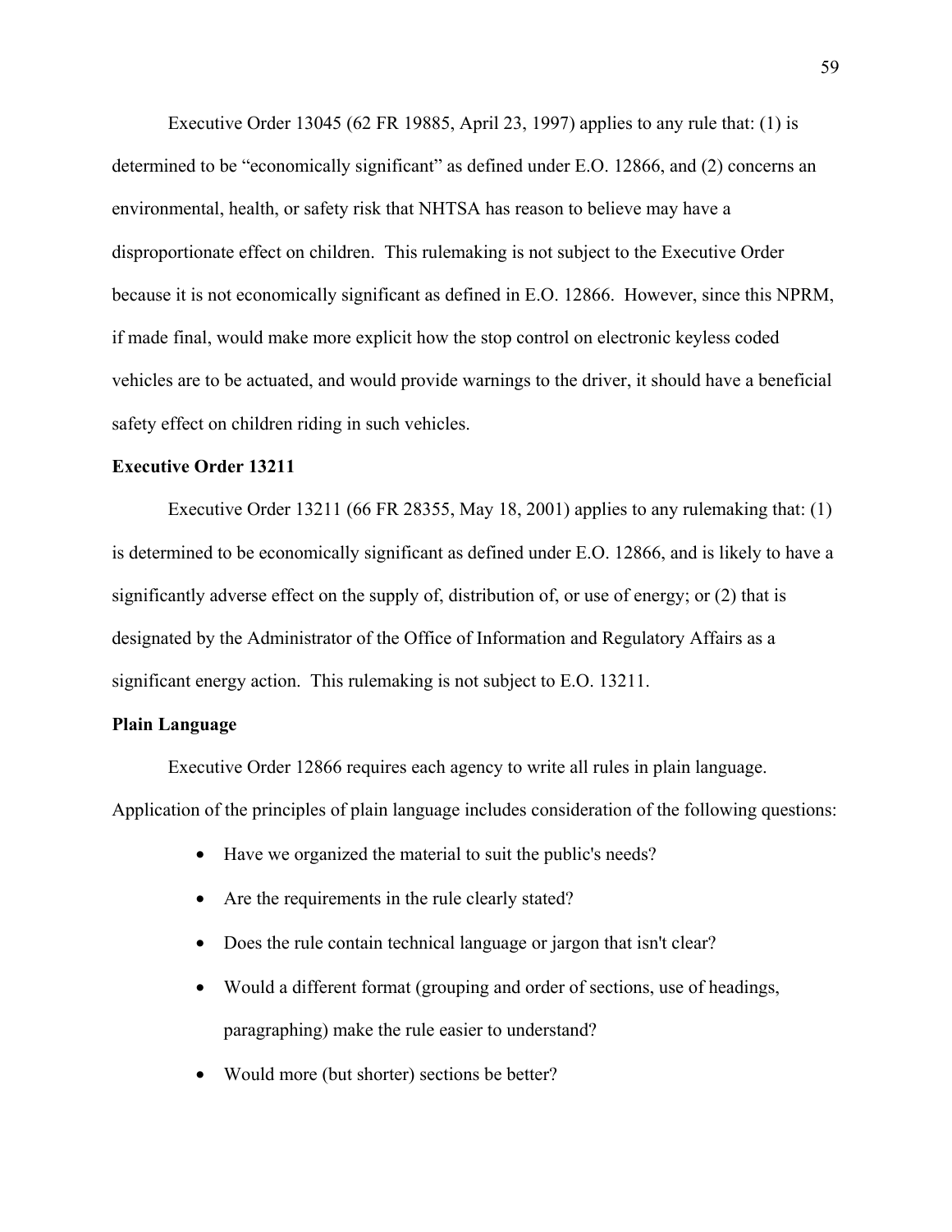Executive Order 13045 (62 FR 19885, April 23, 1997) applies to any rule that: (1) is determined to be "economically significant" as defined under E.O. 12866, and (2) concerns an environmental, health, or safety risk that NHTSA has reason to believe may have a disproportionate effect on children. This rulemaking is not subject to the Executive Order because it is not economically significant as defined in E.O. 12866. However, since this NPRM, if made final, would make more explicit how the stop control on electronic keyless coded vehicles are to be actuated, and would provide warnings to the driver, it should have a beneficial safety effect on children riding in such vehicles.

**Executive Order 13211**

Executive Order 13211 (66 FR 28355, May 18, 2001) applies to any rulemaking that: (1) is determined to be economically significant as defined under E.O. 12866, and is likely to have a significantly adverse effect on the supply of, distribution of, or use of energy; or (2) that is designated by the Administrator of the Office of Information and Regulatory Affairs as a significant energy action. This rulemaking is not subject to E.O. 13211.

**Plain Language**

Executive Order 12866 requires each agency to write all rules in plain language. Application of the principles of plain language includes consideration of the following questions:

- Have we organized the material to suit the public's needs?
- Are the requirements in the rule clearly stated?
- Does the rule contain technical language or jargon that isn't clear?
- Would a different format (grouping and order of sections, use of headings, paragraphing) make the rule easier to understand?
- Would more (but shorter) sections be better?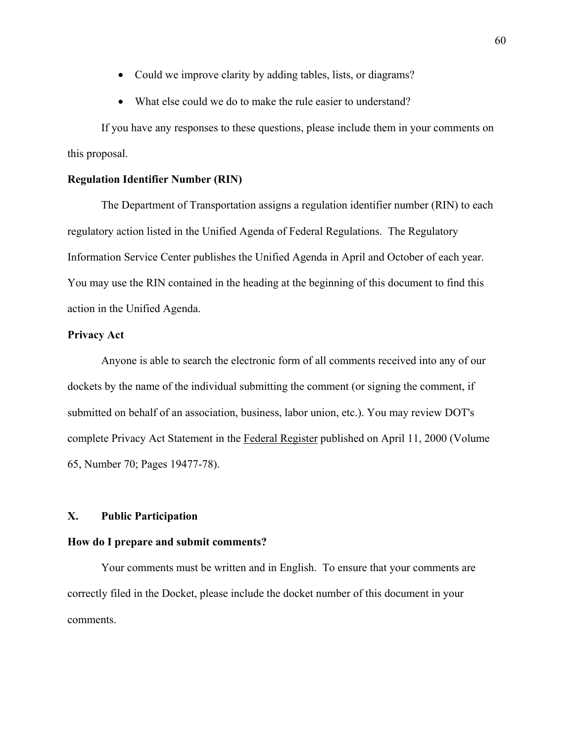- Could we improve clarity by adding tables, lists, or diagrams?
- What else could we do to make the rule easier to understand?

If you have any responses to these questions, please include them in your comments on this proposal.

**Regulation Identifier Number (RIN)**

The Department of Transportation assigns a regulation identifier number (RIN) to each regulatory action listed in the Unified Agenda of Federal Regulations. The Regulatory Information Service Center publishes the Unified Agenda in April and October of each year. You may use the RIN contained in the heading at the beginning of this document to find this action in the Unified Agenda.

**Privacy Act**

Anyone is able to search the electronic form of all comments received into any of our dockets by the name of the individual submitting the comment (or signing the comment, if submitted on behalf of an association, business, labor union, etc.). You may review DOT's complete Privacy Act Statement in the Federal Register published on April 11, 2000 (Volume 65, Number 70; Pages 19477-78).

## X. Public Participation

**How do I prepare and submit comments?**

Your comments must be written and in English. To ensure that your comments are correctly filed in the Docket, please include the docket number of this document in your comments.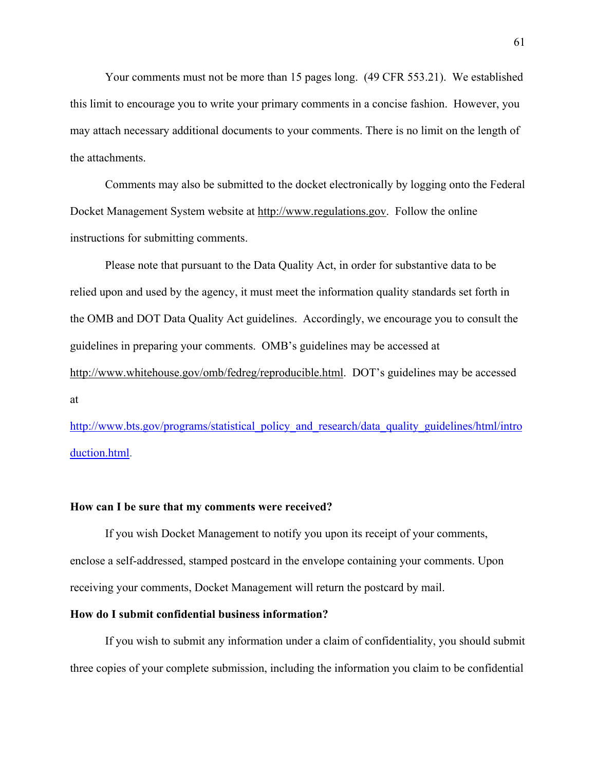Your comments must not be more than 15 pages long. (49 CFR 553.21). We established this limit to encourage you to write your primary comments in a concise fashion. However, you may attach necessary additional documents to your comments. There is no limit on the length of the attachments.

Comments may also be submitted to the docket electronically by logging onto the Federal Docket Management System website at http://www.regulations.gov. Follow the online instructions for submitting comments.

Please note that pursuant to the Data Quality Act, in order for substantive data to be relied upon and used by the agency, it must meet the information quality standards set forth in the OMB and DOT Data Quality Act guidelines. Accordingly, we encourage you to consult the guidelines in preparing your comments. OMB's guidelines may be accessed at http://www.whitehouse.gov/omb/fedreg/reproducible.html. DOT's guidelines may be accessed at http://www.bts.gov/programs/statistical_policy_and_research/data_quality_guidelines/html/introduction.html.

**How can I be sure that my comments were received?**

If you wish Docket Management to notify you upon its receipt of your comments, enclose a self-addressed, stamped postcard in the envelope containing your comments. Upon receiving your comments, Docket Management will return the postcard by mail.

**How do I submit confidential business information?**

If you wish to submit any information under a claim of confidentiality, you should submit three copies of your complete submission, including the information you claim to be confidential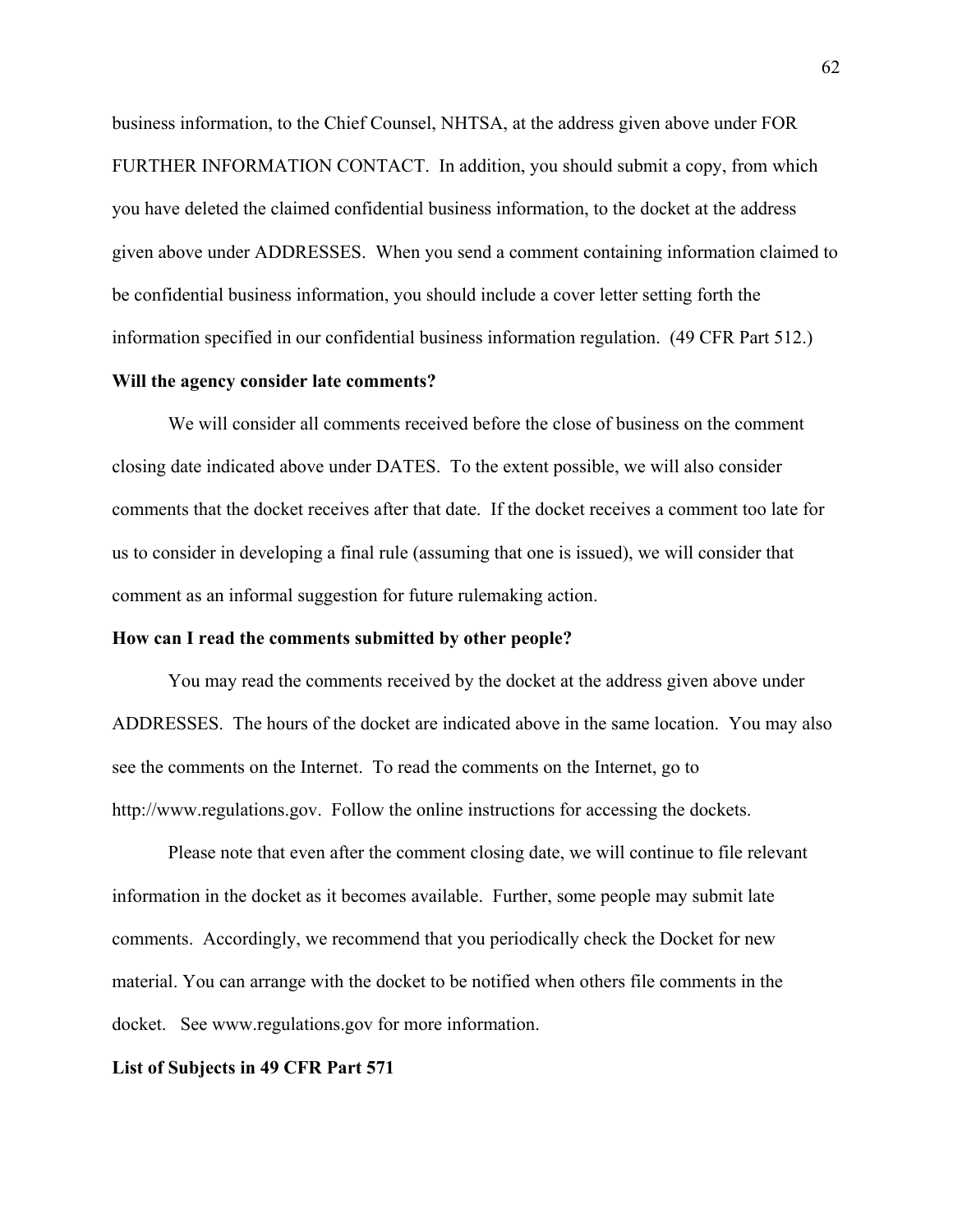business information, to the Chief Counsel, NHTSA, at the address given above under FOR FURTHER INFORMATION CONTACT. In addition, you should submit a copy, from which you have deleted the claimed confidential business information, to the docket at the address given above under ADDRESSES. When you send a comment containing information claimed to be confidential business information, you should include a cover letter setting forth the information specified in our confidential business information regulation. (49 CFR Part 512.)

**Will the agency consider late comments?**

We will consider all comments received before the close of business on the comment closing date indicated above under DATES. To the extent possible, we will also consider comments that the docket receives after that date. If the docket receives a comment too late for us to consider in developing a final rule (assuming that one is issued), we will consider that comment as an informal suggestion for future rulemaking action.

**How can I read the comments submitted by other people?**

You may read the comments received by the docket at the address given above under ADDRESSES. The hours of the docket are indicated above in the same location. You may also see the comments on the Internet. To read the comments on the Internet, go to http://www.regulations.gov. Follow the online instructions for accessing the dockets.

Please note that even after the comment closing date, we will continue to file relevant information in the docket as it becomes available. Further, some people may submit late comments. Accordingly, we recommend that you periodically check the Docket for new material. You can arrange with the docket to be notified when others file comments in the docket. See www.regulations.gov for more information.

**List of Subjects in 49 CFR Part 571**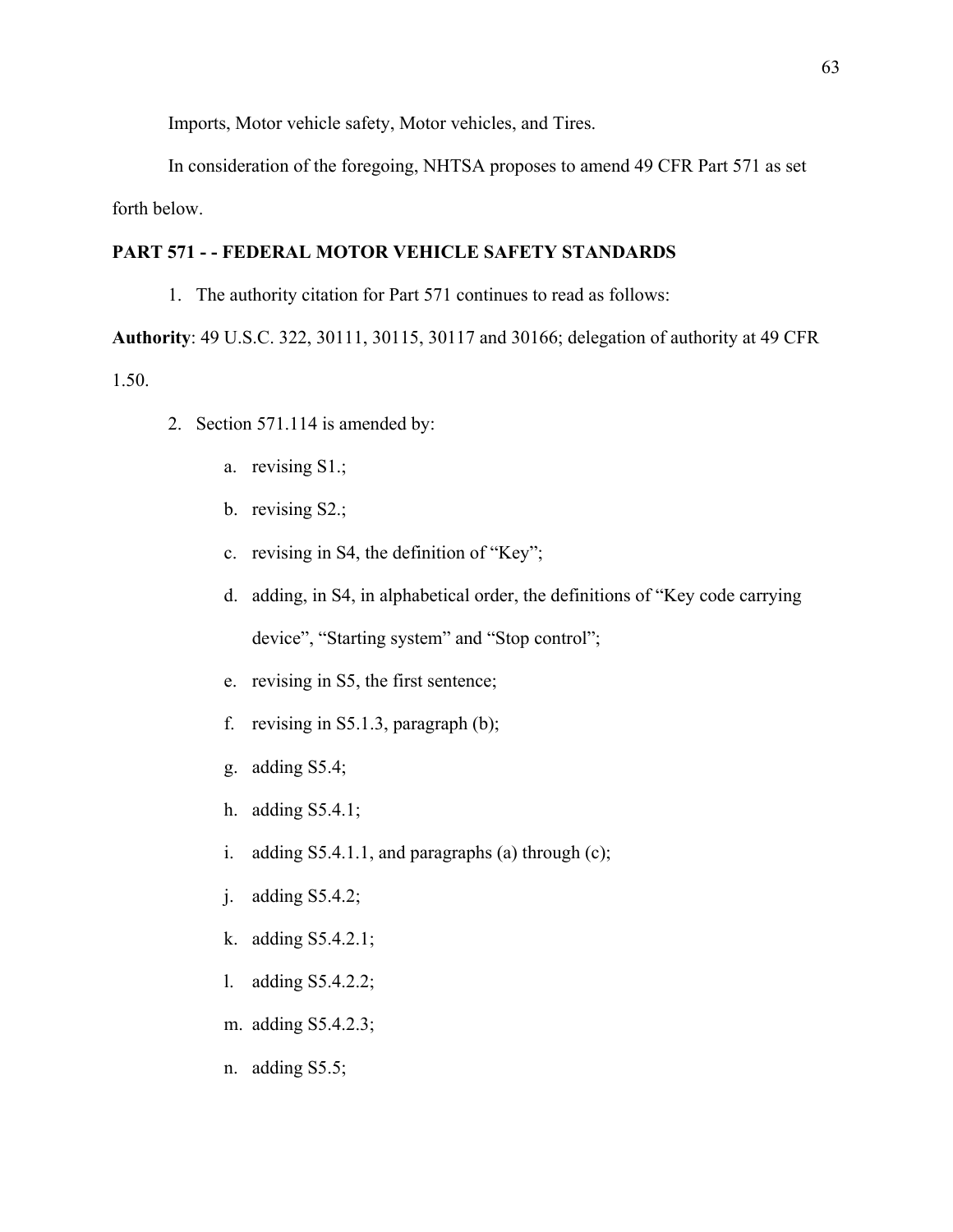Imports, Motor vehicle safety, Motor vehicles, and Tires.

In consideration of the foregoing, NHTSA proposes to amend 49 CFR Part 571 as set forth below.

**PART 571 - - FEDERAL MOTOR VEHICLE SAFETY STANDARDS**

1. The authority citation for Part 571 continues to read as follows:

**Authority**: 49 U.S.C. 322, 30111, 30115, 30117 and 30166; delegation of authority at 49 CFR 1.50.

2. Section 571.114 is amended by:

   a. revising S1.;

   b. revising S2.;

   c. revising in S4, the definition of "Key";

   d. adding, in S4, in alphabetical order, the definitions of "Key code carrying device", "Starting system" and "Stop control";

   e. revising in S5, the first sentence;

   f. revising in S5.1.3, paragraph (b);

   g. adding S5.4;

   h. adding S5.4.1;

   i. adding S5.4.1.1, and paragraphs (a) through (c);

   j. adding S5.4.2;

   k. adding S5.4.2.1;

   l. adding S5.4.2.2;

   m. adding S5.4.2.3;

   n. adding S5.5;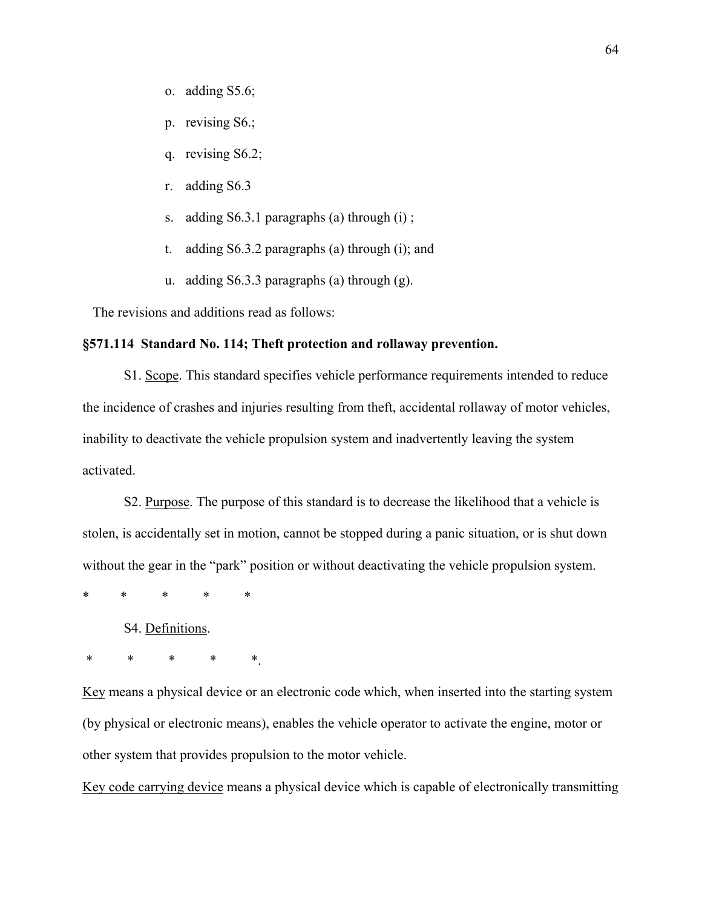o. adding S5.6;

p. revising S6.;

q. revising S6.2;

r. adding S6.3

s. adding S6.3.1 paragraphs (a) through (i) ;

t. adding S6.3.2 paragraphs (a) through (i); and

u. adding S6.3.3 paragraphs (a) through (g).

The revisions and additions read as follows:

**§571.114 Standard No. 114; Theft protection and rollaway prevention.**

S1. Scope. This standard specifies vehicle performance requirements intended to reduce the incidence of crashes and injuries resulting from theft, accidental rollaway of motor vehicles, inability to deactivate the vehicle propulsion system and inadvertently leaving the system activated.

S2. Purpose. The purpose of this standard is to decrease the likelihood that a vehicle is stolen, is accidentally set in motion, cannot be stopped during a panic situation, or is shut down without the gear in the "park" position or without deactivating the vehicle propulsion system.

\* \* \* \* \*

S4. Definitions.

\* \* \* \* \*.

Key means a physical device or an electronic code which, when inserted into the starting system (by physical or electronic means), enables the vehicle operator to activate the engine, motor or other system that provides propulsion to the motor vehicle.

Key code carrying device means a physical device which is capable of electronically transmitting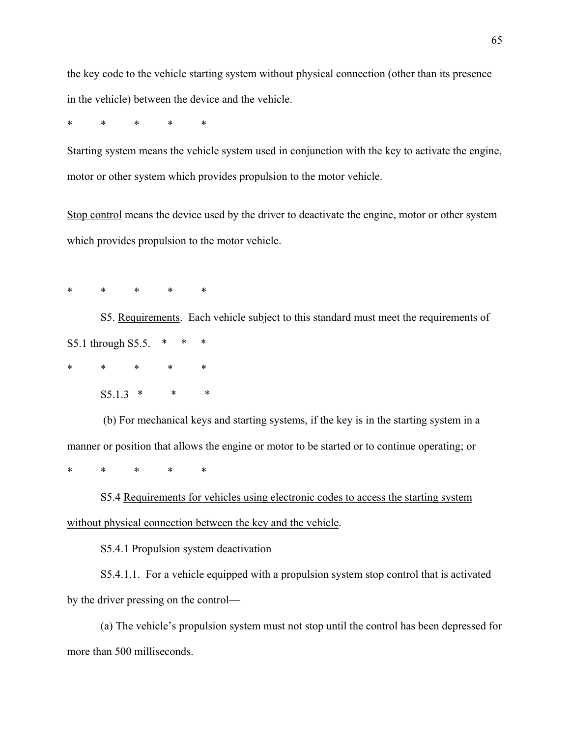the key code to the vehicle starting system without physical connection (other than its presence in the vehicle) between the device and the vehicle.

\*     \*     \*     \*     \*

Starting system means the vehicle system used in conjunction with the key to activate the engine, motor or other system which provides propulsion to the motor vehicle.

Stop control means the device used by the driver to deactivate the engine, motor or other system which provides propulsion to the motor vehicle.

\*     \*     \*     \*     \*

S5. Requirements. Each vehicle subject to this standard must meet the requirements of S5.1 through S5.5.   \*   \*   \*

\*     \*     \*     \*     \*

S5.1.3   \*     \*     \*

(b) For mechanical keys and starting systems, if the key is in the starting system in a manner or position that allows the engine or motor to be started or to continue operating; or

\*     \*     \*     \*     \*

S5.4 Requirements for vehicles using electronic codes to access the starting system without physical connection between the key and the vehicle.

S5.4.1 Propulsion system deactivation

S5.4.1.1. For a vehicle equipped with a propulsion system stop control that is activated by the driver pressing on the control—

(a) The vehicle's propulsion system must not stop until the control has been depressed for more than 500 milliseconds.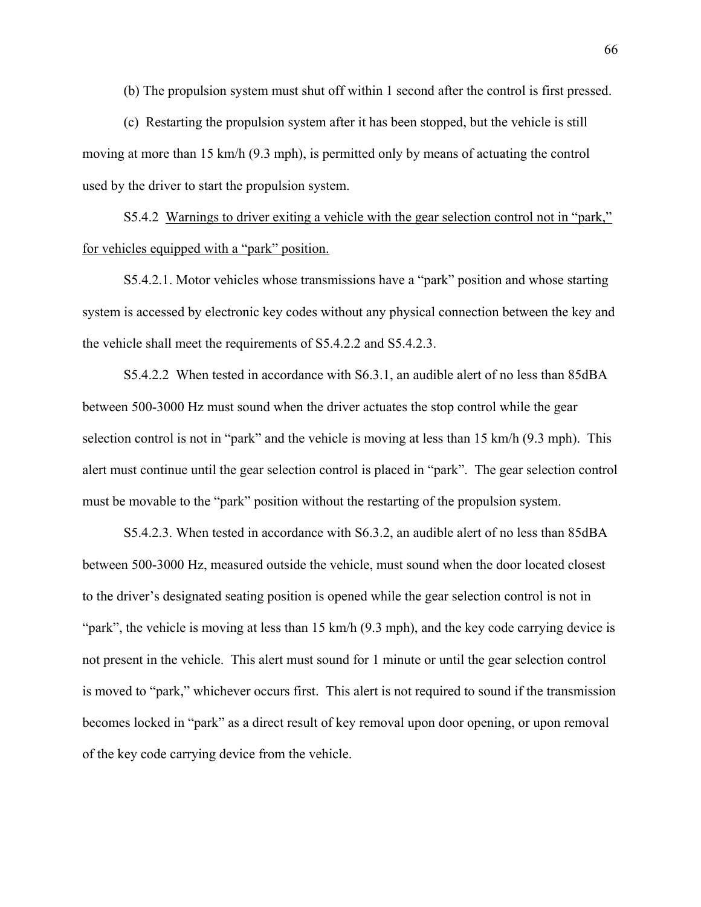(b) The propulsion system must shut off within 1 second after the control is first pressed.

(c) Restarting the propulsion system after it has been stopped, but the vehicle is still moving at more than 15 km/h (9.3 mph), is permitted only by means of actuating the control used by the driver to start the propulsion system.

S5.4.2 <u>Warnings to driver exiting a vehicle with the gear selection control not in "park," for vehicles equipped with a "park" position.</u>

S5.4.2.1. Motor vehicles whose transmissions have a "park" position and whose starting system is accessed by electronic key codes without any physical connection between the key and the vehicle shall meet the requirements of S5.4.2.2 and S5.4.2.3.

S5.4.2.2 When tested in accordance with S6.3.1, an audible alert of no less than 85dBA between 500-3000 Hz must sound when the driver actuates the stop control while the gear selection control is not in "park" and the vehicle is moving at less than 15 km/h (9.3 mph). This alert must continue until the gear selection control is placed in "park". The gear selection control must be movable to the "park" position without the restarting of the propulsion system.

S5.4.2.3. When tested in accordance with S6.3.2, an audible alert of no less than 85dBA between 500-3000 Hz, measured outside the vehicle, must sound when the door located closest to the driver's designated seating position is opened while the gear selection control is not in "park", the vehicle is moving at less than 15 km/h (9.3 mph), and the key code carrying device is not present in the vehicle. This alert must sound for 1 minute or until the gear selection control is moved to "park," whichever occurs first. This alert is not required to sound if the transmission becomes locked in "park" as a direct result of key removal upon door opening, or upon removal of the key code carrying device from the vehicle.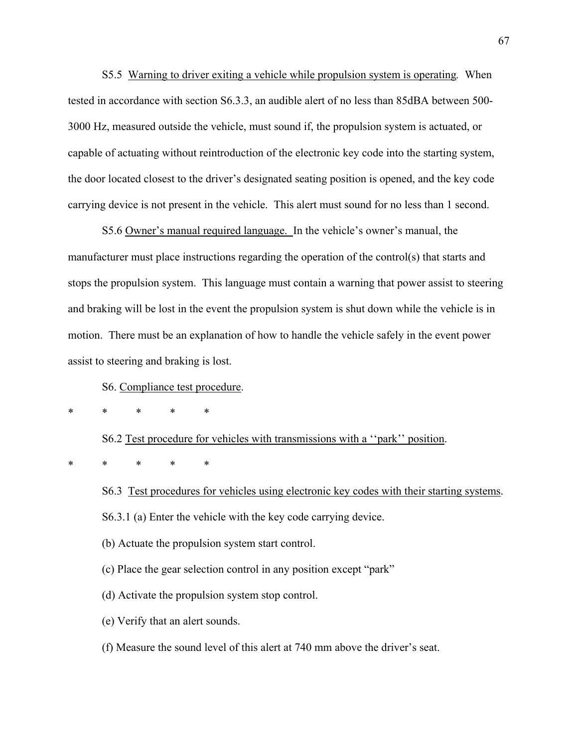S5.5 Warning to driver exiting a vehicle while propulsion system is operating. When tested in accordance with section S6.3.3, an audible alert of no less than 85dBA between 500-3000 Hz, measured outside the vehicle, must sound if, the propulsion system is actuated, or capable of actuating without reintroduction of the electronic key code into the starting system, the door located closest to the driver's designated seating position is opened, and the key code carrying device is not present in the vehicle. This alert must sound for no less than 1 second.

S5.6 Owner's manual required language. In the vehicle's owner's manual, the manufacturer must place instructions regarding the operation of the control(s) that starts and stops the propulsion system. This language must contain a warning that power assist to steering and braking will be lost in the event the propulsion system is shut down while the vehicle is in motion. There must be an explanation of how to handle the vehicle safely in the event power assist to steering and braking is lost.

S6. Compliance test procedure.

\* \* \* \* \*

S6.2 Test procedure for vehicles with transmissions with a ''park'' position.

\* \* \* \* \*

S6.3 Test procedures for vehicles using electronic key codes with their starting systems.

S6.3.1 (a) Enter the vehicle with the key code carrying device.

(b) Actuate the propulsion system start control.

(c) Place the gear selection control in any position except "park"

(d) Activate the propulsion system stop control.

(e) Verify that an alert sounds.

(f) Measure the sound level of this alert at 740 mm above the driver's seat.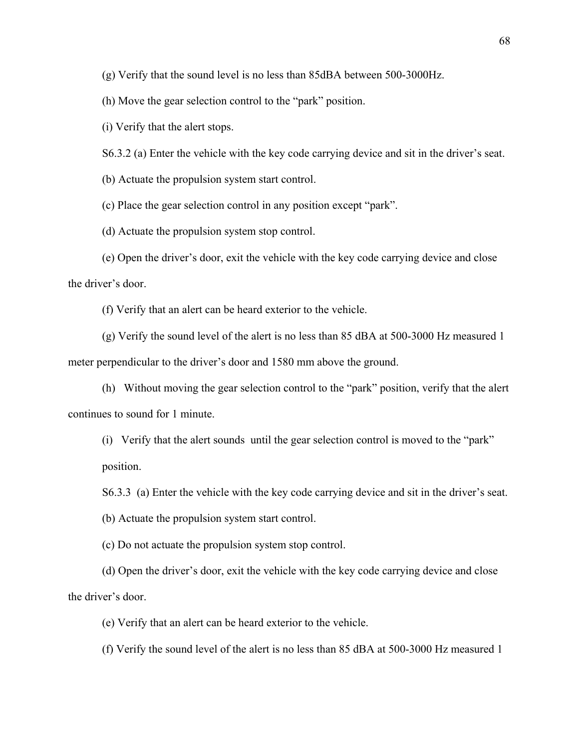(g) Verify that the sound level is no less than 85dBA between 500-3000Hz.

(h) Move the gear selection control to the “park” position.

(i) Verify that the alert stops.

S6.3.2 (a) Enter the vehicle with the key code carrying device and sit in the driver’s seat.

(b) Actuate the propulsion system start control.

(c) Place the gear selection control in any position except “park”.

(d) Actuate the propulsion system stop control.

(e) Open the driver’s door, exit the vehicle with the key code carrying device and close the driver’s door.

(f) Verify that an alert can be heard exterior to the vehicle.

(g) Verify the sound level of the alert is no less than 85 dBA at 500-3000 Hz measured 1 meter perpendicular to the driver’s door and 1580 mm above the ground.

(h) Without moving the gear selection control to the “park” position, verify that the alert continues to sound for 1 minute.

(i) Verify that the alert sounds until the gear selection control is moved to the “park” position.

S6.3.3 (a) Enter the vehicle with the key code carrying device and sit in the driver’s seat.

(b) Actuate the propulsion system start control.

(c) Do not actuate the propulsion system stop control.

(d) Open the driver’s door, exit the vehicle with the key code carrying device and close the driver’s door.

(e) Verify that an alert can be heard exterior to the vehicle.

(f) Verify the sound level of the alert is no less than 85 dBA at 500-3000 Hz measured 1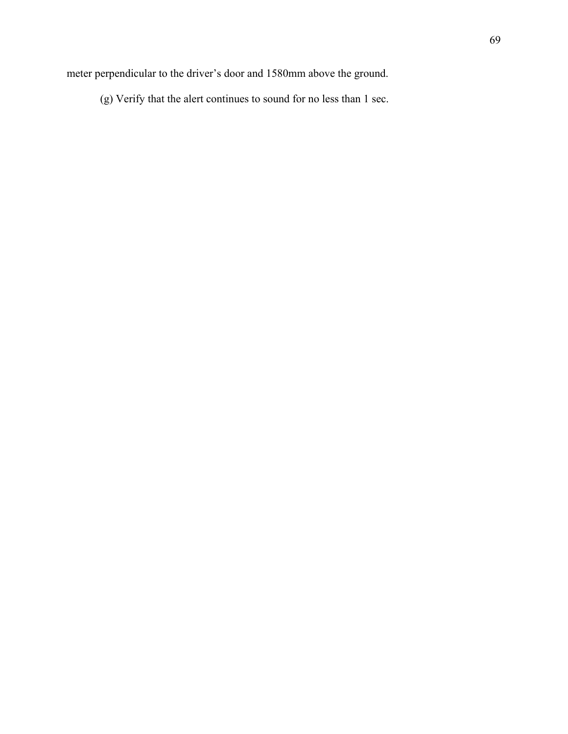meter perpendicular to the driver's door and 1580mm above the ground.

(g) Verify that the alert continues to sound for no less than 1 sec.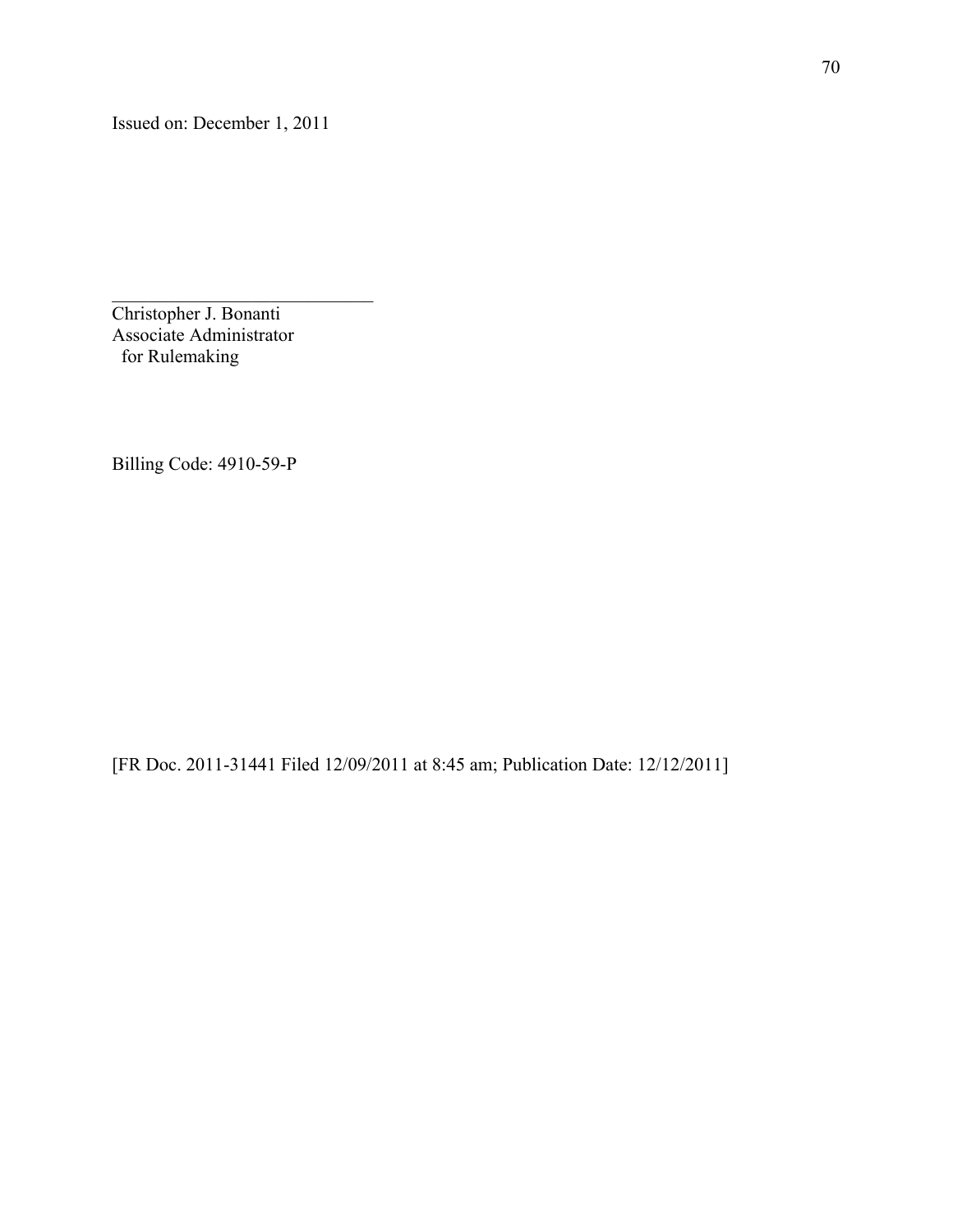Issued on: December 1, 2011

\_\_\_\_\_\_\_\_\_\_\_\_\_\_\_\_\_\_\_\_\_\_\_\_\_\_\_\_\_

Christopher J. Bonanti
Associate Administrator
for Rulemaking

Billing Code: 4910-59-P

[FR Doc. 2011-31441 Filed 12/09/2011 at 8:45 am; Publication Date: 12/12/2011]